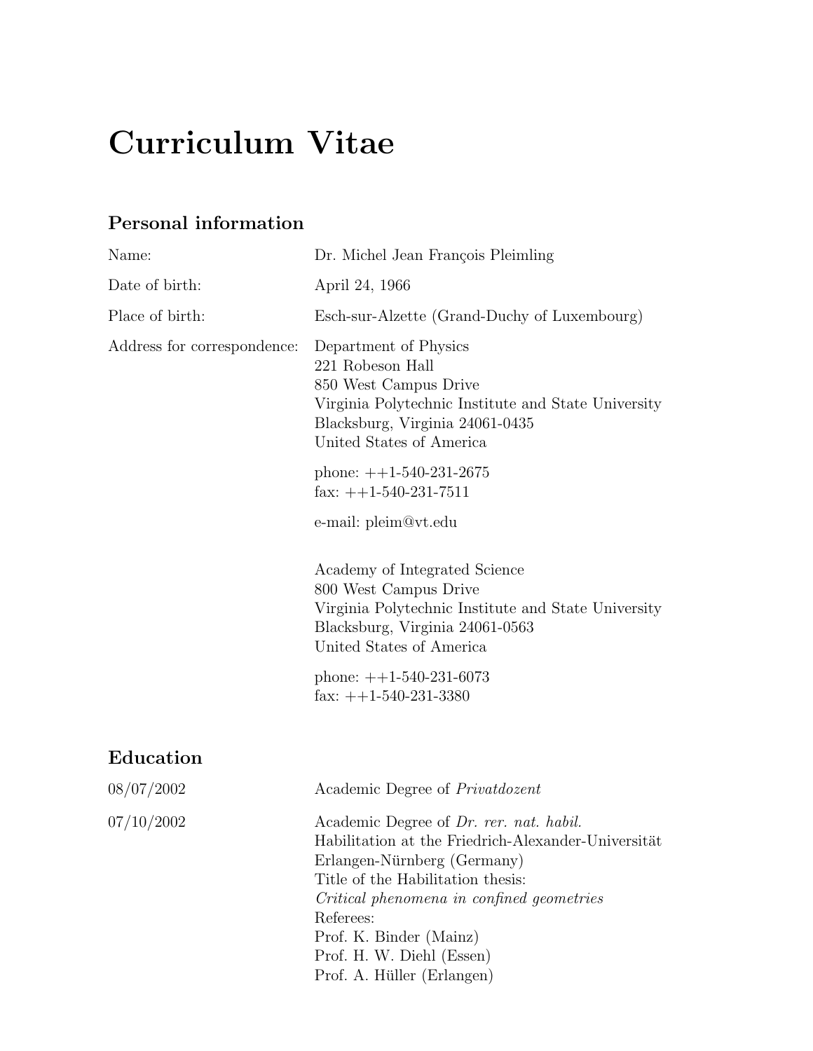# Curriculum Vitae

## Personal information

| | |
|---|---|
| Name: | Dr. Michel Jean François Pleimling |
| Date of birth: | April 24, 1966 |
| Place of birth: | Esch-sur-Alzette (Grand-Duchy of Luxembourg) |
| Address for correspondence: | Department of Physics<br>221 Robeson Hall<br>850 West Campus Drive<br>Virginia Polytechnic Institute and State University<br>Blacksburg, Virginia 24061-0435<br>United States of America<br><br>phone: ++1-540-231-2675<br>fax: ++1-540-231-7511<br><br>e-mail: pleim@vt.edu<br><br>Academy of Integrated Science<br>800 West Campus Drive<br>Virginia Polytechnic Institute and State University<br>Blacksburg, Virginia 24061-0563<br>United States of America<br><br>phone: ++1-540-231-6073<br>fax: ++1-540-231-3380 |

## Education

| | |
|---|---|
| 08/07/2002 | Academic Degree of *Privatdozent* |
| 07/10/2002 | Academic Degree of *Dr. rer. nat. habil.*<br>Habilitation at the Friedrich-Alexander-Universität Erlangen-Nürnberg (Germany)<br>Title of the Habilitation thesis:<br>*Critical phenomena in confined geometries*<br>Referees:<br>Prof. K. Binder (Mainz)<br>Prof. H. W. Diehl (Essen)<br>Prof. A. Hüller (Erlangen) |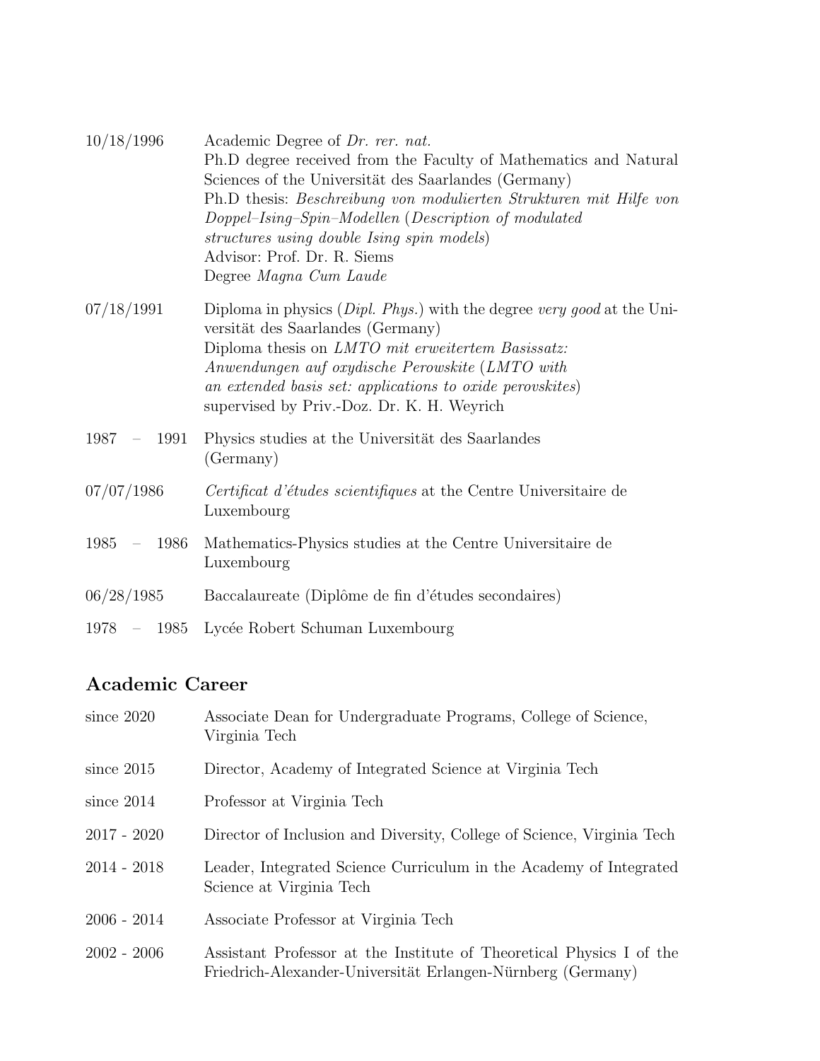| | |
|---|---|
| 10/18/1996 | Academic Degree of *Dr. rer. nat.*<br>Ph.D degree received from the Faculty of Mathematics and Natural Sciences of the Universität des Saarlandes (Germany)<br>Ph.D thesis: *Beschreibung von modulierten Strukturen mit Hilfe von Doppel–Ising–Spin–Modellen* (*Description of modulated structures using double Ising spin models*)<br>Advisor: Prof. Dr. R. Siems<br>Degree *Magna Cum Laude* |
| 07/18/1991 | Diploma in physics (*Dipl. Phys.*) with the degree *very good* at the Universität des Saarlandes (Germany)<br>Diploma thesis on *LMTO mit erweitertem Basissatz: Anwendungen auf oxydische Perowskite* (*LMTO with an extended basis set: applications to oxide perovskites*)<br>supervised by Priv.-Doz. Dr. K. H. Weyrich |
| 1987 – 1991 | Physics studies at the Universität des Saarlandes (Germany) |
| 07/07/1986 | *Certificat d'études scientifiques* at the Centre Universitaire de Luxembourg |
| 1985 – 1986 | Mathematics-Physics studies at the Centre Universitaire de Luxembourg |
| 06/28/1985 | Baccalaureate (Diplôme de fin d'études secondaires) |
| 1978 – 1985 | Lycée Robert Schuman Luxembourg |

## Academic Career

| | |
|---|---|
| since 2020 | Associate Dean for Undergraduate Programs, College of Science, Virginia Tech |
| since 2015 | Director, Academy of Integrated Science at Virginia Tech |
| since 2014 | Professor at Virginia Tech |
| 2017 - 2020 | Director of Inclusion and Diversity, College of Science, Virginia Tech |
| 2014 - 2018 | Leader, Integrated Science Curriculum in the Academy of Integrated Science at Virginia Tech |
| 2006 - 2014 | Associate Professor at Virginia Tech |
| 2002 - 2006 | Assistant Professor at the Institute of Theoretical Physics I of the Friedrich-Alexander-Universität Erlangen-Nürnberg (Germany) |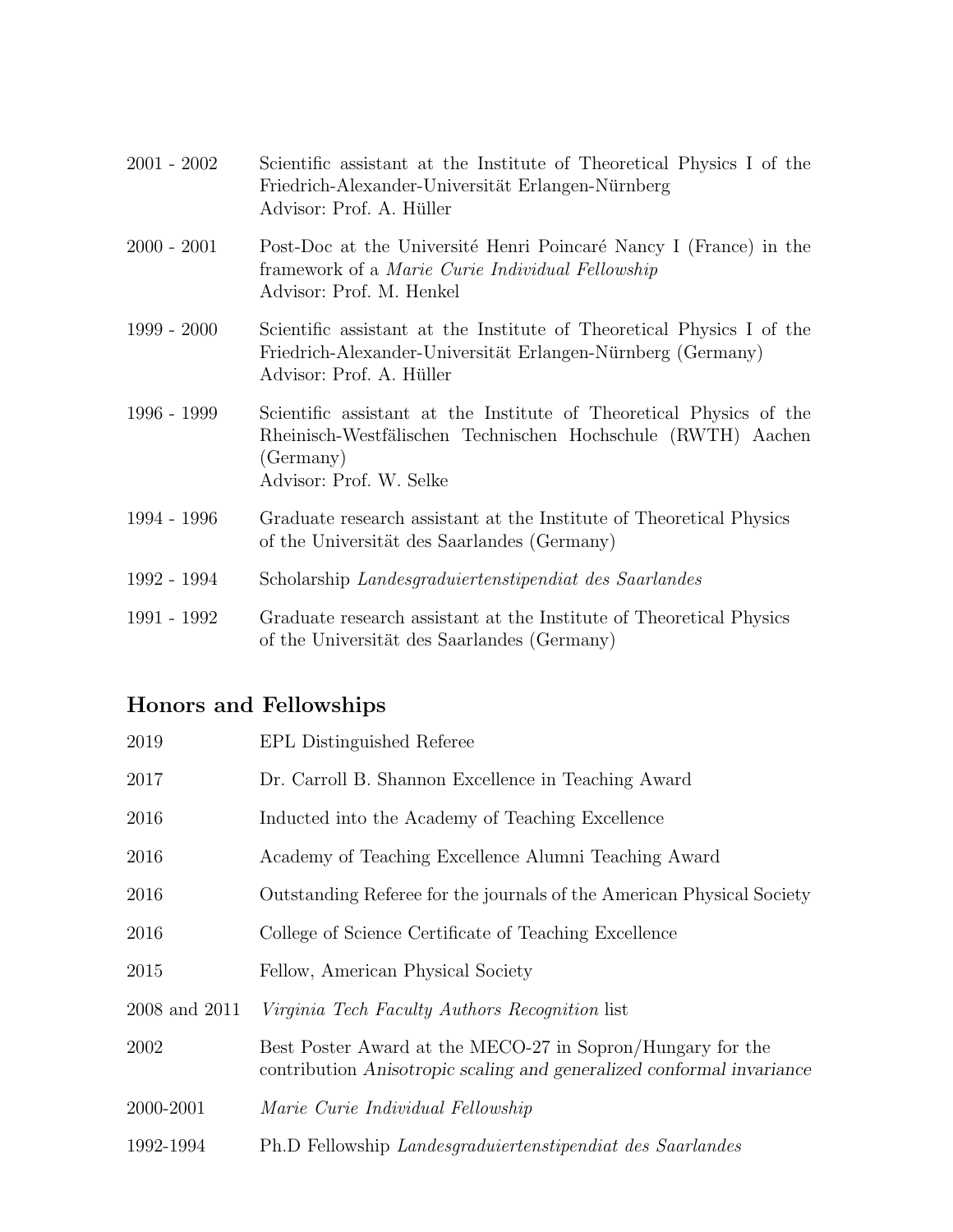| | |
|---|---|
| 2001 - 2002 | Scientific assistant at the Institute of Theoretical Physics I of the Friedrich-Alexander-Universität Erlangen-Nürnberg<br>Advisor: Prof. A. Hüller |
| 2000 - 2001 | Post-Doc at the Université Henri Poincaré Nancy I (France) in the framework of a *Marie Curie Individual Fellowship*<br>Advisor: Prof. M. Henkel |
| 1999 - 2000 | Scientific assistant at the Institute of Theoretical Physics I of the Friedrich-Alexander-Universität Erlangen-Nürnberg (Germany)<br>Advisor: Prof. A. Hüller |
| 1996 - 1999 | Scientific assistant at the Institute of Theoretical Physics of the Rheinisch-Westfälischen Technischen Hochschule (RWTH) Aachen (Germany)<br>Advisor: Prof. W. Selke |
| 1994 - 1996 | Graduate research assistant at the Institute of Theoretical Physics of the Universität des Saarlandes (Germany) |
| 1992 - 1994 | Scholarship *Landesgraduiertenstipendiat des Saarlandes* |
| 1991 - 1992 | Graduate research assistant at the Institute of Theoretical Physics of the Universität des Saarlandes (Germany) |

## Honors and Fellowships

| | |
|---|---|
| 2019 | EPL Distinguished Referee |
| 2017 | Dr. Carroll B. Shannon Excellence in Teaching Award |
| 2016 | Inducted into the Academy of Teaching Excellence |
| 2016 | Academy of Teaching Excellence Alumni Teaching Award |
| 2016 | Outstanding Referee for the journals of the American Physical Society |
| 2016 | College of Science Certificate of Teaching Excellence |
| 2015 | Fellow, American Physical Society |
| 2008 and 2011 | *Virginia Tech Faculty Authors Recognition* list |
| 2002 | Best Poster Award at the MECO-27 in Sopron/Hungary for the contribution *Anisotropic scaling and generalized conformal invariance* |
| 2000-2001 | *Marie Curie Individual Fellowship* |
| 1992-1994 | Ph.D Fellowship *Landesgraduiertenstipendiat des Saarlandes* |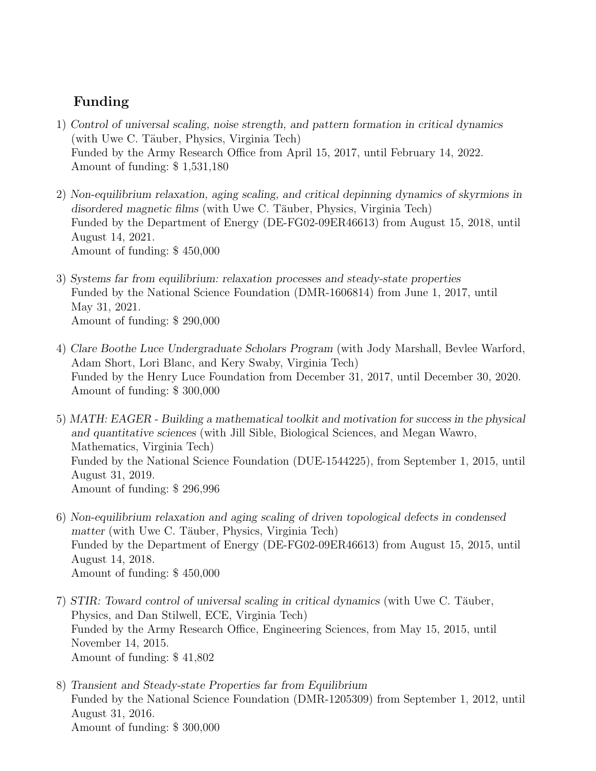## Funding

1) *Control of universal scaling, noise strength, and pattern formation in critical dynamics* (with Uwe C. Täuber, Physics, Virginia Tech)
   Funded by the Army Research Office from April 15, 2017, until February 14, 2022.
   Amount of funding: $ 1,531,180

2) *Non-equilibrium relaxation, aging scaling, and critical depinning dynamics of skyrmions in disordered magnetic films* (with Uwe C. Täuber, Physics, Virginia Tech)
   Funded by the Department of Energy (DE-FG02-09ER46613) from August 15, 2018, until August 14, 2021.
   Amount of funding: $ 450,000

3) *Systems far from equilibrium: relaxation processes and steady-state properties*
   Funded by the National Science Foundation (DMR-1606814) from June 1, 2017, until May 31, 2021.
   Amount of funding: $ 290,000

4) *Clare Boothe Luce Undergraduate Scholars Program* (with Jody Marshall, Bevlee Warford, Adam Short, Lori Blanc, and Kery Swaby, Virginia Tech)
   Funded by the Henry Luce Foundation from December 31, 2017, until December 30, 2020.
   Amount of funding: $ 300,000

5) *MATH: EAGER - Building a mathematical toolkit and motivation for success in the physical and quantitative sciences* (with Jill Sible, Biological Sciences, and Megan Wawro, Mathematics, Virginia Tech)
   Funded by the National Science Foundation (DUE-1544225), from September 1, 2015, until August 31, 2019.
   Amount of funding: $ 296,996

6) *Non-equilibrium relaxation and aging scaling of driven topological defects in condensed matter* (with Uwe C. Täuber, Physics, Virginia Tech)
   Funded by the Department of Energy (DE-FG02-09ER46613) from August 15, 2015, until August 14, 2018.
   Amount of funding: $ 450,000

7) *STIR: Toward control of universal scaling in critical dynamics* (with Uwe C. Täuber, Physics, and Dan Stilwell, ECE, Virginia Tech)
   Funded by the Army Research Office, Engineering Sciences, from May 15, 2015, until November 14, 2015.
   Amount of funding: $ 41,802

8) *Transient and Steady-state Properties far from Equilibrium*
   Funded by the National Science Foundation (DMR-1205309) from September 1, 2012, until August 31, 2016.
   Amount of funding: $ 300,000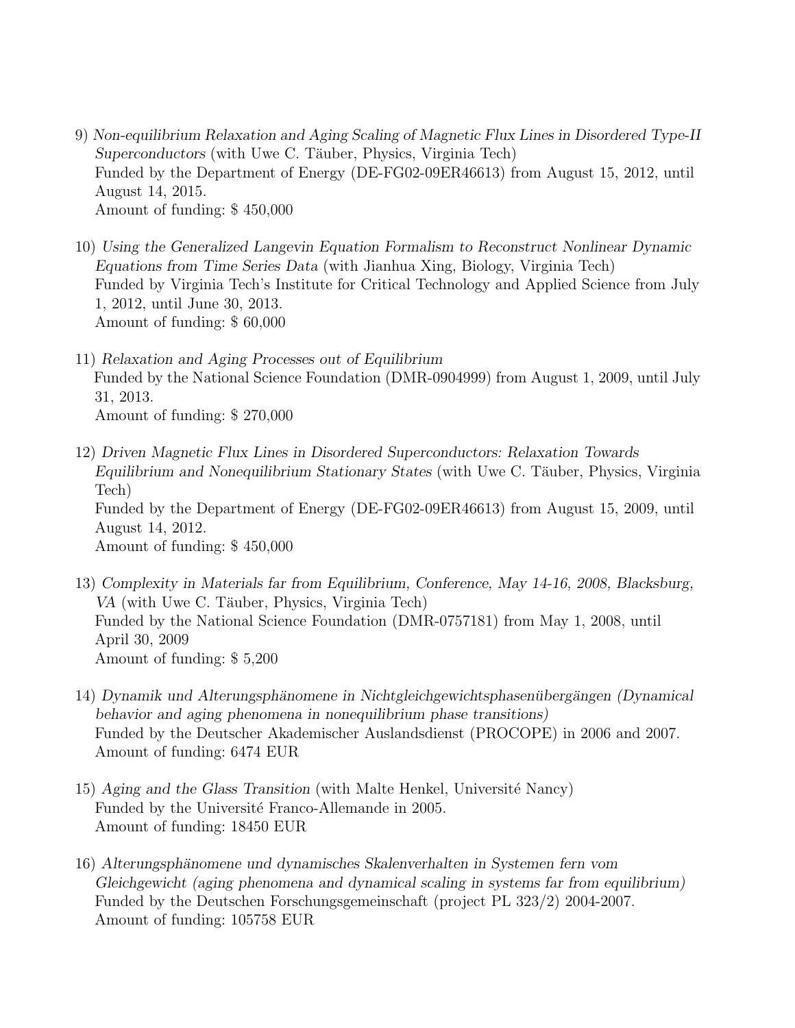9) *Non-equilibrium Relaxation and Aging Scaling of Magnetic Flux Lines in Disordered Type-II Superconductors* (with Uwe C. Täuber, Physics, Virginia Tech)
   Funded by the Department of Energy (DE-FG02-09ER46613) from August 15, 2012, until August 14, 2015.
   Amount of funding: $ 450,000

10) *Using the Generalized Langevin Equation Formalism to Reconstruct Nonlinear Dynamic Equations from Time Series Data* (with Jianhua Xing, Biology, Virginia Tech)
    Funded by Virginia Tech's Institute for Critical Technology and Applied Science from July 1, 2012, until June 30, 2013.
    Amount of funding: $ 60,000

11) *Relaxation and Aging Processes out of Equilibrium*
    Funded by the National Science Foundation (DMR-0904999) from August 1, 2009, until July 31, 2013.
    Amount of funding: $ 270,000

12) *Driven Magnetic Flux Lines in Disordered Superconductors: Relaxation Towards Equilibrium and Nonequilibrium Stationary States* (with Uwe C. Täuber, Physics, Virginia Tech)
    Funded by the Department of Energy (DE-FG02-09ER46613) from August 15, 2009, until August 14, 2012.
    Amount of funding: $ 450,000

13) *Complexity in Materials far from Equilibrium, Conference, May 14-16, 2008, Blacksburg, VA* (with Uwe C. Täuber, Physics, Virginia Tech)
    Funded by the National Science Foundation (DMR-0757181) from May 1, 2008, until April 30, 2009
    Amount of funding: $ 5,200

14) *Dynamik und Alterungsphänomene in Nichtgleichgewichtsphasenübergängen (Dynamical behavior and aging phenomena in nonequilibrium phase transitions)*
    Funded by the Deutscher Akademischer Auslandsdienst (PROCOPE) in 2006 and 2007.
    Amount of funding: 6474 EUR

15) *Aging and the Glass Transition* (with Malte Henkel, Université Nancy)
    Funded by the Université Franco-Allemande in 2005.
    Amount of funding: 18450 EUR

16) *Alterungsphänomene und dynamisches Skalenverhalten in Systemen fern vom Gleichgewicht (aging phenomena and dynamical scaling in systems far from equilibrium)*
    Funded by the Deutschen Forschungsgemeinschaft (project PL 323/2) 2004-2007.
    Amount of funding: 105758 EUR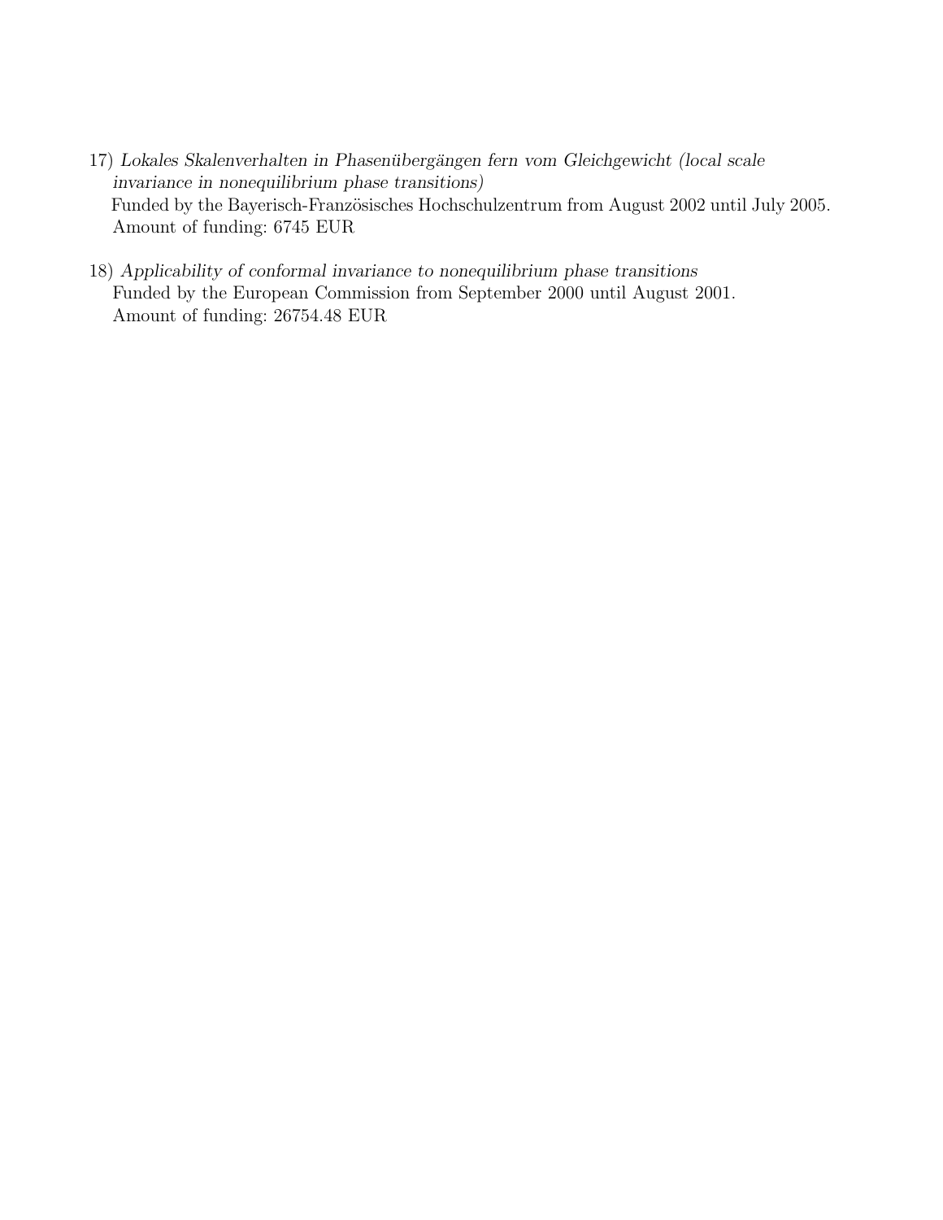17) *Lokales Skalenverhalten in Phasenübergängen fern vom Gleichgewicht (local scale invariance in nonequilibrium phase transitions)*
    Funded by the Bayerisch-Französisches Hochschulzentrum from August 2002 until July 2005.
    Amount of funding: 6745 EUR

18) *Applicability of conformal invariance to nonequilibrium phase transitions*
    Funded by the European Commission from September 2000 until August 2001.
    Amount of funding: 26754.48 EUR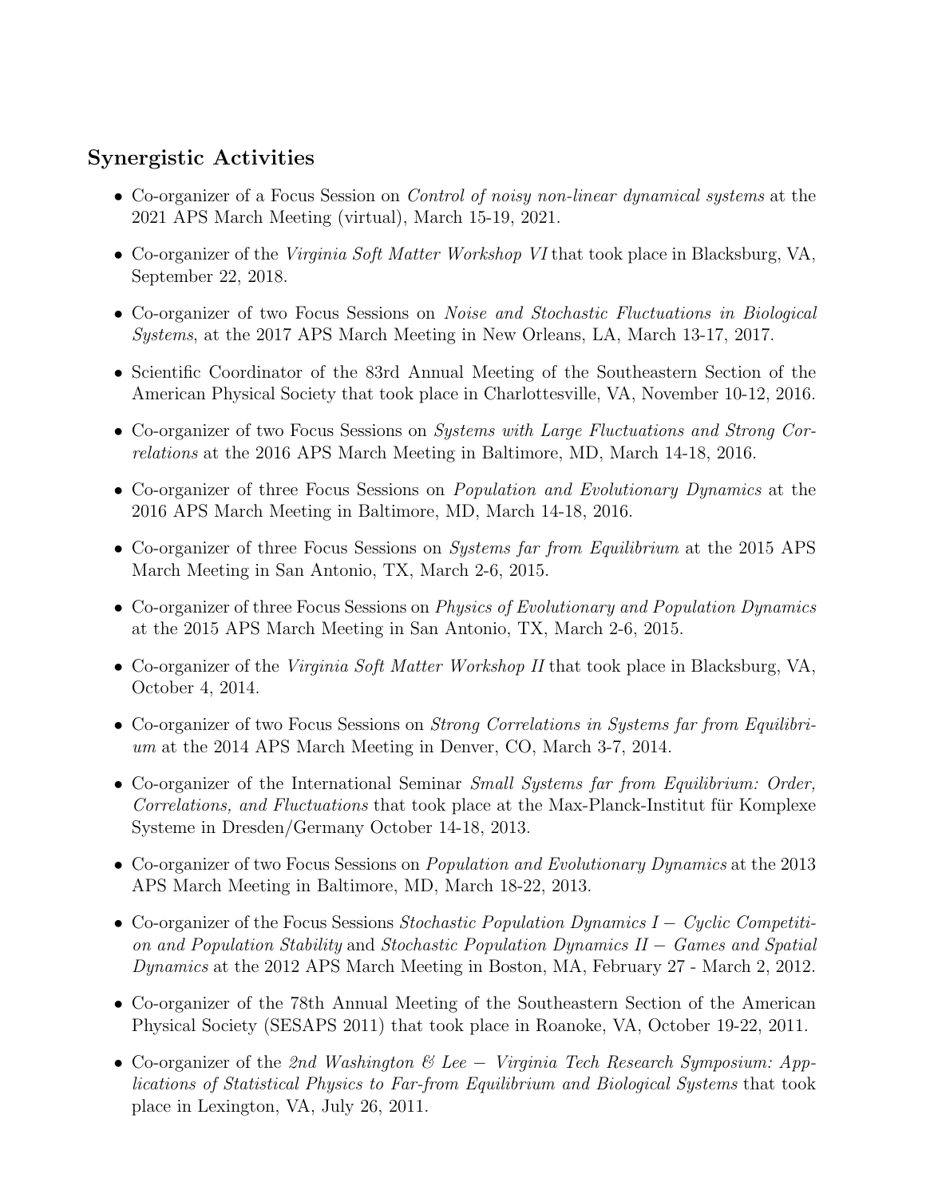## Synergistic Activities

- Co-organizer of a Focus Session on *Control of noisy non-linear dynamical systems* at the 2021 APS March Meeting (virtual), March 15-19, 2021.
- Co-organizer of the *Virginia Soft Matter Workshop VI* that took place in Blacksburg, VA, September 22, 2018.
- Co-organizer of two Focus Sessions on *Noise and Stochastic Fluctuations in Biological Systems*, at the 2017 APS March Meeting in New Orleans, LA, March 13-17, 2017.
- Scientific Coordinator of the 83rd Annual Meeting of the Southeastern Section of the American Physical Society that took place in Charlottesville, VA, November 10-12, 2016.
- Co-organizer of two Focus Sessions on *Systems with Large Fluctuations and Strong Correlations* at the 2016 APS March Meeting in Baltimore, MD, March 14-18, 2016.
- Co-organizer of three Focus Sessions on *Population and Evolutionary Dynamics* at the 2016 APS March Meeting in Baltimore, MD, March 14-18, 2016.
- Co-organizer of three Focus Sessions on *Systems far from Equilibrium* at the 2015 APS March Meeting in San Antonio, TX, March 2-6, 2015.
- Co-organizer of three Focus Sessions on *Physics of Evolutionary and Population Dynamics* at the 2015 APS March Meeting in San Antonio, TX, March 2-6, 2015.
- Co-organizer of the *Virginia Soft Matter Workshop II* that took place in Blacksburg, VA, October 4, 2014.
- Co-organizer of two Focus Sessions on *Strong Correlations in Systems far from Equilibrium* at the 2014 APS March Meeting in Denver, CO, March 3-7, 2014.
- Co-organizer of the International Seminar *Small Systems far from Equilibrium: Order, Correlations, and Fluctuations* that took place at the Max-Planck-Institut für Komplexe Systeme in Dresden/Germany October 14-18, 2013.
- Co-organizer of two Focus Sessions on *Population and Evolutionary Dynamics* at the 2013 APS March Meeting in Baltimore, MD, March 18-22, 2013.
- Co-organizer of the Focus Sessions *Stochastic Population Dynamics I − Cyclic Competition and Population Stability* and *Stochastic Population Dynamics II − Games and Spatial Dynamics* at the 2012 APS March Meeting in Boston, MA, February 27 - March 2, 2012.
- Co-organizer of the 78th Annual Meeting of the Southeastern Section of the American Physical Society (SESAPS 2011) that took place in Roanoke, VA, October 19-22, 2011.
- Co-organizer of the *2nd Washington & Lee − Virginia Tech Research Symposium: Applications of Statistical Physics to Far-from Equilibrium and Biological Systems* that took place in Lexington, VA, July 26, 2011.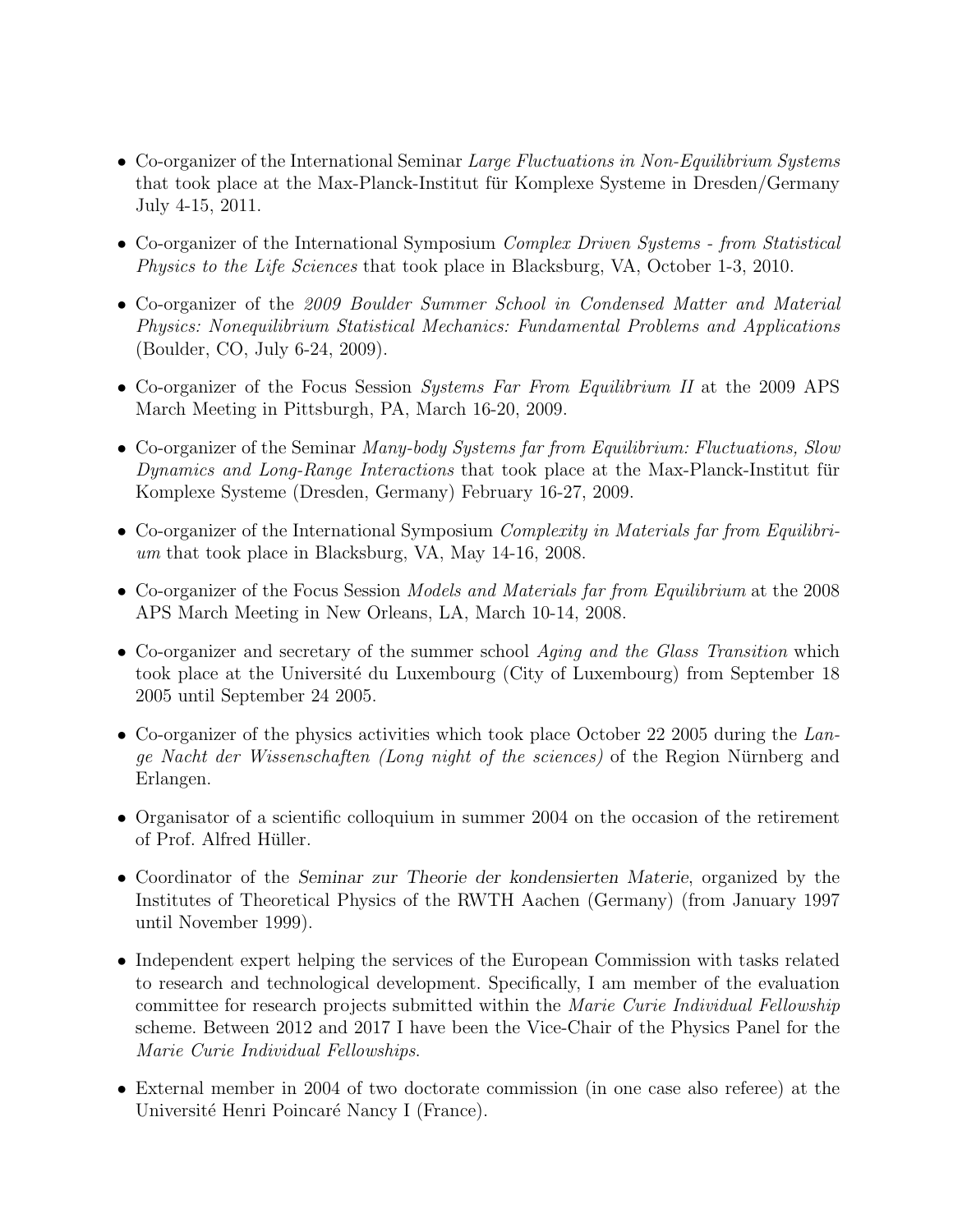- Co-organizer of the International Seminar *Large Fluctuations in Non-Equilibrium Systems* that took place at the Max-Planck-Institut für Komplexe Systeme in Dresden/Germany July 4-15, 2011.
- Co-organizer of the International Symposium *Complex Driven Systems - from Statistical Physics to the Life Sciences* that took place in Blacksburg, VA, October 1-3, 2010.
- Co-organizer of the *2009 Boulder Summer School in Condensed Matter and Material Physics: Nonequilibrium Statistical Mechanics: Fundamental Problems and Applications* (Boulder, CO, July 6-24, 2009).
- Co-organizer of the Focus Session *Systems Far From Equilibrium II* at the 2009 APS March Meeting in Pittsburgh, PA, March 16-20, 2009.
- Co-organizer of the Seminar *Many-body Systems far from Equilibrium: Fluctuations, Slow Dynamics and Long-Range Interactions* that took place at the Max-Planck-Institut für Komplexe Systeme (Dresden, Germany) February 16-27, 2009.
- Co-organizer of the International Symposium *Complexity in Materials far from Equilibrium* that took place in Blacksburg, VA, May 14-16, 2008.
- Co-organizer of the Focus Session *Models and Materials far from Equilibrium* at the 2008 APS March Meeting in New Orleans, LA, March 10-14, 2008.
- Co-organizer and secretary of the summer school *Aging and the Glass Transition* which took place at the Université du Luxembourg (City of Luxembourg) from September 18 2005 until September 24 2005.
- Co-organizer of the physics activities which took place October 22 2005 during the *Lange Nacht der Wissenschaften (Long night of the sciences)* of the Region Nürnberg and Erlangen.
- Organisator of a scientific colloquium in summer 2004 on the occasion of the retirement of Prof. Alfred Hüller.
- Coordinator of the *Seminar zur Theorie der kondensierten Materie*, organized by the Institutes of Theoretical Physics of the RWTH Aachen (Germany) (from January 1997 until November 1999).
- Independent expert helping the services of the European Commission with tasks related to research and technological development. Specifically, I am member of the evaluation committee for research projects submitted within the *Marie Curie Individual Fellowship* scheme. Between 2012 and 2017 I have been the Vice-Chair of the Physics Panel for the *Marie Curie Individual Fellowships*.
- External member in 2004 of two doctorate commission (in one case also referee) at the Université Henri Poincaré Nancy I (France).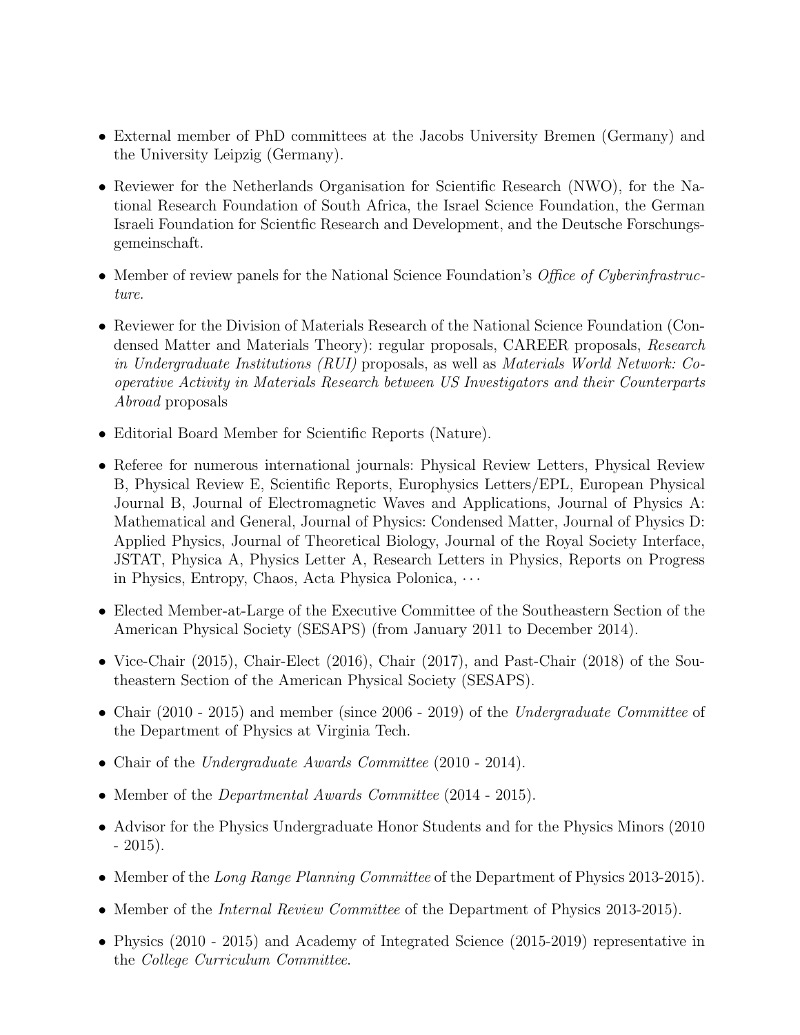- External member of PhD committees at the Jacobs University Bremen (Germany) and the University Leipzig (Germany).
- Reviewer for the Netherlands Organisation for Scientific Research (NWO), for the National Research Foundation of South Africa, the Israel Science Foundation, the German Israeli Foundation for Scientfic Research and Development, and the Deutsche Forschungsgemeinschaft.
- Member of review panels for the National Science Foundation's *Office of Cyberinfrastructure*.
- Reviewer for the Division of Materials Research of the National Science Foundation (Condensed Matter and Materials Theory): regular proposals, CAREER proposals, *Research in Undergraduate Institutions (RUI)* proposals, as well as *Materials World Network: Cooperative Activity in Materials Research between US Investigators and their Counterparts Abroad* proposals
- Editorial Board Member for Scientific Reports (Nature).
- Referee for numerous international journals: Physical Review Letters, Physical Review B, Physical Review E, Scientific Reports, Europhysics Letters/EPL, European Physical Journal B, Journal of Electromagnetic Waves and Applications, Journal of Physics A: Mathematical and General, Journal of Physics: Condensed Matter, Journal of Physics D: Applied Physics, Journal of Theoretical Biology, Journal of the Royal Society Interface, JSTAT, Physica A, Physics Letter A, Research Letters in Physics, Reports on Progress in Physics, Entropy, Chaos, Acta Physica Polonica, $\cdots$
- Elected Member-at-Large of the Executive Committee of the Southeastern Section of the American Physical Society (SESAPS) (from January 2011 to December 2014).
- Vice-Chair (2015), Chair-Elect (2016), Chair (2017), and Past-Chair (2018) of the Southeastern Section of the American Physical Society (SESAPS).
- Chair (2010 - 2015) and member (since 2006 - 2019) of the *Undergraduate Committee* of the Department of Physics at Virginia Tech.
- Chair of the *Undergraduate Awards Committee* (2010 - 2014).
- Member of the *Departmental Awards Committee* (2014 - 2015).
- Advisor for the Physics Undergraduate Honor Students and for the Physics Minors (2010 - 2015).
- Member of the *Long Range Planning Committee* of the Department of Physics 2013-2015).
- Member of the *Internal Review Committee* of the Department of Physics 2013-2015).
- Physics (2010 - 2015) and Academy of Integrated Science (2015-2019) representative in the *College Curriculum Committee*.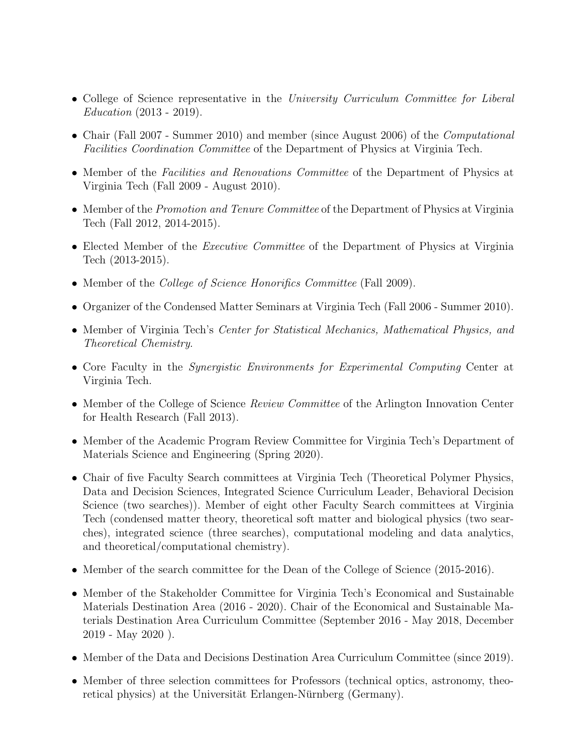- College of Science representative in the *University Curriculum Committee for Liberal Education* (2013 - 2019).
- Chair (Fall 2007 - Summer 2010) and member (since August 2006) of the *Computational Facilities Coordination Committee* of the Department of Physics at Virginia Tech.
- Member of the *Facilities and Renovations Committee* of the Department of Physics at Virginia Tech (Fall 2009 - August 2010).
- Member of the *Promotion and Tenure Committee* of the Department of Physics at Virginia Tech (Fall 2012, 2014-2015).
- Elected Member of the *Executive Committee* of the Department of Physics at Virginia Tech (2013-2015).
- Member of the *College of Science Honorifics Committee* (Fall 2009).
- Organizer of the Condensed Matter Seminars at Virginia Tech (Fall 2006 - Summer 2010).
- Member of Virginia Tech's *Center for Statistical Mechanics, Mathematical Physics, and Theoretical Chemistry*.
- Core Faculty in the *Synergistic Environments for Experimental Computing* Center at Virginia Tech.
- Member of the College of Science *Review Committee* of the Arlington Innovation Center for Health Research (Fall 2013).
- Member of the Academic Program Review Committee for Virginia Tech's Department of Materials Science and Engineering (Spring 2020).
- Chair of five Faculty Search committees at Virginia Tech (Theoretical Polymer Physics, Data and Decision Sciences, Integrated Science Curriculum Leader, Behavioral Decision Science (two searches)). Member of eight other Faculty Search committees at Virginia Tech (condensed matter theory, theoretical soft matter and biological physics (two searches), integrated science (three searches), computational modeling and data analytics, and theoretical/computational chemistry).
- Member of the search committee for the Dean of the College of Science (2015-2016).
- Member of the Stakeholder Committee for Virginia Tech's Economical and Sustainable Materials Destination Area (2016 - 2020). Chair of the Economical and Sustainable Materials Destination Area Curriculum Committee (September 2016 - May 2018, December 2019 - May 2020 ).
- Member of the Data and Decisions Destination Area Curriculum Committee (since 2019).
- Member of three selection committees for Professors (technical optics, astronomy, theoretical physics) at the Universität Erlangen-Nürnberg (Germany).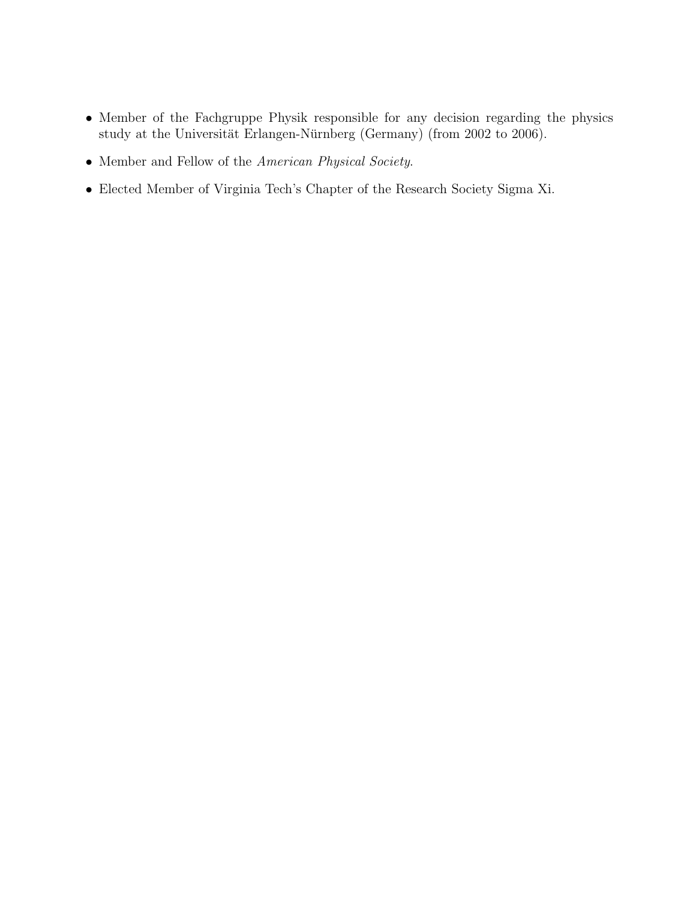- Member of the Fachgruppe Physik responsible for any decision regarding the physics study at the Universität Erlangen-Nürnberg (Germany) (from 2002 to 2006).
- Member and Fellow of the *American Physical Society*.
- Elected Member of Virginia Tech's Chapter of the Research Society Sigma Xi.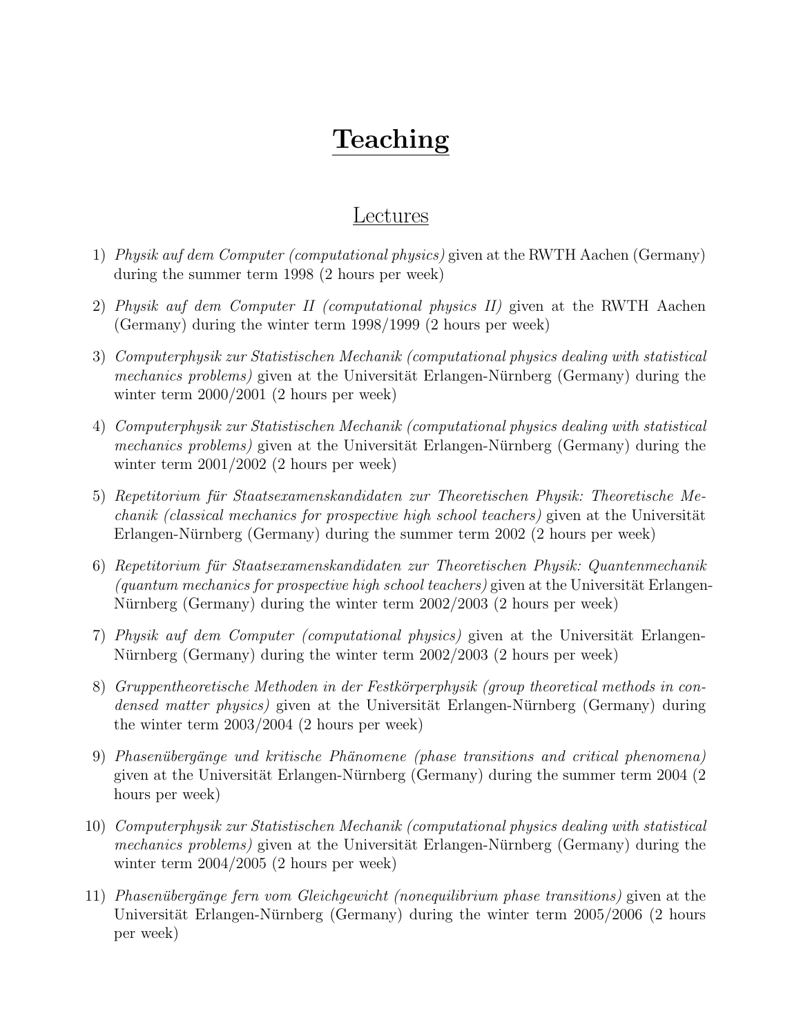# Teaching

## Lectures

1) *Physik auf dem Computer (computational physics)* given at the RWTH Aachen (Germany) during the summer term 1998 (2 hours per week)

2) *Physik auf dem Computer II (computational physics II)* given at the RWTH Aachen (Germany) during the winter term 1998/1999 (2 hours per week)

3) *Computerphysik zur Statistischen Mechanik (computational physics dealing with statistical mechanics problems)* given at the Universität Erlangen-Nürnberg (Germany) during the winter term 2000/2001 (2 hours per week)

4) *Computerphysik zur Statistischen Mechanik (computational physics dealing with statistical mechanics problems)* given at the Universität Erlangen-Nürnberg (Germany) during the winter term 2001/2002 (2 hours per week)

5) *Repetitorium für Staatsexamenskandidaten zur Theoretischen Physik: Theoretische Mechanik (classical mechanics for prospective high school teachers)* given at the Universität Erlangen-Nürnberg (Germany) during the summer term 2002 (2 hours per week)

6) *Repetitorium für Staatsexamenskandidaten zur Theoretischen Physik: Quantenmechanik (quantum mechanics for prospective high school teachers)* given at the Universität Erlangen-Nürnberg (Germany) during the winter term 2002/2003 (2 hours per week)

7) *Physik auf dem Computer (computational physics)* given at the Universität Erlangen-Nürnberg (Germany) during the winter term 2002/2003 (2 hours per week)

8) *Gruppentheoretische Methoden in der Festkörperphysik (group theoretical methods in condensed matter physics)* given at the Universität Erlangen-Nürnberg (Germany) during the winter term 2003/2004 (2 hours per week)

9) *Phasenübergänge und kritische Phänomene (phase transitions and critical phenomena)* given at the Universität Erlangen-Nürnberg (Germany) during the summer term 2004 (2 hours per week)

10) *Computerphysik zur Statistischen Mechanik (computational physics dealing with statistical mechanics problems)* given at the Universität Erlangen-Nürnberg (Germany) during the winter term 2004/2005 (2 hours per week)

11) *Phasenübergänge fern vom Gleichgewicht (nonequilibrium phase transitions)* given at the Universität Erlangen-Nürnberg (Germany) during the winter term 2005/2006 (2 hours per week)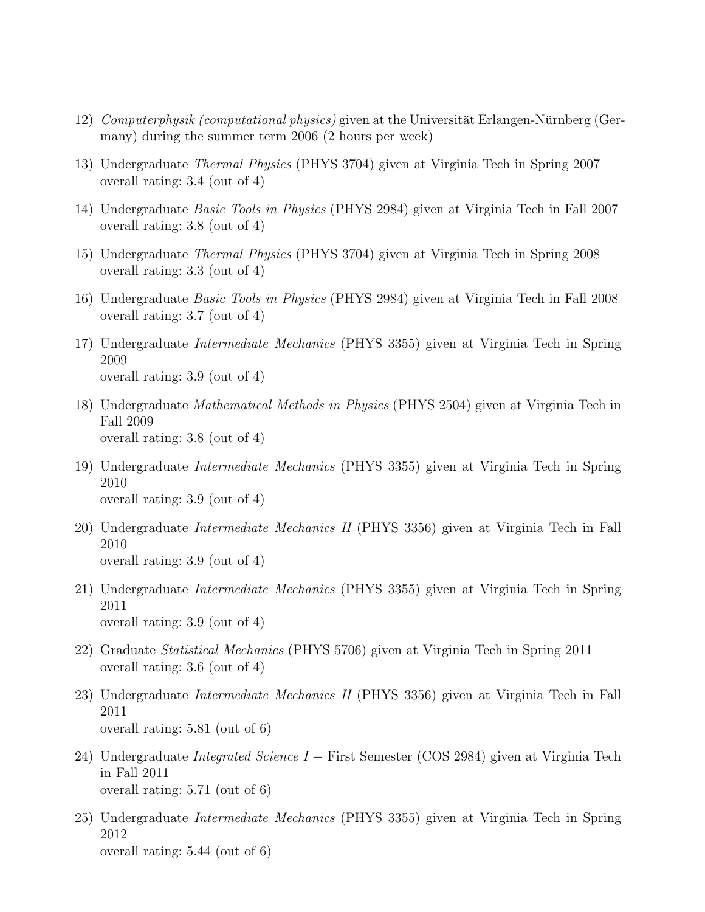12) *Computerphysik (computational physics)* given at the Universität Erlangen-Nürnberg (Germany) during the summer term 2006 (2 hours per week)

13) Undergraduate *Thermal Physics* (PHYS 3704) given at Virginia Tech in Spring 2007
overall rating: 3.4 (out of 4)

14) Undergraduate *Basic Tools in Physics* (PHYS 2984) given at Virginia Tech in Fall 2007
overall rating: 3.8 (out of 4)

15) Undergraduate *Thermal Physics* (PHYS 3704) given at Virginia Tech in Spring 2008
overall rating: 3.3 (out of 4)

16) Undergraduate *Basic Tools in Physics* (PHYS 2984) given at Virginia Tech in Fall 2008
overall rating: 3.7 (out of 4)

17) Undergraduate *Intermediate Mechanics* (PHYS 3355) given at Virginia Tech in Spring 2009
overall rating: 3.9 (out of 4)

18) Undergraduate *Mathematical Methods in Physics* (PHYS 2504) given at Virginia Tech in Fall 2009
overall rating: 3.8 (out of 4)

19) Undergraduate *Intermediate Mechanics* (PHYS 3355) given at Virginia Tech in Spring 2010
overall rating: 3.9 (out of 4)

20) Undergraduate *Intermediate Mechanics II* (PHYS 3356) given at Virginia Tech in Fall 2010
overall rating: 3.9 (out of 4)

21) Undergraduate *Intermediate Mechanics* (PHYS 3355) given at Virginia Tech in Spring 2011
overall rating: 3.9 (out of 4)

22) Graduate *Statistical Mechanics* (PHYS 5706) given at Virginia Tech in Spring 2011
overall rating: 3.6 (out of 4)

23) Undergraduate *Intermediate Mechanics II* (PHYS 3356) given at Virginia Tech in Fall 2011
overall rating: 5.81 (out of 6)

24) Undergraduate *Integrated Science I* − First Semester (COS 2984) given at Virginia Tech in Fall 2011
overall rating: 5.71 (out of 6)

25) Undergraduate *Intermediate Mechanics* (PHYS 3355) given at Virginia Tech in Spring 2012
overall rating: 5.44 (out of 6)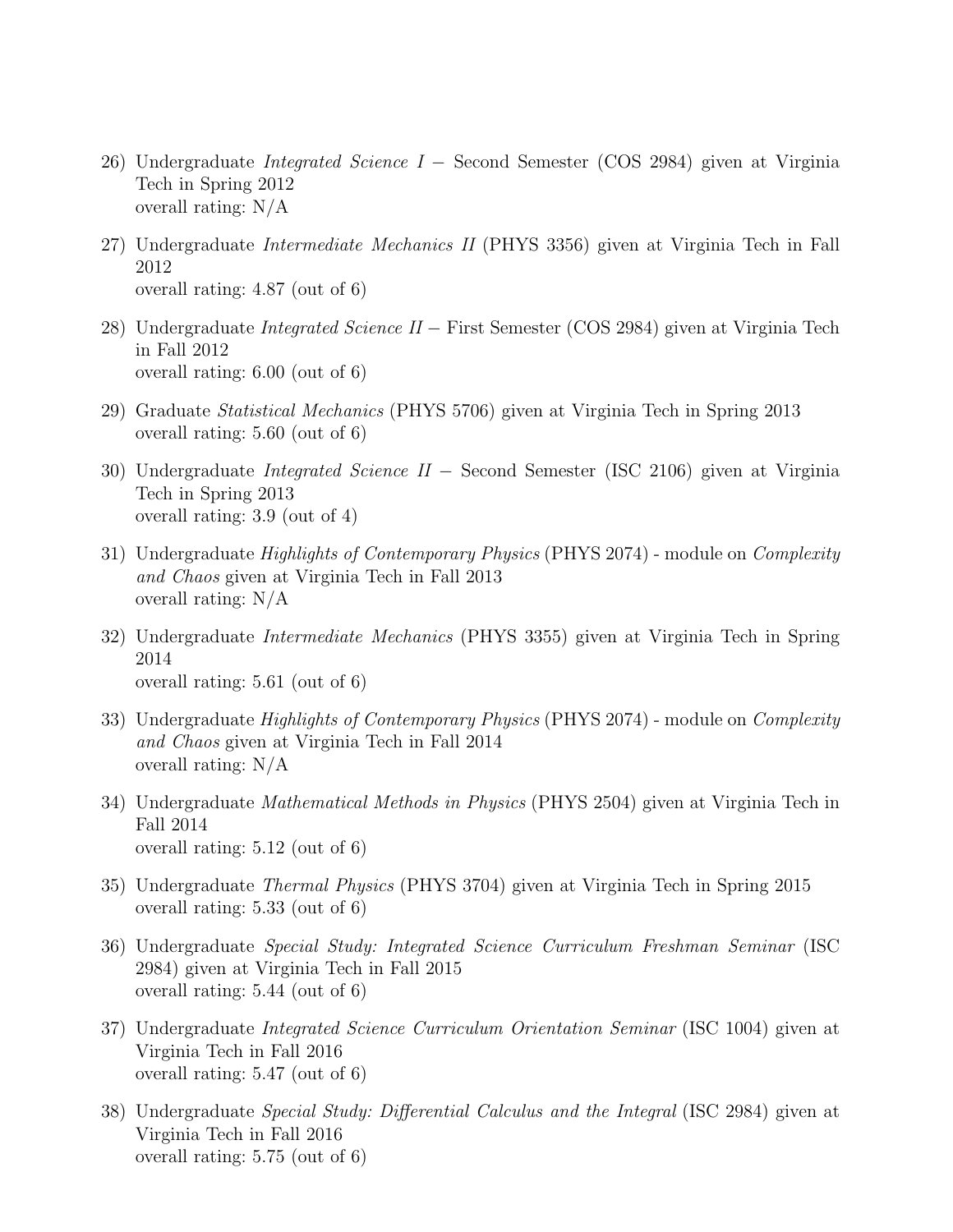26) Undergraduate *Integrated Science I* − Second Semester (COS 2984) given at Virginia Tech in Spring 2012
overall rating: N/A

27) Undergraduate *Intermediate Mechanics II* (PHYS 3356) given at Virginia Tech in Fall 2012
overall rating: 4.87 (out of 6)

28) Undergraduate *Integrated Science II* − First Semester (COS 2984) given at Virginia Tech in Fall 2012
overall rating: 6.00 (out of 6)

29) Graduate *Statistical Mechanics* (PHYS 5706) given at Virginia Tech in Spring 2013
overall rating: 5.60 (out of 6)

30) Undergraduate *Integrated Science II* − Second Semester (ISC 2106) given at Virginia Tech in Spring 2013
overall rating: 3.9 (out of 4)

31) Undergraduate *Highlights of Contemporary Physics* (PHYS 2074) - module on *Complexity and Chaos* given at Virginia Tech in Fall 2013
overall rating: N/A

32) Undergraduate *Intermediate Mechanics* (PHYS 3355) given at Virginia Tech in Spring 2014
overall rating: 5.61 (out of 6)

33) Undergraduate *Highlights of Contemporary Physics* (PHYS 2074) - module on *Complexity and Chaos* given at Virginia Tech in Fall 2014
overall rating: N/A

34) Undergraduate *Mathematical Methods in Physics* (PHYS 2504) given at Virginia Tech in Fall 2014
overall rating: 5.12 (out of 6)

35) Undergraduate *Thermal Physics* (PHYS 3704) given at Virginia Tech in Spring 2015
overall rating: 5.33 (out of 6)

36) Undergraduate *Special Study: Integrated Science Curriculum Freshman Seminar* (ISC 2984) given at Virginia Tech in Fall 2015
overall rating: 5.44 (out of 6)

37) Undergraduate *Integrated Science Curriculum Orientation Seminar* (ISC 1004) given at Virginia Tech in Fall 2016
overall rating: 5.47 (out of 6)

38) Undergraduate *Special Study: Differential Calculus and the Integral* (ISC 2984) given at Virginia Tech in Fall 2016
overall rating: 5.75 (out of 6)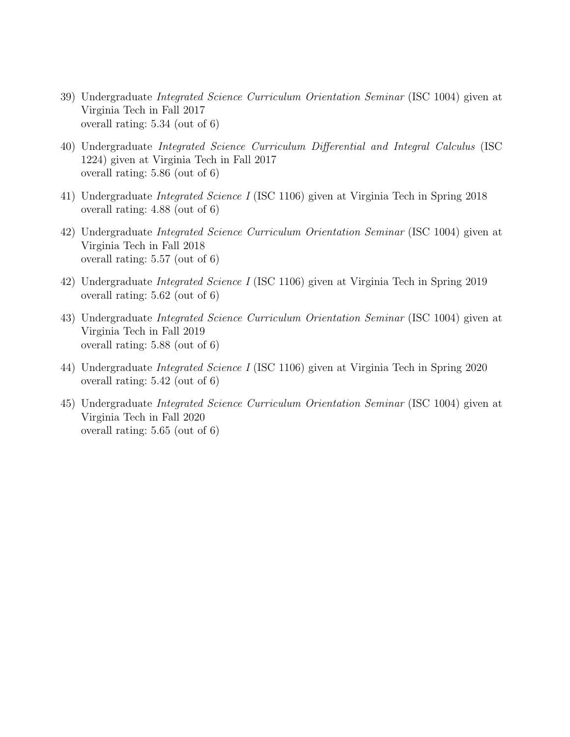39) Undergraduate *Integrated Science Curriculum Orientation Seminar* (ISC 1004) given at Virginia Tech in Fall 2017
overall rating: 5.34 (out of 6)

40) Undergraduate *Integrated Science Curriculum Differential and Integral Calculus* (ISC 1224) given at Virginia Tech in Fall 2017
overall rating: 5.86 (out of 6)

41) Undergraduate *Integrated Science I* (ISC 1106) given at Virginia Tech in Spring 2018
overall rating: 4.88 (out of 6)

42) Undergraduate *Integrated Science Curriculum Orientation Seminar* (ISC 1004) given at Virginia Tech in Fall 2018
overall rating: 5.57 (out of 6)

42) Undergraduate *Integrated Science I* (ISC 1106) given at Virginia Tech in Spring 2019
overall rating: 5.62 (out of 6)

43) Undergraduate *Integrated Science Curriculum Orientation Seminar* (ISC 1004) given at Virginia Tech in Fall 2019
overall rating: 5.88 (out of 6)

44) Undergraduate *Integrated Science I* (ISC 1106) given at Virginia Tech in Spring 2020
overall rating: 5.42 (out of 6)

45) Undergraduate *Integrated Science Curriculum Orientation Seminar* (ISC 1004) given at Virginia Tech in Fall 2020
overall rating: 5.65 (out of 6)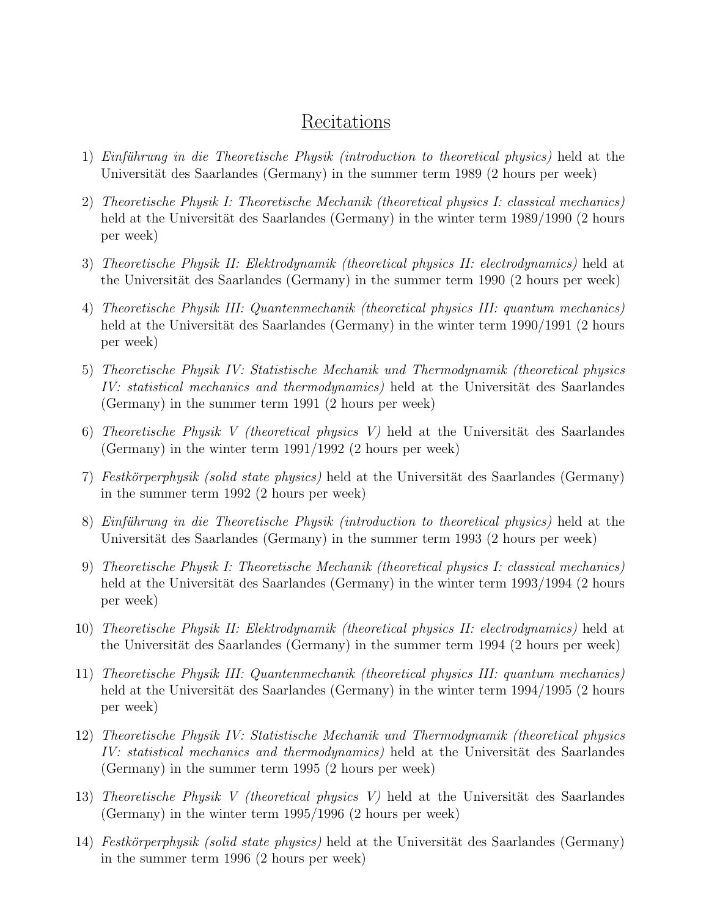# Recitations

1) *Einführung in die Theoretische Physik (introduction to theoretical physics)* held at the Universität des Saarlandes (Germany) in the summer term 1989 (2 hours per week)

2) *Theoretische Physik I: Theoretische Mechanik (theoretical physics I: classical mechanics)* held at the Universität des Saarlandes (Germany) in the winter term 1989/1990 (2 hours per week)

3) *Theoretische Physik II: Elektrodynamik (theoretical physics II: electrodynamics)* held at the Universität des Saarlandes (Germany) in the summer term 1990 (2 hours per week)

4) *Theoretische Physik III: Quantenmechanik (theoretical physics III: quantum mechanics)* held at the Universität des Saarlandes (Germany) in the winter term 1990/1991 (2 hours per week)

5) *Theoretische Physik IV: Statistische Mechanik und Thermodynamik (theoretical physics IV: statistical mechanics and thermodynamics)* held at the Universität des Saarlandes (Germany) in the summer term 1991 (2 hours per week)

6) *Theoretische Physik V (theoretical physics V)* held at the Universität des Saarlandes (Germany) in the winter term 1991/1992 (2 hours per week)

7) *Festkörperphysik (solid state physics)* held at the Universität des Saarlandes (Germany) in the summer term 1992 (2 hours per week)

8) *Einführung in die Theoretische Physik (introduction to theoretical physics)* held at the Universität des Saarlandes (Germany) in the summer term 1993 (2 hours per week)

9) *Theoretische Physik I: Theoretische Mechanik (theoretical physics I: classical mechanics)* held at the Universität des Saarlandes (Germany) in the winter term 1993/1994 (2 hours per week)

10) *Theoretische Physik II: Elektrodynamik (theoretical physics II: electrodynamics)* held at the Universität des Saarlandes (Germany) in the summer term 1994 (2 hours per week)

11) *Theoretische Physik III: Quantenmechanik (theoretical physics III: quantum mechanics)* held at the Universität des Saarlandes (Germany) in the winter term 1994/1995 (2 hours per week)

12) *Theoretische Physik IV: Statistische Mechanik und Thermodynamik (theoretical physics IV: statistical mechanics and thermodynamics)* held at the Universität des Saarlandes (Germany) in the summer term 1995 (2 hours per week)

13) *Theoretische Physik V (theoretical physics V)* held at the Universität des Saarlandes (Germany) in the winter term 1995/1996 (2 hours per week)

14) *Festkörperphysik (solid state physics)* held at the Universität des Saarlandes (Germany) in the summer term 1996 (2 hours per week)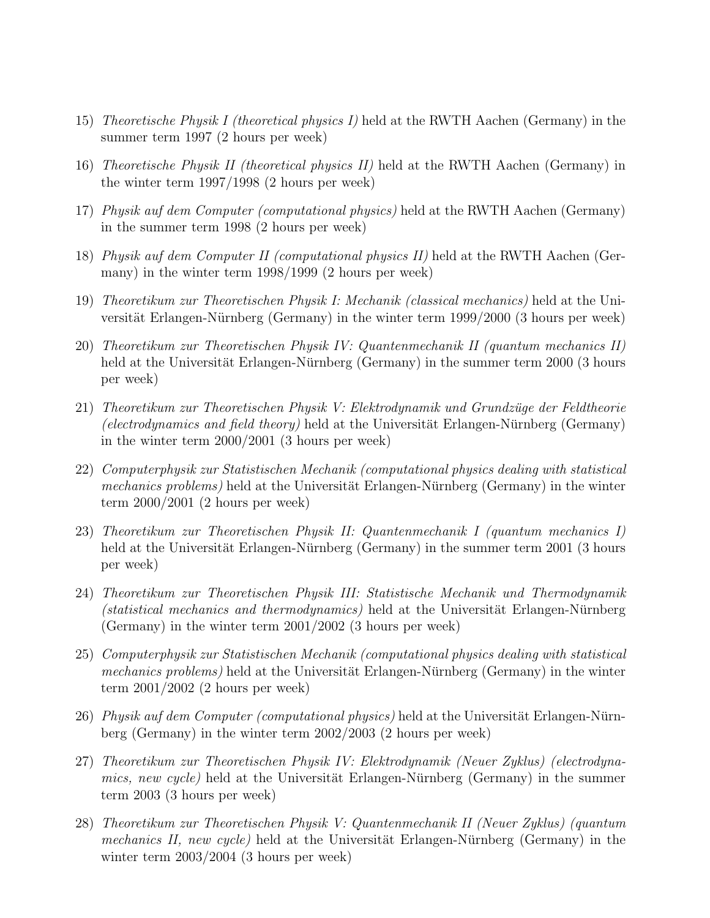15) *Theoretische Physik I (theoretical physics I)* held at the RWTH Aachen (Germany) in the summer term 1997 (2 hours per week)

16) *Theoretische Physik II (theoretical physics II)* held at the RWTH Aachen (Germany) in the winter term 1997/1998 (2 hours per week)

17) *Physik auf dem Computer (computational physics)* held at the RWTH Aachen (Germany) in the summer term 1998 (2 hours per week)

18) *Physik auf dem Computer II (computational physics II)* held at the RWTH Aachen (Germany) in the winter term 1998/1999 (2 hours per week)

19) *Theoretikum zur Theoretischen Physik I: Mechanik (classical mechanics)* held at the Universität Erlangen-Nürnberg (Germany) in the winter term 1999/2000 (3 hours per week)

20) *Theoretikum zur Theoretischen Physik IV: Quantenmechanik II (quantum mechanics II)* held at the Universität Erlangen-Nürnberg (Germany) in the summer term 2000 (3 hours per week)

21) *Theoretikum zur Theoretischen Physik V: Elektrodynamik und Grundzüge der Feldtheorie (electrodynamics and field theory)* held at the Universität Erlangen-Nürnberg (Germany) in the winter term 2000/2001 (3 hours per week)

22) *Computerphysik zur Statistischen Mechanik (computational physics dealing with statistical mechanics problems)* held at the Universität Erlangen-Nürnberg (Germany) in the winter term 2000/2001 (2 hours per week)

23) *Theoretikum zur Theoretischen Physik II: Quantenmechanik I (quantum mechanics I)* held at the Universität Erlangen-Nürnberg (Germany) in the summer term 2001 (3 hours per week)

24) *Theoretikum zur Theoretischen Physik III: Statistische Mechanik und Thermodynamik (statistical mechanics and thermodynamics)* held at the Universität Erlangen-Nürnberg (Germany) in the winter term 2001/2002 (3 hours per week)

25) *Computerphysik zur Statistischen Mechanik (computational physics dealing with statistical mechanics problems)* held at the Universität Erlangen-Nürnberg (Germany) in the winter term 2001/2002 (2 hours per week)

26) *Physik auf dem Computer (computational physics)* held at the Universität Erlangen-Nürnberg (Germany) in the winter term 2002/2003 (2 hours per week)

27) *Theoretikum zur Theoretischen Physik IV: Elektrodynamik (Neuer Zyklus) (electrodynamics, new cycle)* held at the Universität Erlangen-Nürnberg (Germany) in the summer term 2003 (3 hours per week)

28) *Theoretikum zur Theoretischen Physik V: Quantenmechanik II (Neuer Zyklus) (quantum mechanics II, new cycle)* held at the Universität Erlangen-Nürnberg (Germany) in the winter term 2003/2004 (3 hours per week)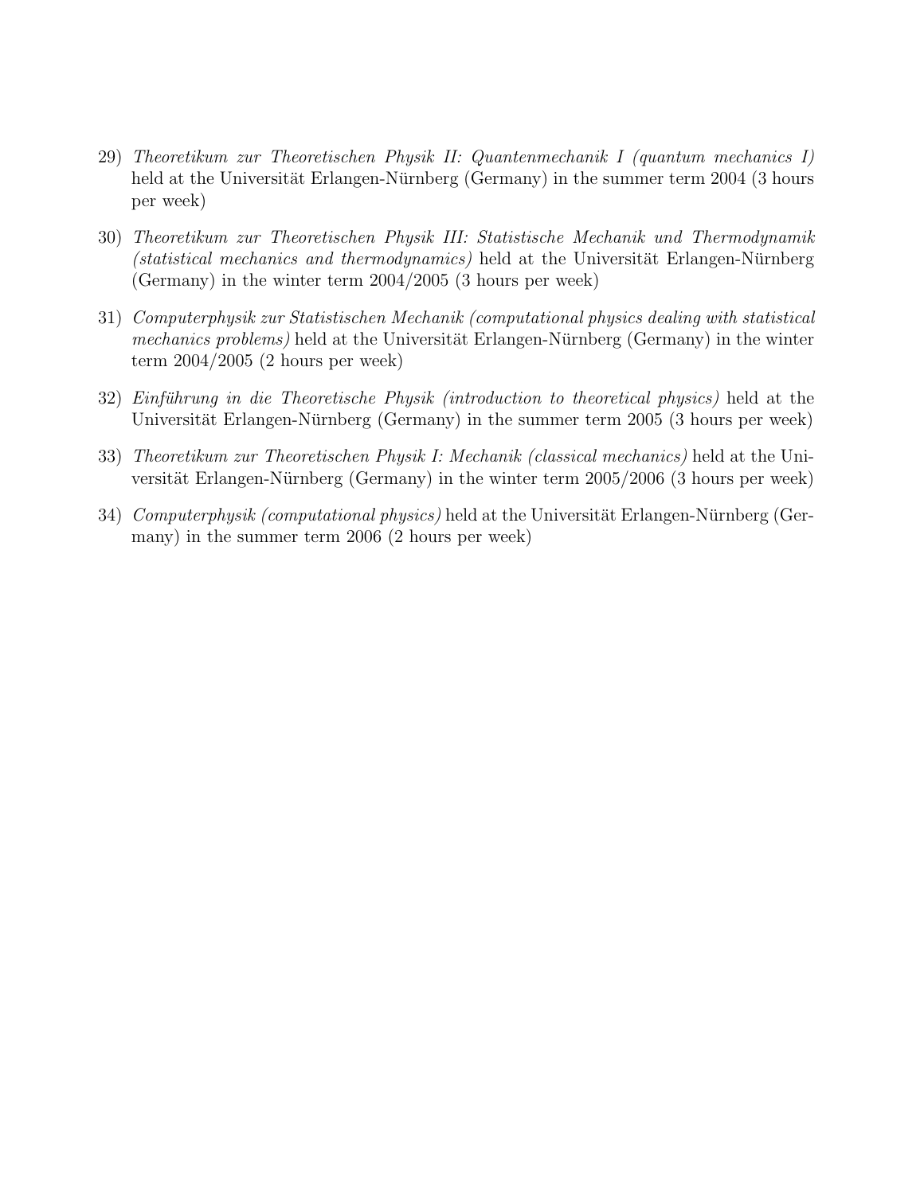29) *Theoretikum zur Theoretischen Physik II: Quantenmechanik I (quantum mechanics I)* held at the Universität Erlangen-Nürnberg (Germany) in the summer term 2004 (3 hours per week)

30) *Theoretikum zur Theoretischen Physik III: Statistische Mechanik und Thermodynamik (statistical mechanics and thermodynamics)* held at the Universität Erlangen-Nürnberg (Germany) in the winter term 2004/2005 (3 hours per week)

31) *Computerphysik zur Statistischen Mechanik (computational physics dealing with statistical mechanics problems)* held at the Universität Erlangen-Nürnberg (Germany) in the winter term 2004/2005 (2 hours per week)

32) *Einführung in die Theoretische Physik (introduction to theoretical physics)* held at the Universität Erlangen-Nürnberg (Germany) in the summer term 2005 (3 hours per week)

33) *Theoretikum zur Theoretischen Physik I: Mechanik (classical mechanics)* held at the Universität Erlangen-Nürnberg (Germany) in the winter term 2005/2006 (3 hours per week)

34) *Computerphysik (computational physics)* held at the Universität Erlangen-Nürnberg (Germany) in the summer term 2006 (2 hours per week)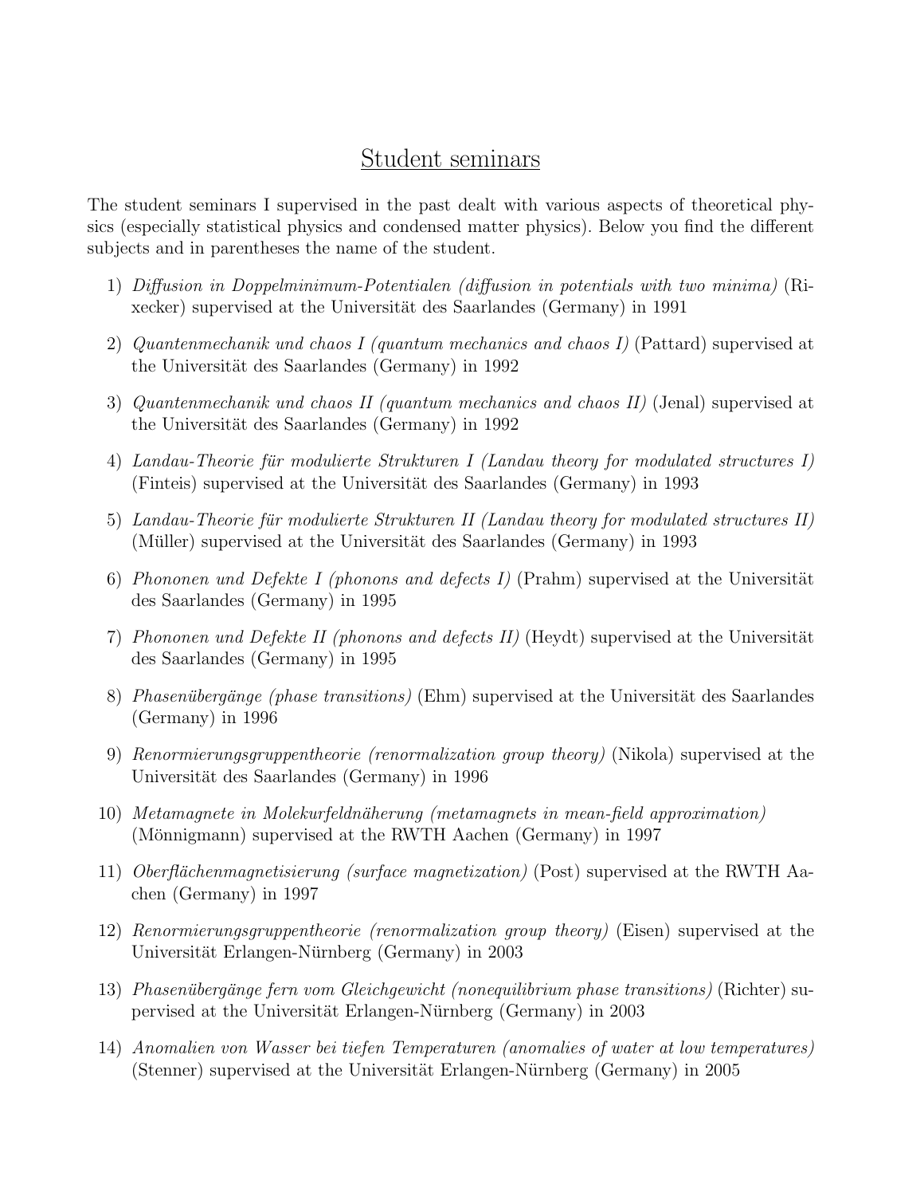# Student seminars

The student seminars I supervised in the past dealt with various aspects of theoretical physics (especially statistical physics and condensed matter physics). Below you find the different subjects and in parentheses the name of the student.

1) *Diffusion in Doppelminimum-Potentialen (diffusion in potentials with two minima)* (Rixecker) supervised at the Universität des Saarlandes (Germany) in 1991

2) *Quantenmechanik und chaos I (quantum mechanics and chaos I)* (Pattard) supervised at the Universität des Saarlandes (Germany) in 1992

3) *Quantenmechanik und chaos II (quantum mechanics and chaos II)* (Jenal) supervised at the Universität des Saarlandes (Germany) in 1992

4) *Landau-Theorie für modulierte Strukturen I (Landau theory for modulated structures I)* (Finteis) supervised at the Universität des Saarlandes (Germany) in 1993

5) *Landau-Theorie für modulierte Strukturen II (Landau theory for modulated structures II)* (Müller) supervised at the Universität des Saarlandes (Germany) in 1993

6) *Phononen und Defekte I (phonons and defects I)* (Prahm) supervised at the Universität des Saarlandes (Germany) in 1995

7) *Phononen und Defekte II (phonons and defects II)* (Heydt) supervised at the Universität des Saarlandes (Germany) in 1995

8) *Phasenübergänge (phase transitions)* (Ehm) supervised at the Universität des Saarlandes (Germany) in 1996

9) *Renormierungsgruppentheorie (renormalization group theory)* (Nikola) supervised at the Universität des Saarlandes (Germany) in 1996

10) *Metamagnete in Molekurfeldnäherung (metamagnets in mean-field approximation)* (Mönnigmann) supervised at the RWTH Aachen (Germany) in 1997

11) *Oberflächenmagnetisierung (surface magnetization)* (Post) supervised at the RWTH Aachen (Germany) in 1997

12) *Renormierungsgruppentheorie (renormalization group theory)* (Eisen) supervised at the Universität Erlangen-Nürnberg (Germany) in 2003

13) *Phasenübergänge fern vom Gleichgewicht (nonequilibrium phase transitions)* (Richter) supervised at the Universität Erlangen-Nürnberg (Germany) in 2003

14) *Anomalien von Wasser bei tiefen Temperaturen (anomalies of water at low temperatures)* (Stenner) supervised at the Universität Erlangen-Nürnberg (Germany) in 2005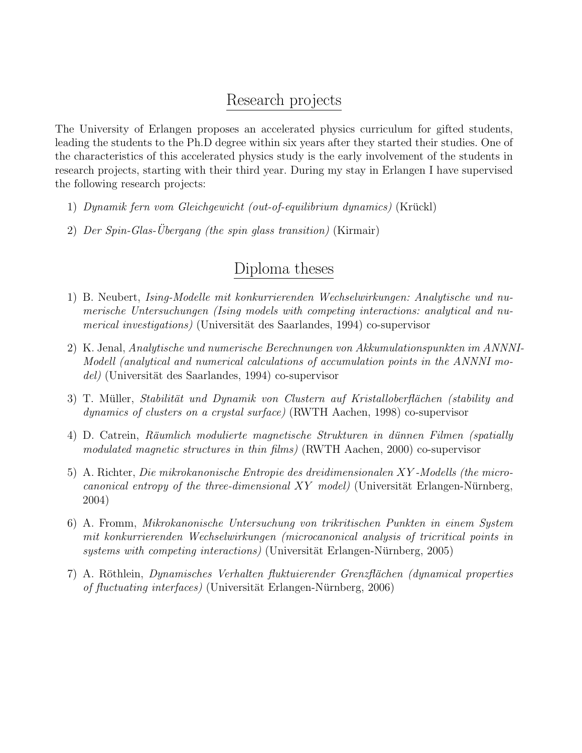# Research projects

The University of Erlangen proposes an accelerated physics curriculum for gifted students, leading the students to the Ph.D degree within six years after they started their studies. One of the characteristics of this accelerated physics study is the early involvement of the students in research projects, starting with their third year. During my stay in Erlangen I have supervised the following research projects:

1) *Dynamik fern vom Gleichgewicht (out-of-equilibrium dynamics)* (Krückl)

2) *Der Spin-Glas-Übergang (the spin glass transition)* (Kirmair)

# Diploma theses

1) B. Neubert, *Ising-Modelle mit konkurrierenden Wechselwirkungen: Analytische und numerische Untersuchungen (Ising models with competing interactions: analytical and numerical investigations)* (Universität des Saarlandes, 1994) co-supervisor

2) K. Jenal, *Analytische und numerische Berechnungen von Akkumulationspunkten im ANNNI-Modell (analytical and numerical calculations of accumulation points in the ANNNI model)* (Universität des Saarlandes, 1994) co-supervisor

3) T. Müller, *Stabilität und Dynamik von Clustern auf Kristalloberflächen (stability and dynamics of clusters on a crystal surface)* (RWTH Aachen, 1998) co-supervisor

4) D. Catrein, *Räumlich modulierte magnetische Strukturen in dünnen Filmen (spatially modulated magnetic structures in thin films)* (RWTH Aachen, 2000) co-supervisor

5) A. Richter, *Die mikrokanonische Entropie des dreidimensionalen $XY$-Modells (the microcanonical entropy of the three-dimensional $XY$ model)* (Universität Erlangen-Nürnberg, 2004)

6) A. Fromm, *Mikrokanonische Untersuchung von trikritischen Punkten in einem System mit konkurrierenden Wechselwirkungen (microcanonical analysis of tricritical points in systems with competing interactions)* (Universität Erlangen-Nürnberg, 2005)

7) A. Röthlein, *Dynamisches Verhalten fluktuierender Grenzflächen (dynamical properties of fluctuating interfaces)* (Universität Erlangen-Nürnberg, 2006)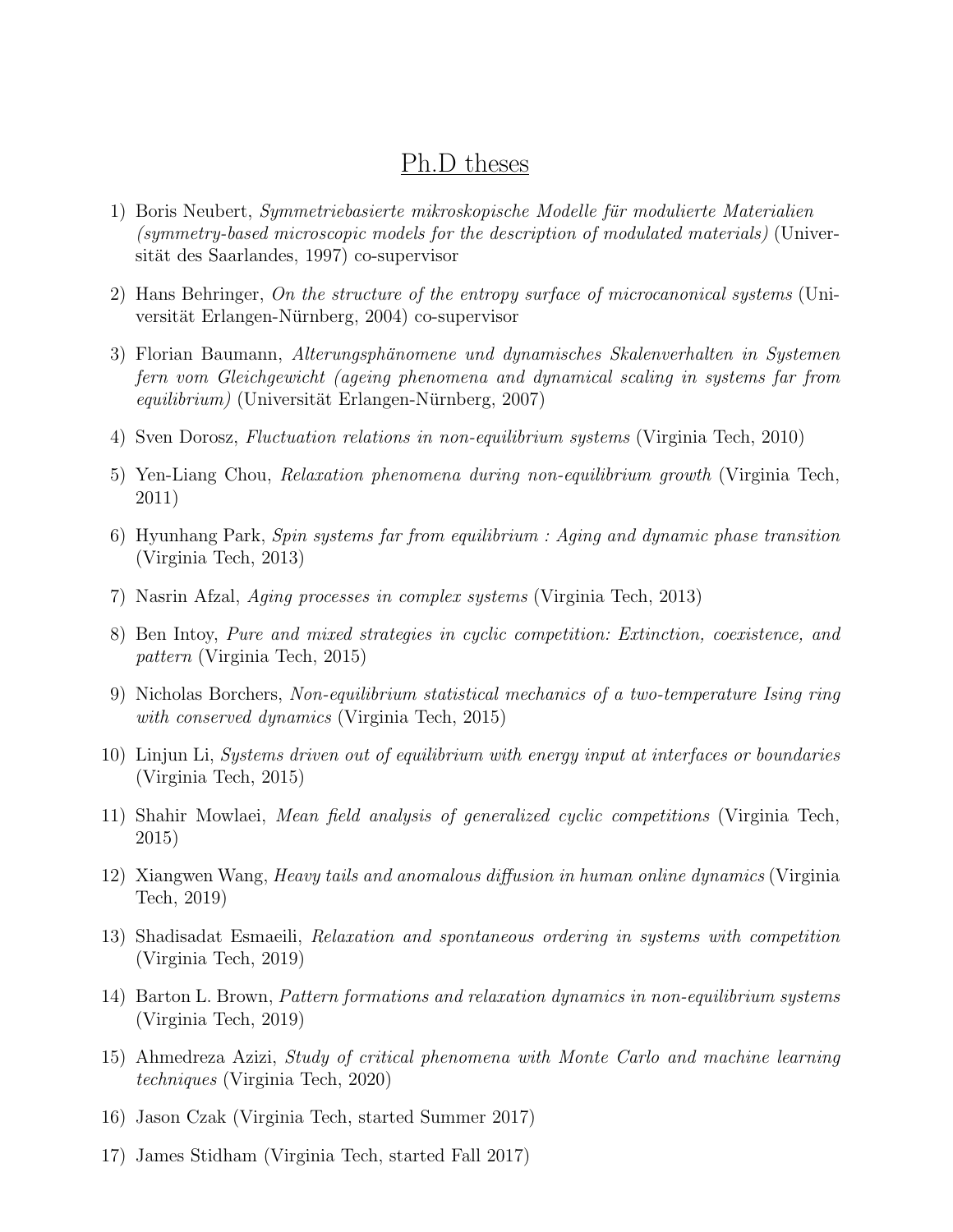## Ph.D theses

1) Boris Neubert, *Symmetriebasierte mikroskopische Modelle für modulierte Materialien (symmetry-based microscopic models for the description of modulated materials)* (Universität des Saarlandes, 1997) co-supervisor

2) Hans Behringer, *On the structure of the entropy surface of microcanonical systems* (Universität Erlangen-Nürnberg, 2004) co-supervisor

3) Florian Baumann, *Alterungsphänomene und dynamisches Skalenverhalten in Systemen fern vom Gleichgewicht (ageing phenomena and dynamical scaling in systems far from equilibrium)* (Universität Erlangen-Nürnberg, 2007)

4) Sven Dorosz, *Fluctuation relations in non-equilibrium systems* (Virginia Tech, 2010)

5) Yen-Liang Chou, *Relaxation phenomena during non-equilibrium growth* (Virginia Tech, 2011)

6) Hyunhang Park, *Spin systems far from equilibrium : Aging and dynamic phase transition* (Virginia Tech, 2013)

7) Nasrin Afzal, *Aging processes in complex systems* (Virginia Tech, 2013)

8) Ben Intoy, *Pure and mixed strategies in cyclic competition: Extinction, coexistence, and pattern* (Virginia Tech, 2015)

9) Nicholas Borchers, *Non-equilibrium statistical mechanics of a two-temperature Ising ring with conserved dynamics* (Virginia Tech, 2015)

10) Linjun Li, *Systems driven out of equilibrium with energy input at interfaces or boundaries* (Virginia Tech, 2015)

11) Shahir Mowlaei, *Mean field analysis of generalized cyclic competitions* (Virginia Tech, 2015)

12) Xiangwen Wang, *Heavy tails and anomalous diffusion in human online dynamics* (Virginia Tech, 2019)

13) Shadisadat Esmaeili, *Relaxation and spontaneous ordering in systems with competition* (Virginia Tech, 2019)

14) Barton L. Brown, *Pattern formations and relaxation dynamics in non-equilibrium systems* (Virginia Tech, 2019)

15) Ahmedreza Azizi, *Study of critical phenomena with Monte Carlo and machine learning techniques* (Virginia Tech, 2020)

16) Jason Czak (Virginia Tech, started Summer 2017)

17) James Stidham (Virginia Tech, started Fall 2017)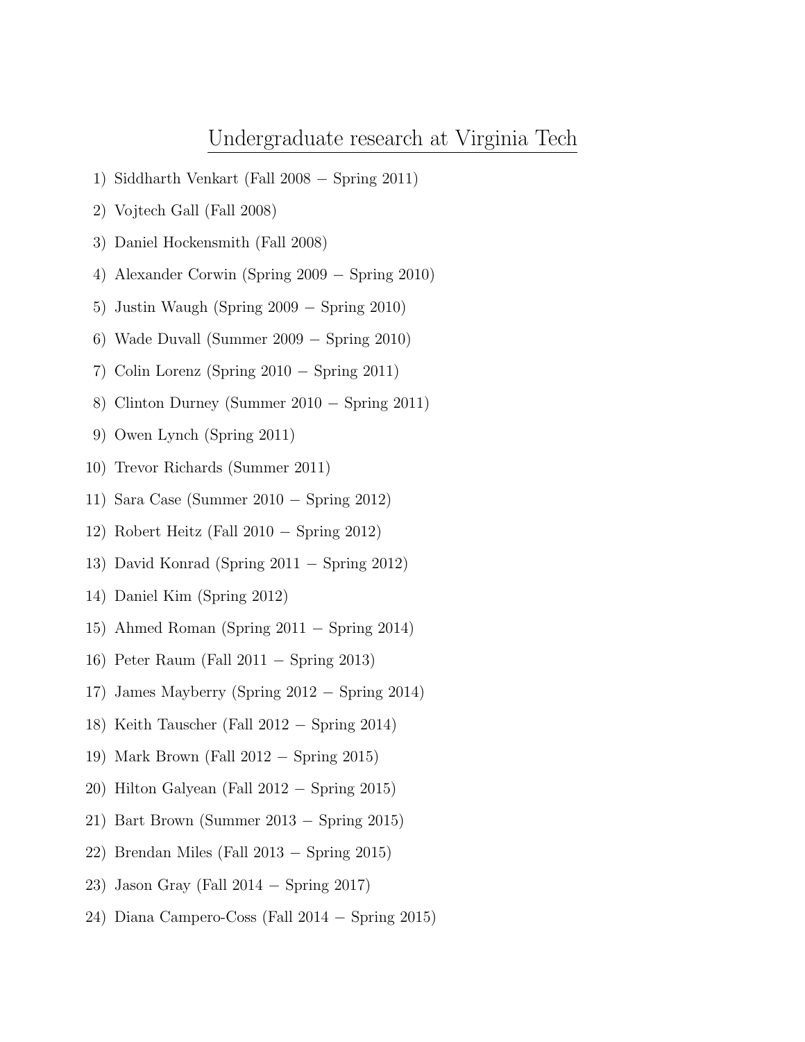# Undergraduate research at Virginia Tech

1) Siddharth Venkart (Fall 2008 − Spring 2011)
2) Vojtech Gall (Fall 2008)
3) Daniel Hockensmith (Fall 2008)
4) Alexander Corwin (Spring 2009 − Spring 2010)
5) Justin Waugh (Spring 2009 − Spring 2010)
6) Wade Duvall (Summer 2009 − Spring 2010)
7) Colin Lorenz (Spring 2010 − Spring 2011)
8) Clinton Durney (Summer 2010 − Spring 2011)
9) Owen Lynch (Spring 2011)
10) Trevor Richards (Summer 2011)
11) Sara Case (Summer 2010 − Spring 2012)
12) Robert Heitz (Fall 2010 − Spring 2012)
13) David Konrad (Spring 2011 − Spring 2012)
14) Daniel Kim (Spring 2012)
15) Ahmed Roman (Spring 2011 − Spring 2014)
16) Peter Raum (Fall 2011 − Spring 2013)
17) James Mayberry (Spring 2012 − Spring 2014)
18) Keith Tauscher (Fall 2012 − Spring 2014)
19) Mark Brown (Fall 2012 − Spring 2015)
20) Hilton Galyean (Fall 2012 − Spring 2015)
21) Bart Brown (Summer 2013 − Spring 2015)
22) Brendan Miles (Fall 2013 − Spring 2015)
23) Jason Gray (Fall 2014 − Spring 2017)
24) Diana Campero-Coss (Fall 2014 − Spring 2015)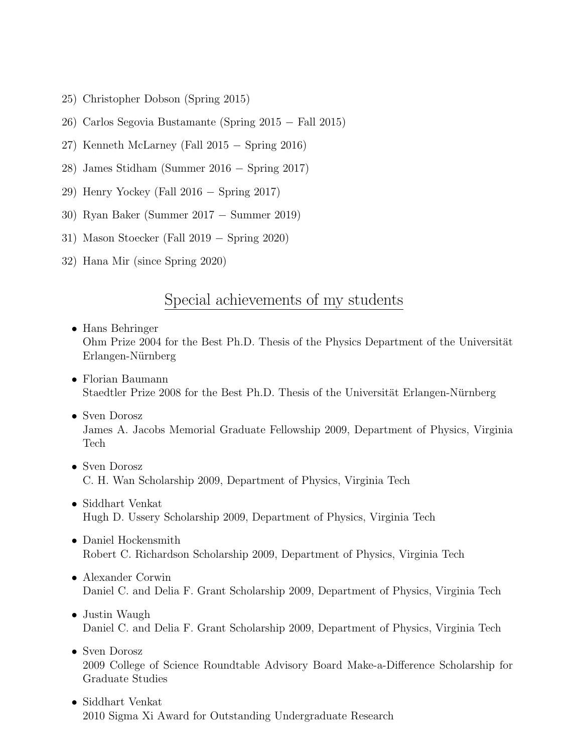25) Christopher Dobson (Spring 2015)
26) Carlos Segovia Bustamante (Spring 2015 − Fall 2015)
27) Kenneth McLarney (Fall 2015 − Spring 2016)
28) James Stidham (Summer 2016 − Spring 2017)
29) Henry Yockey (Fall 2016 − Spring 2017)
30) Ryan Baker (Summer 2017 − Summer 2019)
31) Mason Stoecker (Fall 2019 − Spring 2020)
32) Hana Mir (since Spring 2020)

## Special achievements of my students

- Hans Behringer
  Ohm Prize 2004 for the Best Ph.D. Thesis of the Physics Department of the Universität Erlangen-Nürnberg
- Florian Baumann
  Staedtler Prize 2008 for the Best Ph.D. Thesis of the Universität Erlangen-Nürnberg
- Sven Dorosz
  James A. Jacobs Memorial Graduate Fellowship 2009, Department of Physics, Virginia Tech
- Sven Dorosz
  C. H. Wan Scholarship 2009, Department of Physics, Virginia Tech
- Siddhart Venkat
  Hugh D. Ussery Scholarship 2009, Department of Physics, Virginia Tech
- Daniel Hockensmith
  Robert C. Richardson Scholarship 2009, Department of Physics, Virginia Tech
- Alexander Corwin
  Daniel C. and Delia F. Grant Scholarship 2009, Department of Physics, Virginia Tech
- Justin Waugh
  Daniel C. and Delia F. Grant Scholarship 2009, Department of Physics, Virginia Tech
- Sven Dorosz
  2009 College of Science Roundtable Advisory Board Make-a-Difference Scholarship for Graduate Studies
- Siddhart Venkat
  2010 Sigma Xi Award for Outstanding Undergraduate Research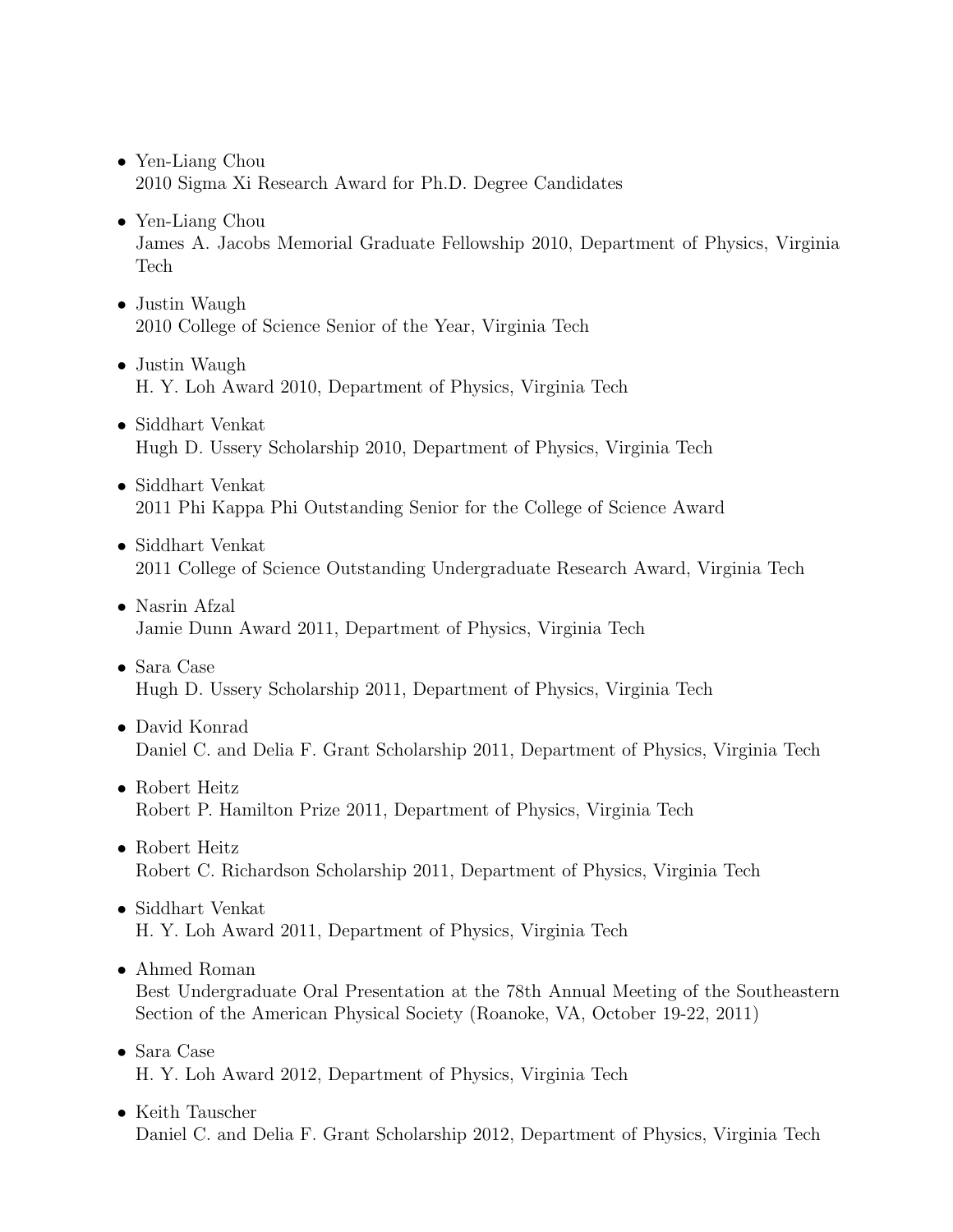- Yen-Liang Chou
  2010 Sigma Xi Research Award for Ph.D. Degree Candidates

- Yen-Liang Chou
  James A. Jacobs Memorial Graduate Fellowship 2010, Department of Physics, Virginia Tech

- Justin Waugh
  2010 College of Science Senior of the Year, Virginia Tech

- Justin Waugh
  H. Y. Loh Award 2010, Department of Physics, Virginia Tech

- Siddhart Venkat
  Hugh D. Ussery Scholarship 2010, Department of Physics, Virginia Tech

- Siddhart Venkat
  2011 Phi Kappa Phi Outstanding Senior for the College of Science Award

- Siddhart Venkat
  2011 College of Science Outstanding Undergraduate Research Award, Virginia Tech

- Nasrin Afzal
  Jamie Dunn Award 2011, Department of Physics, Virginia Tech

- Sara Case
  Hugh D. Ussery Scholarship 2011, Department of Physics, Virginia Tech

- David Konrad
  Daniel C. and Delia F. Grant Scholarship 2011, Department of Physics, Virginia Tech

- Robert Heitz
  Robert P. Hamilton Prize 2011, Department of Physics, Virginia Tech

- Robert Heitz
  Robert C. Richardson Scholarship 2011, Department of Physics, Virginia Tech

- Siddhart Venkat
  H. Y. Loh Award 2011, Department of Physics, Virginia Tech

- Ahmed Roman
  Best Undergraduate Oral Presentation at the 78th Annual Meeting of the Southeastern Section of the American Physical Society (Roanoke, VA, October 19-22, 2011)

- Sara Case
  H. Y. Loh Award 2012, Department of Physics, Virginia Tech

- Keith Tauscher
  Daniel C. and Delia F. Grant Scholarship 2012, Department of Physics, Virginia Tech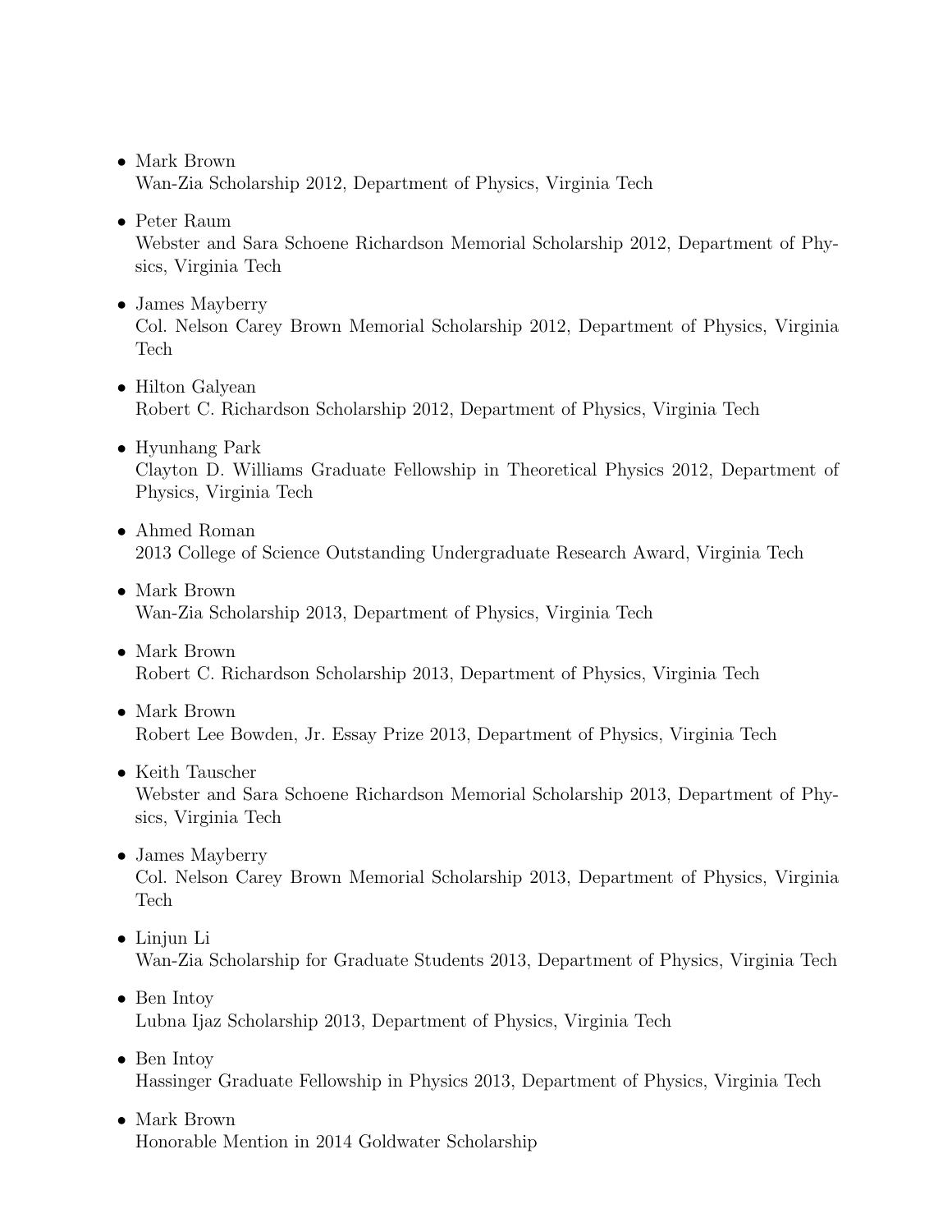- Mark Brown
  Wan-Zia Scholarship 2012, Department of Physics, Virginia Tech
- Peter Raum
  Webster and Sara Schoene Richardson Memorial Scholarship 2012, Department of Physics, Virginia Tech
- James Mayberry
  Col. Nelson Carey Brown Memorial Scholarship 2012, Department of Physics, Virginia Tech
- Hilton Galyean
  Robert C. Richardson Scholarship 2012, Department of Physics, Virginia Tech
- Hyunhang Park
  Clayton D. Williams Graduate Fellowship in Theoretical Physics 2012, Department of Physics, Virginia Tech
- Ahmed Roman
  2013 College of Science Outstanding Undergraduate Research Award, Virginia Tech
- Mark Brown
  Wan-Zia Scholarship 2013, Department of Physics, Virginia Tech
- Mark Brown
  Robert C. Richardson Scholarship 2013, Department of Physics, Virginia Tech
- Mark Brown
  Robert Lee Bowden, Jr. Essay Prize 2013, Department of Physics, Virginia Tech
- Keith Tauscher
  Webster and Sara Schoene Richardson Memorial Scholarship 2013, Department of Physics, Virginia Tech
- James Mayberry
  Col. Nelson Carey Brown Memorial Scholarship 2013, Department of Physics, Virginia Tech
- Linjun Li
  Wan-Zia Scholarship for Graduate Students 2013, Department of Physics, Virginia Tech
- Ben Intoy
  Lubna Ijaz Scholarship 2013, Department of Physics, Virginia Tech
- Ben Intoy
  Hassinger Graduate Fellowship in Physics 2013, Department of Physics, Virginia Tech
- Mark Brown
  Honorable Mention in 2014 Goldwater Scholarship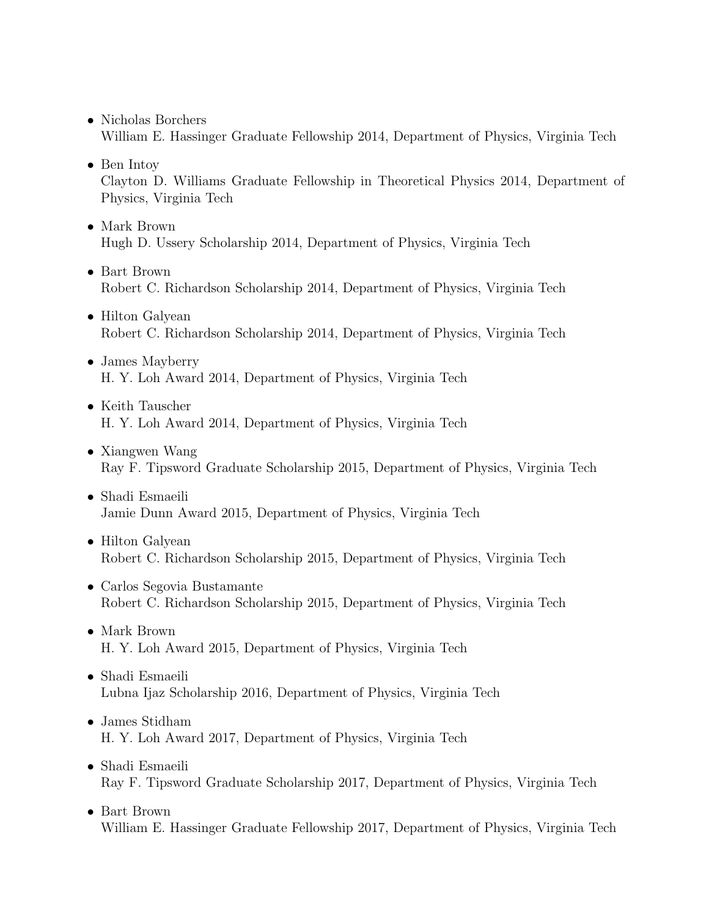- Nicholas Borchers
  William E. Hassinger Graduate Fellowship 2014, Department of Physics, Virginia Tech

- Ben Intoy
  Clayton D. Williams Graduate Fellowship in Theoretical Physics 2014, Department of Physics, Virginia Tech

- Mark Brown
  Hugh D. Ussery Scholarship 2014, Department of Physics, Virginia Tech

- Bart Brown
  Robert C. Richardson Scholarship 2014, Department of Physics, Virginia Tech

- Hilton Galyean
  Robert C. Richardson Scholarship 2014, Department of Physics, Virginia Tech

- James Mayberry
  H. Y. Loh Award 2014, Department of Physics, Virginia Tech

- Keith Tauscher
  H. Y. Loh Award 2014, Department of Physics, Virginia Tech

- Xiangwen Wang
  Ray F. Tipsword Graduate Scholarship 2015, Department of Physics, Virginia Tech

- Shadi Esmaeili
  Jamie Dunn Award 2015, Department of Physics, Virginia Tech

- Hilton Galyean
  Robert C. Richardson Scholarship 2015, Department of Physics, Virginia Tech

- Carlos Segovia Bustamante
  Robert C. Richardson Scholarship 2015, Department of Physics, Virginia Tech

- Mark Brown
  H. Y. Loh Award 2015, Department of Physics, Virginia Tech

- Shadi Esmaeili
  Lubna Ijaz Scholarship 2016, Department of Physics, Virginia Tech

- James Stidham
  H. Y. Loh Award 2017, Department of Physics, Virginia Tech

- Shadi Esmaeili
  Ray F. Tipsword Graduate Scholarship 2017, Department of Physics, Virginia Tech

- Bart Brown
  William E. Hassinger Graduate Fellowship 2017, Department of Physics, Virginia Tech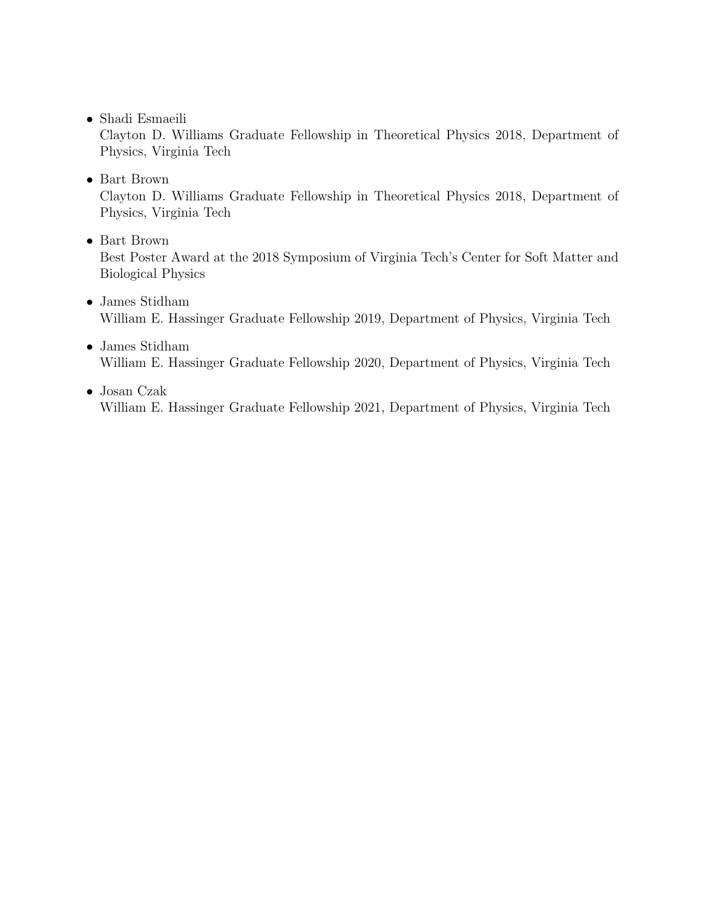- Shadi Esmaeili
  Clayton D. Williams Graduate Fellowship in Theoretical Physics 2018, Department of Physics, Virginia Tech

- Bart Brown
  Clayton D. Williams Graduate Fellowship in Theoretical Physics 2018, Department of Physics, Virginia Tech

- Bart Brown
  Best Poster Award at the 2018 Symposium of Virginia Tech's Center for Soft Matter and Biological Physics

- James Stidham
  William E. Hassinger Graduate Fellowship 2019, Department of Physics, Virginia Tech

- James Stidham
  William E. Hassinger Graduate Fellowship 2020, Department of Physics, Virginia Tech

- Josan Czak
  William E. Hassinger Graduate Fellowship 2021, Department of Physics, Virginia Tech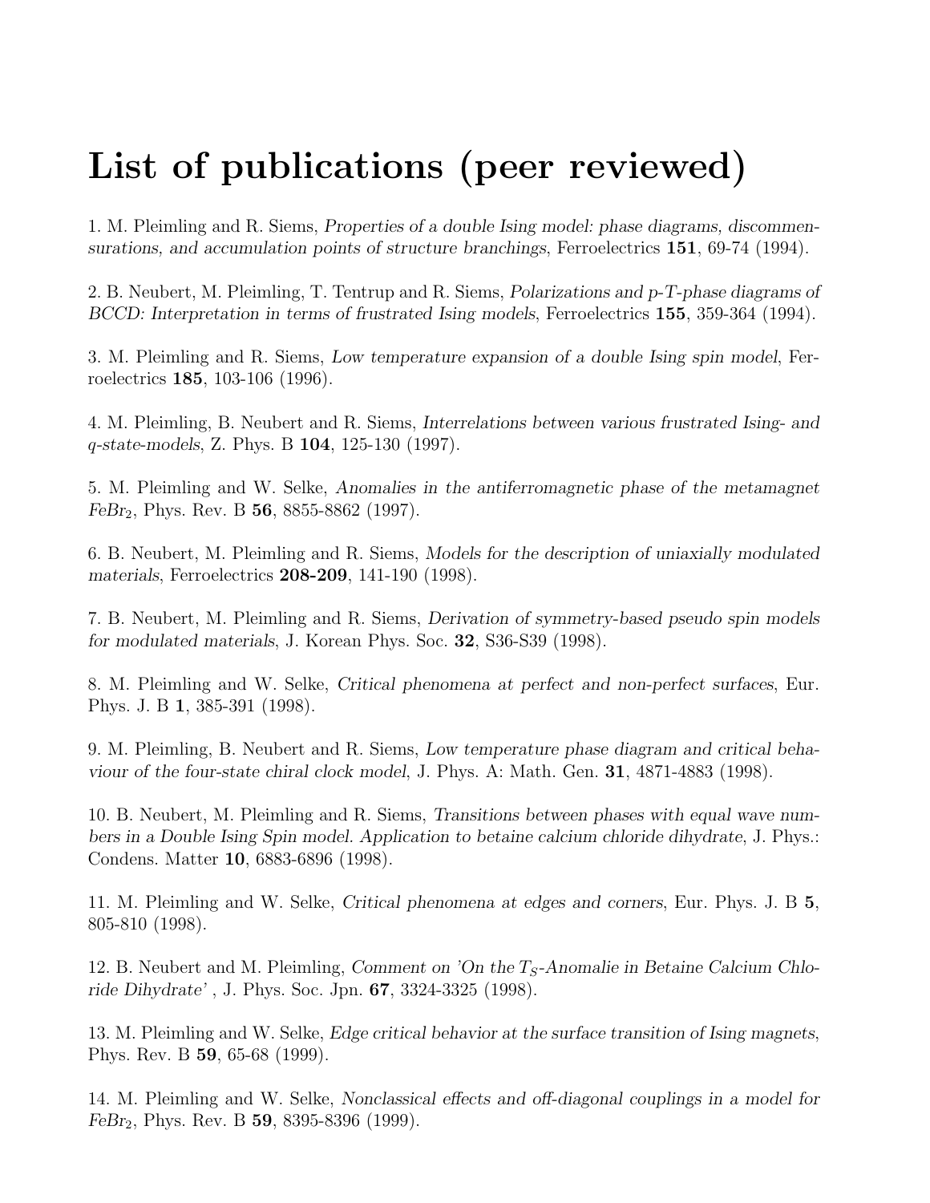# List of publications (peer reviewed)

1. M. Pleimling and R. Siems, *Properties of a double Ising model: phase diagrams, discommensurations, and accumulation points of structure branchings*, Ferroelectrics **151**, 69-74 (1994).

2. B. Neubert, M. Pleimling, T. Tentrup and R. Siems, *Polarizations and p-T-phase diagrams of BCCD: Interpretation in terms of frustrated Ising models*, Ferroelectrics **155**, 359-364 (1994).

3. M. Pleimling and R. Siems, *Low temperature expansion of a double Ising spin model*, Ferroelectrics **185**, 103-106 (1996).

4. M. Pleimling, B. Neubert and R. Siems, *Interrelations between various frustrated Ising- and q-state-models*, Z. Phys. B **104**, 125-130 (1997).

5. M. Pleimling and W. Selke, *Anomalies in the antiferromagnetic phase of the metamagnet $FeBr_2$*, Phys. Rev. B **56**, 8855-8862 (1997).

6. B. Neubert, M. Pleimling and R. Siems, *Models for the description of uniaxially modulated materials*, Ferroelectrics **208-209**, 141-190 (1998).

7. B. Neubert, M. Pleimling and R. Siems, *Derivation of symmetry-based pseudo spin models for modulated materials*, J. Korean Phys. Soc. **32**, S36-S39 (1998).

8. M. Pleimling and W. Selke, *Critical phenomena at perfect and non-perfect surfaces*, Eur. Phys. J. B **1**, 385-391 (1998).

9. M. Pleimling, B. Neubert and R. Siems, *Low temperature phase diagram and critical behaviour of the four-state chiral clock model*, J. Phys. A: Math. Gen. **31**, 4871-4883 (1998).

10. B. Neubert, M. Pleimling and R. Siems, *Transitions between phases with equal wave numbers in a Double Ising Spin model. Application to betaine calcium chloride dihydrate*, J. Phys.: Condens. Matter **10**, 6883-6896 (1998).

11. M. Pleimling and W. Selke, *Critical phenomena at edges and corners*, Eur. Phys. J. B **5**, 805-810 (1998).

12. B. Neubert and M. Pleimling, *Comment on 'On the $T_S$-Anomalie in Betaine Calcium Chloride Dihydrate'* , J. Phys. Soc. Jpn. **67**, 3324-3325 (1998).

13. M. Pleimling and W. Selke, *Edge critical behavior at the surface transition of Ising magnets*, Phys. Rev. B **59**, 65-68 (1999).

14. M. Pleimling and W. Selke, *Nonclassical effects and off-diagonal couplings in a model for $FeBr_2$*, Phys. Rev. B **59**, 8395-8396 (1999).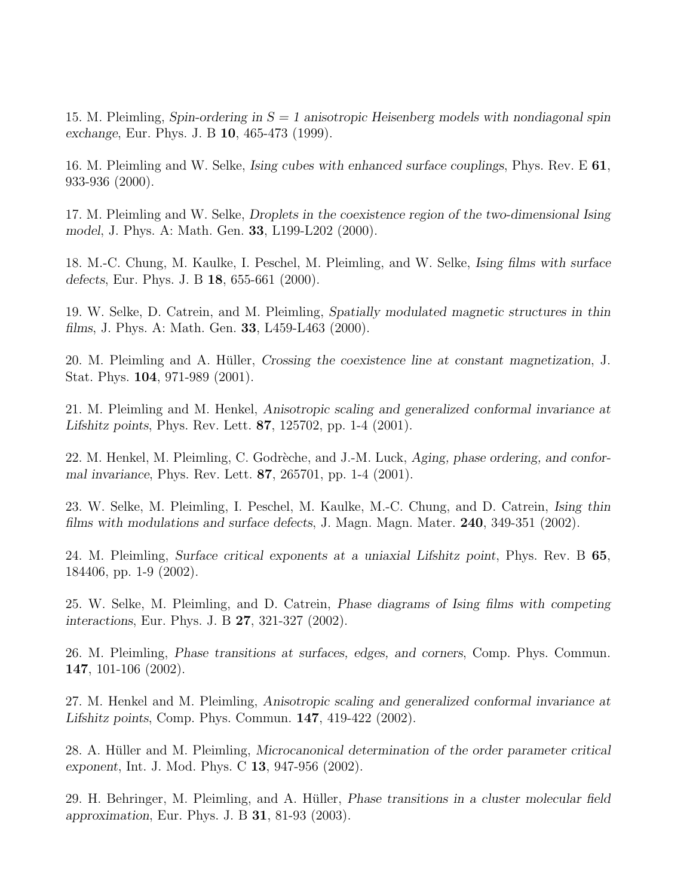15. M. Pleimling, *Spin-ordering in $S = 1$ anisotropic Heisenberg models with nondiagonal spin exchange*, Eur. Phys. J. B **10**, 465-473 (1999).

16. M. Pleimling and W. Selke, *Ising cubes with enhanced surface couplings*, Phys. Rev. E **61**, 933-936 (2000).

17. M. Pleimling and W. Selke, *Droplets in the coexistence region of the two-dimensional Ising model*, J. Phys. A: Math. Gen. **33**, L199-L202 (2000).

18. M.-C. Chung, M. Kaulke, I. Peschel, M. Pleimling, and W. Selke, *Ising films with surface defects*, Eur. Phys. J. B **18**, 655-661 (2000).

19. W. Selke, D. Catrein, and M. Pleimling, *Spatially modulated magnetic structures in thin films*, J. Phys. A: Math. Gen. **33**, L459-L463 (2000).

20. M. Pleimling and A. Hüller, *Crossing the coexistence line at constant magnetization*, J. Stat. Phys. **104**, 971-989 (2001).

21. M. Pleimling and M. Henkel, *Anisotropic scaling and generalized conformal invariance at Lifshitz points*, Phys. Rev. Lett. **87**, 125702, pp. 1-4 (2001).

22. M. Henkel, M. Pleimling, C. Godrèche, and J.-M. Luck, *Aging, phase ordering, and conformal invariance*, Phys. Rev. Lett. **87**, 265701, pp. 1-4 (2001).

23. W. Selke, M. Pleimling, I. Peschel, M. Kaulke, M.-C. Chung, and D. Catrein, *Ising thin films with modulations and surface defects*, J. Magn. Magn. Mater. **240**, 349-351 (2002).

24. M. Pleimling, *Surface critical exponents at a uniaxial Lifshitz point*, Phys. Rev. B **65**, 184406, pp. 1-9 (2002).

25. W. Selke, M. Pleimling, and D. Catrein, *Phase diagrams of Ising films with competing interactions*, Eur. Phys. J. B **27**, 321-327 (2002).

26. M. Pleimling, *Phase transitions at surfaces, edges, and corners*, Comp. Phys. Commun. **147**, 101-106 (2002).

27. M. Henkel and M. Pleimling, *Anisotropic scaling and generalized conformal invariance at Lifshitz points*, Comp. Phys. Commun. **147**, 419-422 (2002).

28. A. Hüller and M. Pleimling, *Microcanonical determination of the order parameter critical exponent*, Int. J. Mod. Phys. C **13**, 947-956 (2002).

29. H. Behringer, M. Pleimling, and A. Hüller, *Phase transitions in a cluster molecular field approximation*, Eur. Phys. J. B **31**, 81-93 (2003).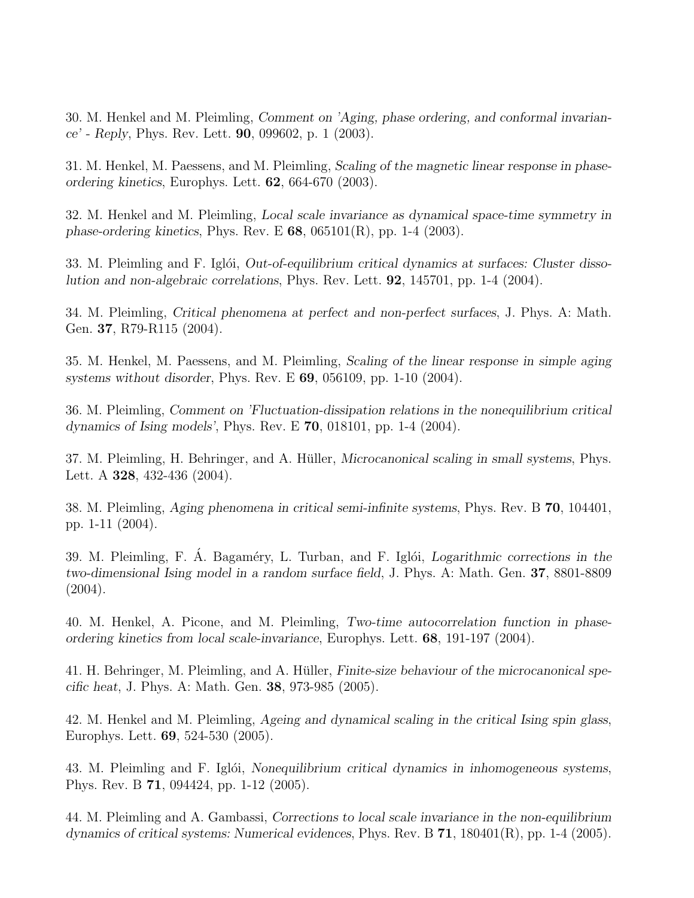30. M. Henkel and M. Pleimling, *Comment on 'Aging, phase ordering, and conformal invariance' - Reply*, Phys. Rev. Lett. **90**, 099602, p. 1 (2003).

31. M. Henkel, M. Paessens, and M. Pleimling, *Scaling of the magnetic linear response in phase-ordering kinetics*, Europhys. Lett. **62**, 664-670 (2003).

32. M. Henkel and M. Pleimling, *Local scale invariance as dynamical space-time symmetry in phase-ordering kinetics*, Phys. Rev. E **68**, 065101(R), pp. 1-4 (2003).

33. M. Pleimling and F. Iglói, *Out-of-equilibrium critical dynamics at surfaces: Cluster dissolution and non-algebraic correlations*, Phys. Rev. Lett. **92**, 145701, pp. 1-4 (2004).

34. M. Pleimling, *Critical phenomena at perfect and non-perfect surfaces*, J. Phys. A: Math. Gen. **37**, R79-R115 (2004).

35. M. Henkel, M. Paessens, and M. Pleimling, *Scaling of the linear response in simple aging systems without disorder*, Phys. Rev. E **69**, 056109, pp. 1-10 (2004).

36. M. Pleimling, *Comment on 'Fluctuation-dissipation relations in the nonequilibrium critical dynamics of Ising models'*, Phys. Rev. E **70**, 018101, pp. 1-4 (2004).

37. M. Pleimling, H. Behringer, and A. Hüller, *Microcanonical scaling in small systems*, Phys. Lett. A **328**, 432-436 (2004).

38. M. Pleimling, *Aging phenomena in critical semi-infinite systems*, Phys. Rev. B **70**, 104401, pp. 1-11 (2004).

39. M. Pleimling, F. Á. Bagaméry, L. Turban, and F. Iglói, *Logarithmic corrections in the two-dimensional Ising model in a random surface field*, J. Phys. A: Math. Gen. **37**, 8801-8809 (2004).

40. M. Henkel, A. Picone, and M. Pleimling, *Two-time autocorrelation function in phase-ordering kinetics from local scale-invariance*, Europhys. Lett. **68**, 191-197 (2004).

41. H. Behringer, M. Pleimling, and A. Hüller, *Finite-size behaviour of the microcanonical specific heat*, J. Phys. A: Math. Gen. **38**, 973-985 (2005).

42. M. Henkel and M. Pleimling, *Ageing and dynamical scaling in the critical Ising spin glass*, Europhys. Lett. **69**, 524-530 (2005).

43. M. Pleimling and F. Iglói, *Nonequilibrium critical dynamics in inhomogeneous systems*, Phys. Rev. B **71**, 094424, pp. 1-12 (2005).

44. M. Pleimling and A. Gambassi, *Corrections to local scale invariance in the non-equilibrium dynamics of critical systems: Numerical evidences*, Phys. Rev. B **71**, 180401(R), pp. 1-4 (2005).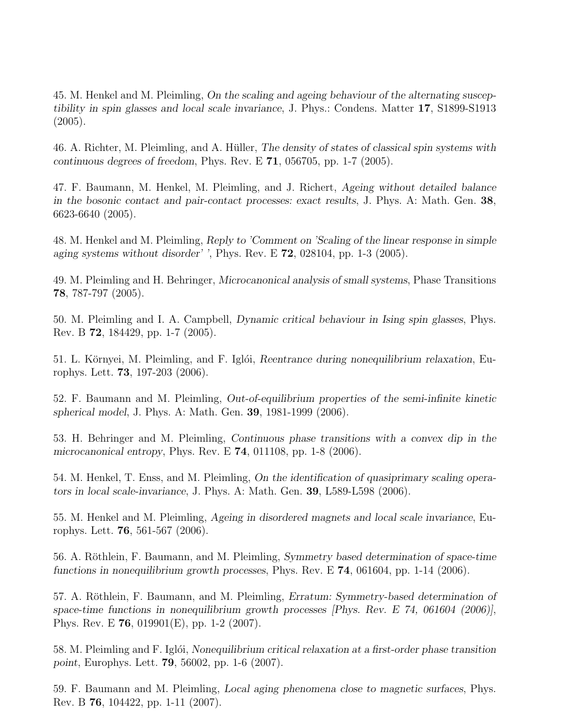45. M. Henkel and M. Pleimling, *On the scaling and ageing behaviour of the alternating susceptibility in spin glasses and local scale invariance*, J. Phys.: Condens. Matter **17**, S1899-S1913 (2005).

46. A. Richter, M. Pleimling, and A. Hüller, *The density of states of classical spin systems with continuous degrees of freedom*, Phys. Rev. E **71**, 056705, pp. 1-7 (2005).

47. F. Baumann, M. Henkel, M. Pleimling, and J. Richert, *Ageing without detailed balance in the bosonic contact and pair-contact processes: exact results*, J. Phys. A: Math. Gen. **38**, 6623-6640 (2005).

48. M. Henkel and M. Pleimling, *Reply to 'Comment on 'Scaling of the linear response in simple aging systems without disorder' '*, Phys. Rev. E **72**, 028104, pp. 1-3 (2005).

49. M. Pleimling and H. Behringer, *Microcanonical analysis of small systems*, Phase Transitions **78**, 787-797 (2005).

50. M. Pleimling and I. A. Campbell, *Dynamic critical behaviour in Ising spin glasses*, Phys. Rev. B **72**, 184429, pp. 1-7 (2005).

51. L. Környei, M. Pleimling, and F. Iglói, *Reentrance during nonequilibrium relaxation*, Europhys. Lett. **73**, 197-203 (2006).

52. F. Baumann and M. Pleimling, *Out-of-equilibrium properties of the semi-infinite kinetic spherical model*, J. Phys. A: Math. Gen. **39**, 1981-1999 (2006).

53. H. Behringer and M. Pleimling, *Continuous phase transitions with a convex dip in the microcanonical entropy*, Phys. Rev. E **74**, 011108, pp. 1-8 (2006).

54. M. Henkel, T. Enss, and M. Pleimling, *On the identification of quasiprimary scaling operators in local scale-invariance*, J. Phys. A: Math. Gen. **39**, L589-L598 (2006).

55. M. Henkel and M. Pleimling, *Ageing in disordered magnets and local scale invariance*, Europhys. Lett. **76**, 561-567 (2006).

56. A. Röthlein, F. Baumann, and M. Pleimling, *Symmetry based determination of space-time functions in nonequilibrium growth processes*, Phys. Rev. E **74**, 061604, pp. 1-14 (2006).

57. A. Röthlein, F. Baumann, and M. Pleimling, *Erratum: Symmetry-based determination of space-time functions in nonequilibrium growth processes [Phys. Rev. E 74, 061604 (2006)]*, Phys. Rev. E **76**, 019901(E), pp. 1-2 (2007).

58. M. Pleimling and F. Iglói, *Nonequilibrium critical relaxation at a first-order phase transition point*, Europhys. Lett. **79**, 56002, pp. 1-6 (2007).

59. F. Baumann and M. Pleimling, *Local aging phenomena close to magnetic surfaces*, Phys. Rev. B **76**, 104422, pp. 1-11 (2007).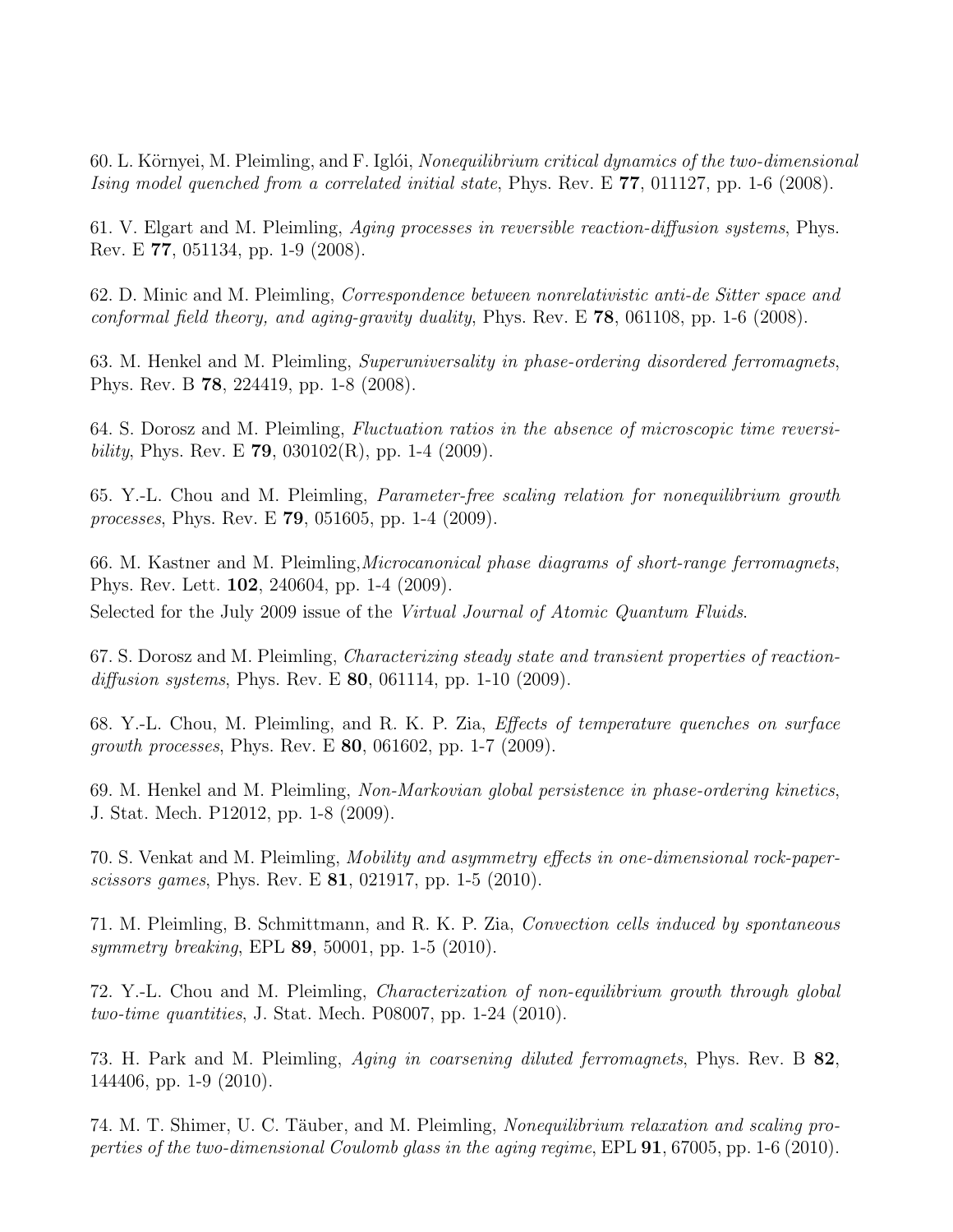60. L. Környei, M. Pleimling, and F. Iglói, *Nonequilibrium critical dynamics of the two-dimensional Ising model quenched from a correlated initial state*, Phys. Rev. E **77**, 011127, pp. 1-6 (2008).

61. V. Elgart and M. Pleimling, *Aging processes in reversible reaction-diffusion systems*, Phys. Rev. E **77**, 051134, pp. 1-9 (2008).

62. D. Minic and M. Pleimling, *Correspondence between nonrelativistic anti-de Sitter space and conformal field theory, and aging-gravity duality*, Phys. Rev. E **78**, 061108, pp. 1-6 (2008).

63. M. Henkel and M. Pleimling, *Superuniversality in phase-ordering disordered ferromagnets*, Phys. Rev. B **78**, 224419, pp. 1-8 (2008).

64. S. Dorosz and M. Pleimling, *Fluctuation ratios in the absence of microscopic time reversibility*, Phys. Rev. E **79**, 030102(R), pp. 1-4 (2009).

65. Y.-L. Chou and M. Pleimling, *Parameter-free scaling relation for nonequilibrium growth processes*, Phys. Rev. E **79**, 051605, pp. 1-4 (2009).

66. M. Kastner and M. Pleimling,*Microcanonical phase diagrams of short-range ferromagnets*, Phys. Rev. Lett. **102**, 240604, pp. 1-4 (2009).
Selected for the July 2009 issue of the *Virtual Journal of Atomic Quantum Fluids*.

67. S. Dorosz and M. Pleimling, *Characterizing steady state and transient properties of reaction-diffusion systems*, Phys. Rev. E **80**, 061114, pp. 1-10 (2009).

68. Y.-L. Chou, M. Pleimling, and R. K. P. Zia, *Effects of temperature quenches on surface growth processes*, Phys. Rev. E **80**, 061602, pp. 1-7 (2009).

69. M. Henkel and M. Pleimling, *Non-Markovian global persistence in phase-ordering kinetics*, J. Stat. Mech. P12012, pp. 1-8 (2009).

70. S. Venkat and M. Pleimling, *Mobility and asymmetry effects in one-dimensional rock-paper-scissors games*, Phys. Rev. E **81**, 021917, pp. 1-5 (2010).

71. M. Pleimling, B. Schmittmann, and R. K. P. Zia, *Convection cells induced by spontaneous symmetry breaking*, EPL **89**, 50001, pp. 1-5 (2010).

72. Y.-L. Chou and M. Pleimling, *Characterization of non-equilibrium growth through global two-time quantities*, J. Stat. Mech. P08007, pp. 1-24 (2010).

73. H. Park and M. Pleimling, *Aging in coarsening diluted ferromagnets*, Phys. Rev. B **82**, 144406, pp. 1-9 (2010).

74. M. T. Shimer, U. C. Täuber, and M. Pleimling, *Nonequilibrium relaxation and scaling properties of the two-dimensional Coulomb glass in the aging regime*, EPL **91**, 67005, pp. 1-6 (2010).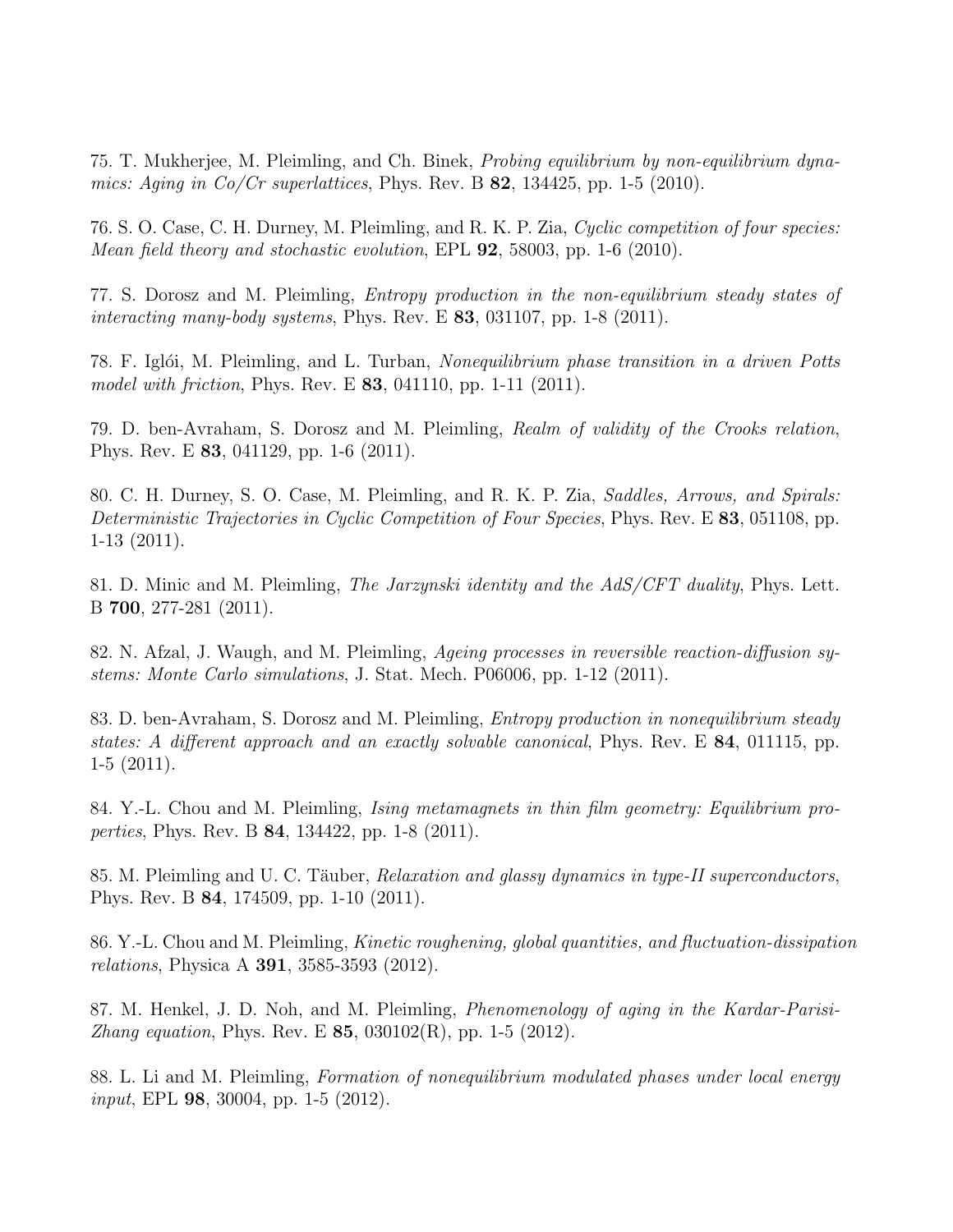75. T. Mukherjee, M. Pleimling, and Ch. Binek, *Probing equilibrium by non-equilibrium dynamics: Aging in Co/Cr superlattices*, Phys. Rev. B **82**, 134425, pp. 1-5 (2010).

76. S. O. Case, C. H. Durney, M. Pleimling, and R. K. P. Zia, *Cyclic competition of four species: Mean field theory and stochastic evolution*, EPL **92**, 58003, pp. 1-6 (2010).

77. S. Dorosz and M. Pleimling, *Entropy production in the non-equilibrium steady states of interacting many-body systems*, Phys. Rev. E **83**, 031107, pp. 1-8 (2011).

78. F. Iglói, M. Pleimling, and L. Turban, *Nonequilibrium phase transition in a driven Potts model with friction*, Phys. Rev. E **83**, 041110, pp. 1-11 (2011).

79. D. ben-Avraham, S. Dorosz and M. Pleimling, *Realm of validity of the Crooks relation*, Phys. Rev. E **83**, 041129, pp. 1-6 (2011).

80. C. H. Durney, S. O. Case, M. Pleimling, and R. K. P. Zia, *Saddles, Arrows, and Spirals: Deterministic Trajectories in Cyclic Competition of Four Species*, Phys. Rev. E **83**, 051108, pp. 1-13 (2011).

81. D. Minic and M. Pleimling, *The Jarzynski identity and the AdS/CFT duality*, Phys. Lett. B **700**, 277-281 (2011).

82. N. Afzal, J. Waugh, and M. Pleimling, *Ageing processes in reversible reaction-diffusion systems: Monte Carlo simulations*, J. Stat. Mech. P06006, pp. 1-12 (2011).

83. D. ben-Avraham, S. Dorosz and M. Pleimling, *Entropy production in nonequilibrium steady states: A different approach and an exactly solvable canonical*, Phys. Rev. E **84**, 011115, pp. 1-5 (2011).

84. Y.-L. Chou and M. Pleimling, *Ising metamagnets in thin film geometry: Equilibrium properties*, Phys. Rev. B **84**, 134422, pp. 1-8 (2011).

85. M. Pleimling and U. C. Täuber, *Relaxation and glassy dynamics in type-II superconductors*, Phys. Rev. B **84**, 174509, pp. 1-10 (2011).

86. Y.-L. Chou and M. Pleimling, *Kinetic roughening, global quantities, and fluctuation-dissipation relations*, Physica A **391**, 3585-3593 (2012).

87. M. Henkel, J. D. Noh, and M. Pleimling, *Phenomenology of aging in the Kardar-Parisi-Zhang equation*, Phys. Rev. E **85**, 030102(R), pp. 1-5 (2012).

88. L. Li and M. Pleimling, *Formation of nonequilibrium modulated phases under local energy input*, EPL **98**, 30004, pp. 1-5 (2012).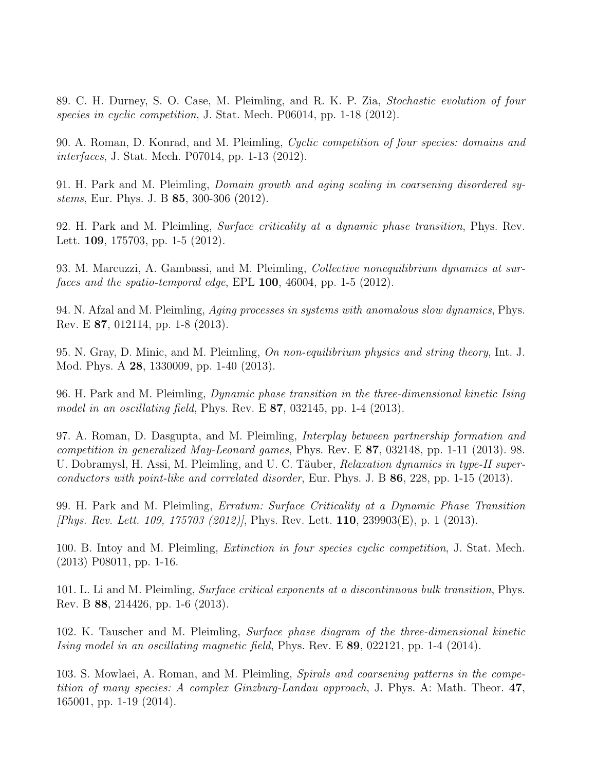89. C. H. Durney, S. O. Case, M. Pleimling, and R. K. P. Zia, *Stochastic evolution of four species in cyclic competition*, J. Stat. Mech. P06014, pp. 1-18 (2012).

90. A. Roman, D. Konrad, and M. Pleimling, *Cyclic competition of four species: domains and interfaces*, J. Stat. Mech. P07014, pp. 1-13 (2012).

91. H. Park and M. Pleimling, *Domain growth and aging scaling in coarsening disordered systems*, Eur. Phys. J. B **85**, 300-306 (2012).

92. H. Park and M. Pleimling, *Surface criticality at a dynamic phase transition*, Phys. Rev. Lett. **109**, 175703, pp. 1-5 (2012).

93. M. Marcuzzi, A. Gambassi, and M. Pleimling, *Collective nonequilibrium dynamics at surfaces and the spatio-temporal edge*, EPL **100**, 46004, pp. 1-5 (2012).

94. N. Afzal and M. Pleimling, *Aging processes in systems with anomalous slow dynamics*, Phys. Rev. E **87**, 012114, pp. 1-8 (2013).

95. N. Gray, D. Minic, and M. Pleimling, *On non-equilibrium physics and string theory*, Int. J. Mod. Phys. A **28**, 1330009, pp. 1-40 (2013).

96. H. Park and M. Pleimling, *Dynamic phase transition in the three-dimensional kinetic Ising model in an oscillating field*, Phys. Rev. E **87**, 032145, pp. 1-4 (2013).

97. A. Roman, D. Dasgupta, and M. Pleimling, *Interplay between partnership formation and competition in generalized May-Leonard games*, Phys. Rev. E **87**, 032148, pp. 1-11 (2013). 98. U. Dobramysl, H. Assi, M. Pleimling, and U. C. Täuber, *Relaxation dynamics in type-II superconductors with point-like and correlated disorder*, Eur. Phys. J. B **86**, 228, pp. 1-15 (2013).

99. H. Park and M. Pleimling, *Erratum: Surface Criticality at a Dynamic Phase Transition [Phys. Rev. Lett. 109, 175703 (2012)]*, Phys. Rev. Lett. **110**, 239903(E), p. 1 (2013).

100. B. Intoy and M. Pleimling, *Extinction in four species cyclic competition*, J. Stat. Mech. (2013) P08011, pp. 1-16.

101. L. Li and M. Pleimling, *Surface critical exponents at a discontinuous bulk transition*, Phys. Rev. B **88**, 214426, pp. 1-6 (2013).

102. K. Tauscher and M. Pleimling, *Surface phase diagram of the three-dimensional kinetic Ising model in an oscillating magnetic field*, Phys. Rev. E **89**, 022121, pp. 1-4 (2014).

103. S. Mowlaei, A. Roman, and M. Pleimling, *Spirals and coarsening patterns in the competition of many species: A complex Ginzburg-Landau approach*, J. Phys. A: Math. Theor. **47**, 165001, pp. 1-19 (2014).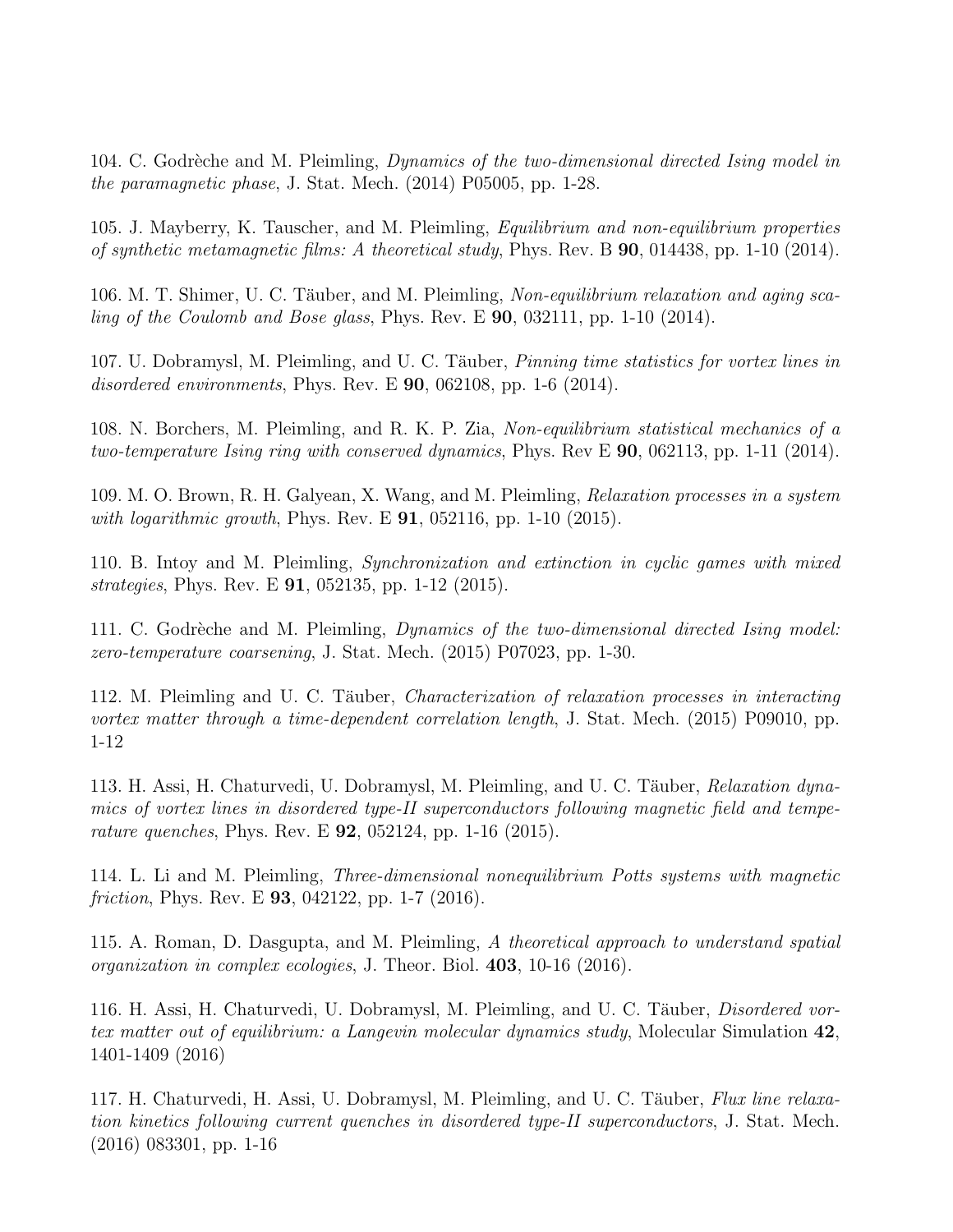104. C. Godrèche and M. Pleimling, *Dynamics of the two-dimensional directed Ising model in the paramagnetic phase*, J. Stat. Mech. (2014) P05005, pp. 1-28.

105. J. Mayberry, K. Tauscher, and M. Pleimling, *Equilibrium and non-equilibrium properties of synthetic metamagnetic films: A theoretical study*, Phys. Rev. B **90**, 014438, pp. 1-10 (2014).

106. M. T. Shimer, U. C. Täuber, and M. Pleimling, *Non-equilibrium relaxation and aging scaling of the Coulomb and Bose glass*, Phys. Rev. E **90**, 032111, pp. 1-10 (2014).

107. U. Dobramysl, M. Pleimling, and U. C. Täuber, *Pinning time statistics for vortex lines in disordered environments*, Phys. Rev. E **90**, 062108, pp. 1-6 (2014).

108. N. Borchers, M. Pleimling, and R. K. P. Zia, *Non-equilibrium statistical mechanics of a two-temperature Ising ring with conserved dynamics*, Phys Rev E **90**, 062113, pp. 1-11 (2014).

109. M. O. Brown, R. H. Galyean, X. Wang, and M. Pleimling, *Relaxation processes in a system with logarithmic growth*, Phys. Rev. E **91**, 052116, pp. 1-10 (2015).

110. B. Intoy and M. Pleimling, *Synchronization and extinction in cyclic games with mixed strategies*, Phys. Rev. E **91**, 052135, pp. 1-12 (2015).

111. C. Godrèche and M. Pleimling, *Dynamics of the two-dimensional directed Ising model: zero-temperature coarsening*, J. Stat. Mech. (2015) P07023, pp. 1-30.

112. M. Pleimling and U. C. Täuber, *Characterization of relaxation processes in interacting vortex matter through a time-dependent correlation length*, J. Stat. Mech. (2015) P09010, pp. 1-12

113. H. Assi, H. Chaturvedi, U. Dobramysl, M. Pleimling, and U. C. Täuber, *Relaxation dynamics of vortex lines in disordered type-II superconductors following magnetic field and temperature quenches*, Phys. Rev. E **92**, 052124, pp. 1-16 (2015).

114. L. Li and M. Pleimling, *Three-dimensional nonequilibrium Potts systems with magnetic friction*, Phys. Rev. E **93**, 042122, pp. 1-7 (2016).

115. A. Roman, D. Dasgupta, and M. Pleimling, *A theoretical approach to understand spatial organization in complex ecologies*, J. Theor. Biol. **403**, 10-16 (2016).

116. H. Assi, H. Chaturvedi, U. Dobramysl, M. Pleimling, and U. C. Täuber, *Disordered vortex matter out of equilibrium: a Langevin molecular dynamics study*, Molecular Simulation **42**, 1401-1409 (2016)

117. H. Chaturvedi, H. Assi, U. Dobramysl, M. Pleimling, and U. C. Täuber, *Flux line relaxation kinetics following current quenches in disordered type-II superconductors*, J. Stat. Mech. (2016) 083301, pp. 1-16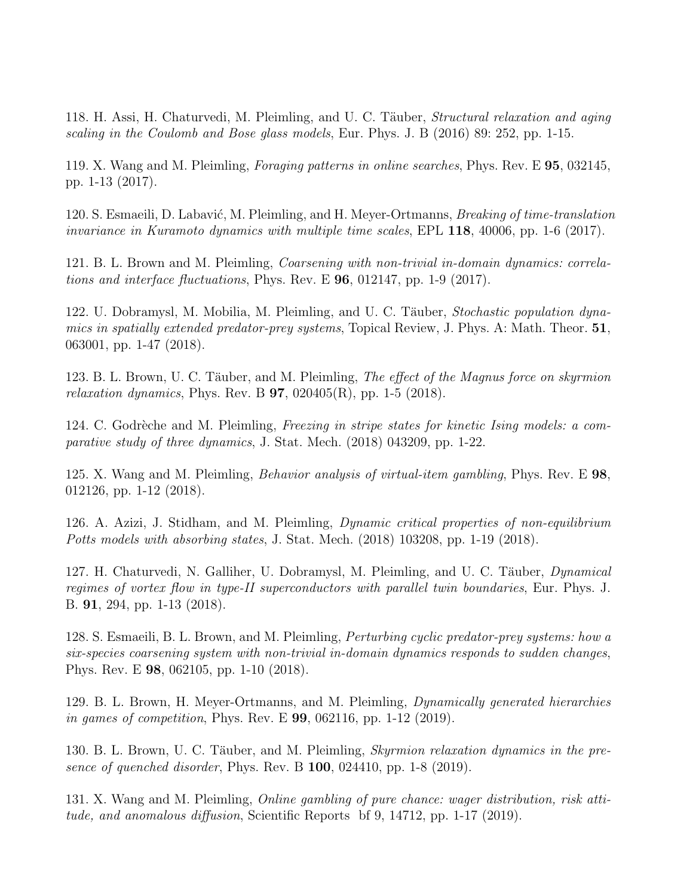118. H. Assi, H. Chaturvedi, M. Pleimling, and U. C. Täuber, *Structural relaxation and aging scaling in the Coulomb and Bose glass models*, Eur. Phys. J. B (2016) 89: 252, pp. 1-15.

119. X. Wang and M. Pleimling, *Foraging patterns in online searches*, Phys. Rev. E **95**, 032145, pp. 1-13 (2017).

120. S. Esmaeili, D. Labavić, M. Pleimling, and H. Meyer-Ortmanns, *Breaking of time-translation invariance in Kuramoto dynamics with multiple time scales*, EPL **118**, 40006, pp. 1-6 (2017).

121. B. L. Brown and M. Pleimling, *Coarsening with non-trivial in-domain dynamics: correlations and interface fluctuations*, Phys. Rev. E **96**, 012147, pp. 1-9 (2017).

122. U. Dobramysl, M. Mobilia, M. Pleimling, and U. C. Täuber, *Stochastic population dynamics in spatially extended predator-prey systems*, Topical Review, J. Phys. A: Math. Theor. **51**, 063001, pp. 1-47 (2018).

123. B. L. Brown, U. C. Täuber, and M. Pleimling, *The effect of the Magnus force on skyrmion relaxation dynamics*, Phys. Rev. B **97**, 020405(R), pp. 1-5 (2018).

124. C. Godrèche and M. Pleimling, *Freezing in stripe states for kinetic Ising models: a comparative study of three dynamics*, J. Stat. Mech. (2018) 043209, pp. 1-22.

125. X. Wang and M. Pleimling, *Behavior analysis of virtual-item gambling*, Phys. Rev. E **98**, 012126, pp. 1-12 (2018).

126. A. Azizi, J. Stidham, and M. Pleimling, *Dynamic critical properties of non-equilibrium Potts models with absorbing states*, J. Stat. Mech. (2018) 103208, pp. 1-19 (2018).

127. H. Chaturvedi, N. Galliher, U. Dobramysl, M. Pleimling, and U. C. Täuber, *Dynamical regimes of vortex flow in type-II superconductors with parallel twin boundaries*, Eur. Phys. J. B. **91**, 294, pp. 1-13 (2018).

128. S. Esmaeili, B. L. Brown, and M. Pleimling, *Perturbing cyclic predator-prey systems: how a six-species coarsening system with non-trivial in-domain dynamics responds to sudden changes*, Phys. Rev. E **98**, 062105, pp. 1-10 (2018).

129. B. L. Brown, H. Meyer-Ortmanns, and M. Pleimling, *Dynamically generated hierarchies in games of competition*, Phys. Rev. E **99**, 062116, pp. 1-12 (2019).

130. B. L. Brown, U. C. Täuber, and M. Pleimling, *Skyrmion relaxation dynamics in the presence of quenched disorder*, Phys. Rev. B **100**, 024410, pp. 1-8 (2019).

131. X. Wang and M. Pleimling, *Online gambling of pure chance: wager distribution, risk attitude, and anomalous diffusion*, Scientific Reports bf 9, 14712, pp. 1-17 (2019).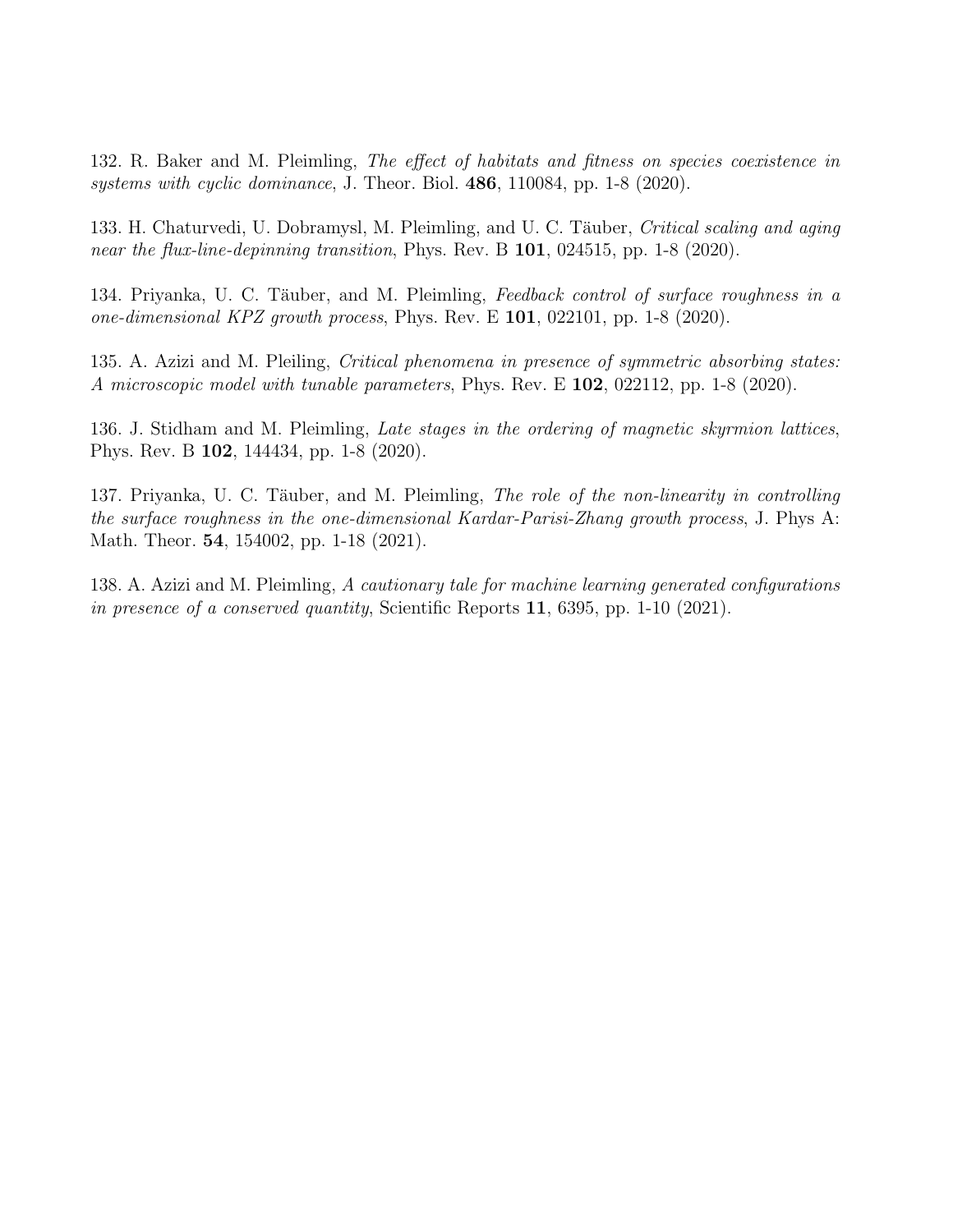132. R. Baker and M. Pleimling, *The effect of habitats and fitness on species coexistence in systems with cyclic dominance*, J. Theor. Biol. **486**, 110084, pp. 1-8 (2020).

133. H. Chaturvedi, U. Dobramysl, M. Pleimling, and U. C. Täuber, *Critical scaling and aging near the flux-line-depinning transition*, Phys. Rev. B **101**, 024515, pp. 1-8 (2020).

134. Priyanka, U. C. Täuber, and M. Pleimling, *Feedback control of surface roughness in a one-dimensional KPZ growth process*, Phys. Rev. E **101**, 022101, pp. 1-8 (2020).

135. A. Azizi and M. Pleiling, *Critical phenomena in presence of symmetric absorbing states: A microscopic model with tunable parameters*, Phys. Rev. E **102**, 022112, pp. 1-8 (2020).

136. J. Stidham and M. Pleimling, *Late stages in the ordering of magnetic skyrmion lattices*, Phys. Rev. B **102**, 144434, pp. 1-8 (2020).

137. Priyanka, U. C. Täuber, and M. Pleimling, *The role of the non-linearity in controlling the surface roughness in the one-dimensional Kardar-Parisi-Zhang growth process*, J. Phys A: Math. Theor. **54**, 154002, pp. 1-18 (2021).

138. A. Azizi and M. Pleimling, *A cautionary tale for machine learning generated configurations in presence of a conserved quantity*, Scientific Reports **11**, 6395, pp. 1-10 (2021).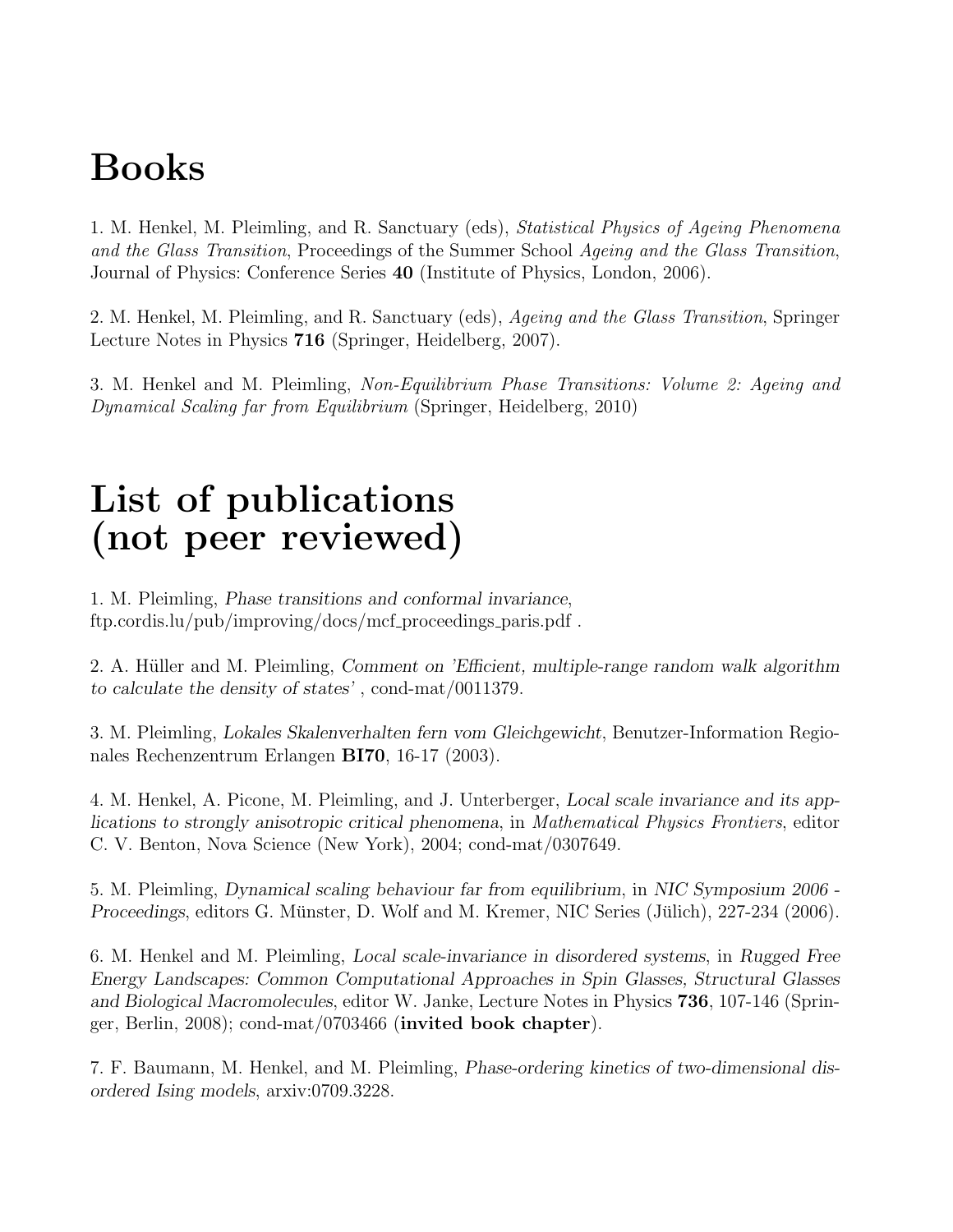# Books

1. M. Henkel, M. Pleimling, and R. Sanctuary (eds), *Statistical Physics of Ageing Phenomena and the Glass Transition*, Proceedings of the Summer School *Ageing and the Glass Transition*, Journal of Physics: Conference Series **40** (Institute of Physics, London, 2006).

2. M. Henkel, M. Pleimling, and R. Sanctuary (eds), *Ageing and the Glass Transition*, Springer Lecture Notes in Physics **716** (Springer, Heidelberg, 2007).

3. M. Henkel and M. Pleimling, *Non-Equilibrium Phase Transitions: Volume 2: Ageing and Dynamical Scaling far from Equilibrium* (Springer, Heidelberg, 2010)

# List of publications (not peer reviewed)

1. M. Pleimling, *Phase transitions and conformal invariance*, ftp.cordis.lu/pub/improving/docs/mcf_proceedings_paris.pdf .

2. A. Hüller and M. Pleimling, *Comment on 'Efficient, multiple-range random walk algorithm to calculate the density of states'* , cond-mat/0011379.

3. M. Pleimling, *Lokales Skalenverhalten fern vom Gleichgewicht*, Benutzer-Information Regionales Rechenzentrum Erlangen **BI70**, 16-17 (2003).

4. M. Henkel, A. Picone, M. Pleimling, and J. Unterberger, *Local scale invariance and its applications to strongly anisotropic critical phenomena*, in *Mathematical Physics Frontiers*, editor C. V. Benton, Nova Science (New York), 2004; cond-mat/0307649.

5. M. Pleimling, *Dynamical scaling behaviour far from equilibrium*, in *NIC Symposium 2006 - Proceedings*, editors G. Münster, D. Wolf and M. Kremer, NIC Series (Jülich), 227-234 (2006).

6. M. Henkel and M. Pleimling, *Local scale-invariance in disordered systems*, in *Rugged Free Energy Landscapes: Common Computational Approaches in Spin Glasses, Structural Glasses and Biological Macromolecules*, editor W. Janke, Lecture Notes in Physics **736**, 107-146 (Springer, Berlin, 2008); cond-mat/0703466 (**invited book chapter**).

7. F. Baumann, M. Henkel, and M. Pleimling, *Phase-ordering kinetics of two-dimensional disordered Ising models*, arxiv:0709.3228.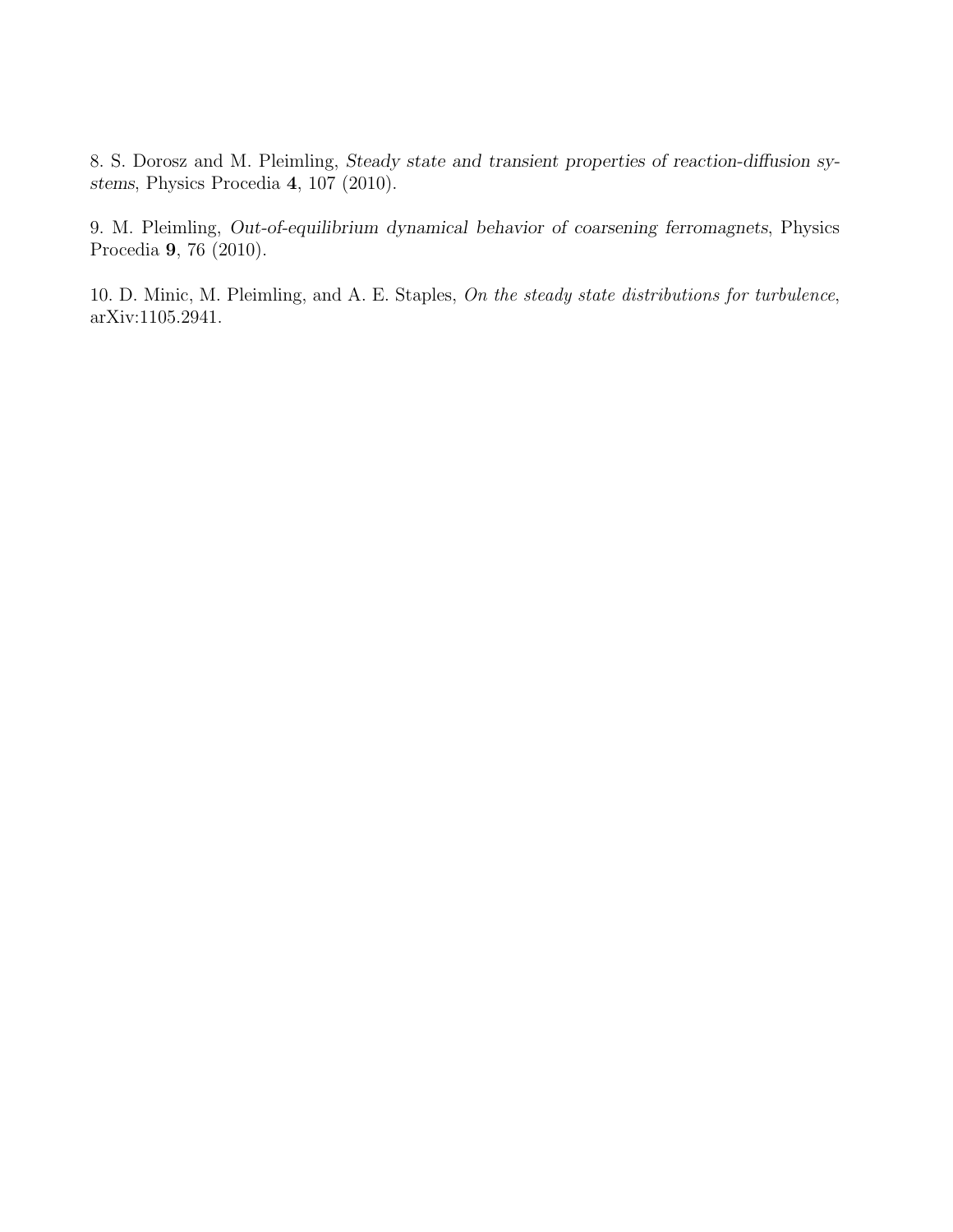8. S. Dorosz and M. Pleimling, *Steady state and transient properties of reaction-diffusion systems*, Physics Procedia **4**, 107 (2010).

9. M. Pleimling, *Out-of-equilibrium dynamical behavior of coarsening ferromagnets*, Physics Procedia **9**, 76 (2010).

10. D. Minic, M. Pleimling, and A. E. Staples, *On the steady state distributions for turbulence*, arXiv:1105.2941.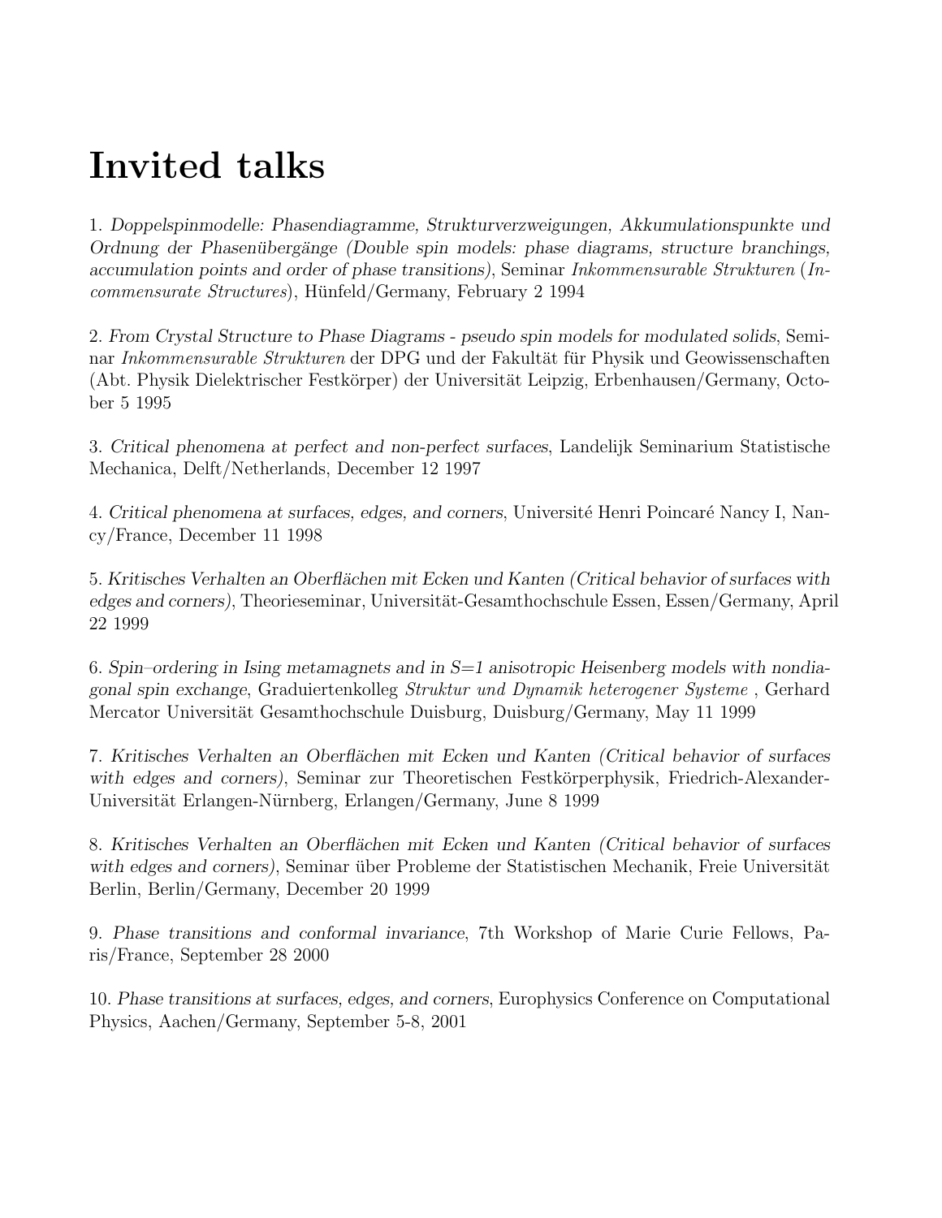# Invited talks

1. *Doppelspinmodelle: Phasendiagramme, Strukturverzweigungen, Akkumulationspunkte und Ordnung der Phasenübergänge (Double spin models: phase diagrams, structure branchings, accumulation points and order of phase transitions)*, Seminar *Inkommensurable Strukturen* (*Incommensurate Structures*), Hünfeld/Germany, February 2 1994

2. *From Crystal Structure to Phase Diagrams - pseudo spin models for modulated solids*, Seminar *Inkommensurable Strukturen* der DPG und der Fakultät für Physik und Geowissenschaften (Abt. Physik Dielektrischer Festkörper) der Universität Leipzig, Erbenhausen/Germany, October 5 1995

3. *Critical phenomena at perfect and non-perfect surfaces*, Landelijk Seminarium Statistische Mechanica, Delft/Netherlands, December 12 1997

4. *Critical phenomena at surfaces, edges, and corners*, Université Henri Poincaré Nancy I, Nancy/France, December 11 1998

5. *Kritisches Verhalten an Oberflächen mit Ecken und Kanten (Critical behavior of surfaces with edges and corners)*, Theorieseminar, Universität-Gesamthochschule Essen, Essen/Germany, April 22 1999

6. *Spin–ordering in Ising metamagnets and in S=1 anisotropic Heisenberg models with nondiagonal spin exchange*, Graduiertenkolleg *Struktur und Dynamik heterogener Systeme* , Gerhard Mercator Universität Gesamthochschule Duisburg, Duisburg/Germany, May 11 1999

7. *Kritisches Verhalten an Oberflächen mit Ecken und Kanten (Critical behavior of surfaces with edges and corners)*, Seminar zur Theoretischen Festkörperphysik, Friedrich-Alexander-Universität Erlangen-Nürnberg, Erlangen/Germany, June 8 1999

8. *Kritisches Verhalten an Oberflächen mit Ecken und Kanten (Critical behavior of surfaces with edges and corners)*, Seminar über Probleme der Statistischen Mechanik, Freie Universität Berlin, Berlin/Germany, December 20 1999

9. *Phase transitions and conformal invariance*, 7th Workshop of Marie Curie Fellows, Paris/France, September 28 2000

10. *Phase transitions at surfaces, edges, and corners*, Europhysics Conference on Computational Physics, Aachen/Germany, September 5-8, 2001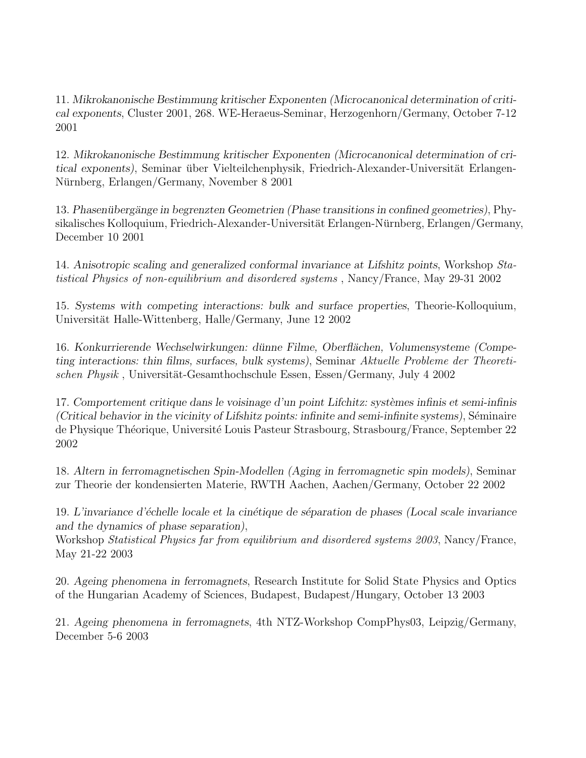11. *Mikrokanonische Bestimmung kritischer Exponenten (Microcanonical determination of critical exponents*, Cluster 2001, 268. WE-Heraeus-Seminar, Herzogenhorn/Germany, October 7-12 2001

12. *Mikrokanonische Bestimmung kritischer Exponenten (Microcanonical determination of critical exponents)*, Seminar über Vielteilchenphysik, Friedrich-Alexander-Universität Erlangen-Nürnberg, Erlangen/Germany, November 8 2001

13. *Phasenübergänge in begrenzten Geometrien (Phase transitions in confined geometries)*, Physikalisches Kolloquium, Friedrich-Alexander-Universität Erlangen-Nürnberg, Erlangen/Germany, December 10 2001

14. *Anisotropic scaling and generalized conformal invariance at Lifshitz points*, Workshop *Statistical Physics of non-equilibrium and disordered systems* , Nancy/France, May 29-31 2002

15. *Systems with competing interactions: bulk and surface properties*, Theorie-Kolloquium, Universität Halle-Wittenberg, Halle/Germany, June 12 2002

16. *Konkurrierende Wechselwirkungen: dünne Filme, Oberflächen, Volumensysteme (Competing interactions: thin films, surfaces, bulk systems)*, Seminar *Aktuelle Probleme der Theoretischen Physik* , Universität-Gesamthochschule Essen, Essen/Germany, July 4 2002

17. *Comportement critique dans le voisinage d'un point Lifchitz: systèmes infinis et semi-infinis (Critical behavior in the vicinity of Lifshitz points: infinite and semi-infinite systems)*, Séminaire de Physique Théorique, Université Louis Pasteur Strasbourg, Strasbourg/France, September 22 2002

18. *Altern in ferromagnetischen Spin-Modellen (Aging in ferromagnetic spin models)*, Seminar zur Theorie der kondensierten Materie, RWTH Aachen, Aachen/Germany, October 22 2002

19. *L'invariance d'échelle locale et la cinétique de séparation de phases (Local scale invariance and the dynamics of phase separation)*,
Workshop *Statistical Physics far from equilibrium and disordered systems 2003*, Nancy/France, May 21-22 2003

20. *Ageing phenomena in ferromagnets*, Research Institute for Solid State Physics and Optics of the Hungarian Academy of Sciences, Budapest, Budapest/Hungary, October 13 2003

21. *Ageing phenomena in ferromagnets*, 4th NTZ-Workshop CompPhys03, Leipzig/Germany, December 5-6 2003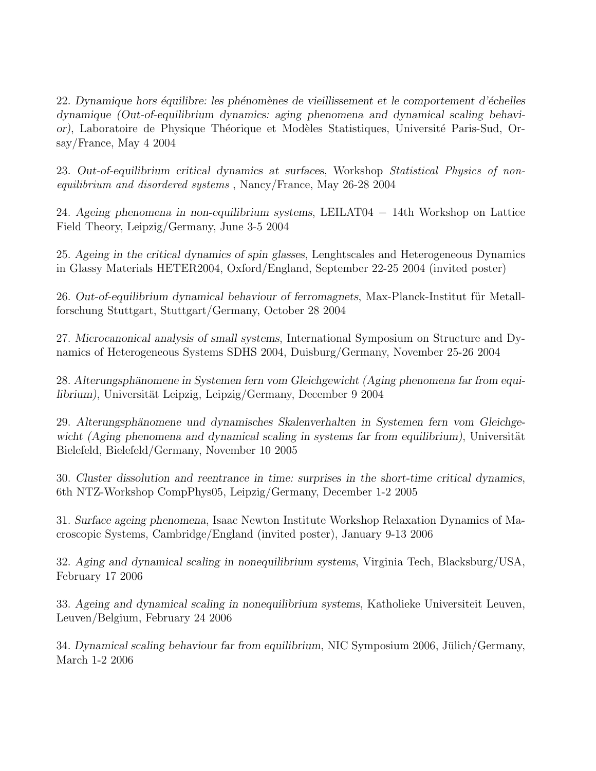22. *Dynamique hors équilibre: les phénomènes de vieillissement et le comportement d'échelles dynamique (Out-of-equilibrium dynamics: aging phenomena and dynamical scaling behavior)*, Laboratoire de Physique Théorique et Modèles Statistiques, Université Paris-Sud, Orsay/France, May 4 2004

23. *Out-of-equilibrium critical dynamics at surfaces*, Workshop *Statistical Physics of non-equilibrium and disordered systems* , Nancy/France, May 26-28 2004

24. *Ageing phenomena in non-equilibrium systems*, LEILAT04 − 14th Workshop on Lattice Field Theory, Leipzig/Germany, June 3-5 2004

25. *Ageing in the critical dynamics of spin glasses*, Lenghtscales and Heterogeneous Dynamics in Glassy Materials HETER2004, Oxford/England, September 22-25 2004 (invited poster)

26. *Out-of-equilibrium dynamical behaviour of ferromagnets*, Max-Planck-Institut für Metallforschung Stuttgart, Stuttgart/Germany, October 28 2004

27. *Microcanonical analysis of small systems*, International Symposium on Structure and Dynamics of Heterogeneous Systems SDHS 2004, Duisburg/Germany, November 25-26 2004

28. *Alterungsphänomene in Systemen fern vom Gleichgewicht (Aging phenomena far from equilibrium)*, Universität Leipzig, Leipzig/Germany, December 9 2004

29. *Alterungsphänomene und dynamisches Skalenverhalten in Systemen fern vom Gleichgewicht (Aging phenomena and dynamical scaling in systems far from equilibrium)*, Universität Bielefeld, Bielefeld/Germany, November 10 2005

30. *Cluster dissolution and reentrance in time: surprises in the short-time critical dynamics*, 6th NTZ-Workshop CompPhys05, Leipzig/Germany, December 1-2 2005

31. *Surface ageing phenomena*, Isaac Newton Institute Workshop Relaxation Dynamics of Macroscopic Systems, Cambridge/England (invited poster), January 9-13 2006

32. *Aging and dynamical scaling in nonequilibrium systems*, Virginia Tech, Blacksburg/USA, February 17 2006

33. *Ageing and dynamical scaling in nonequilibrium systems*, Katholieke Universiteit Leuven, Leuven/Belgium, February 24 2006

34. *Dynamical scaling behaviour far from equilibrium*, NIC Symposium 2006, Jülich/Germany, March 1-2 2006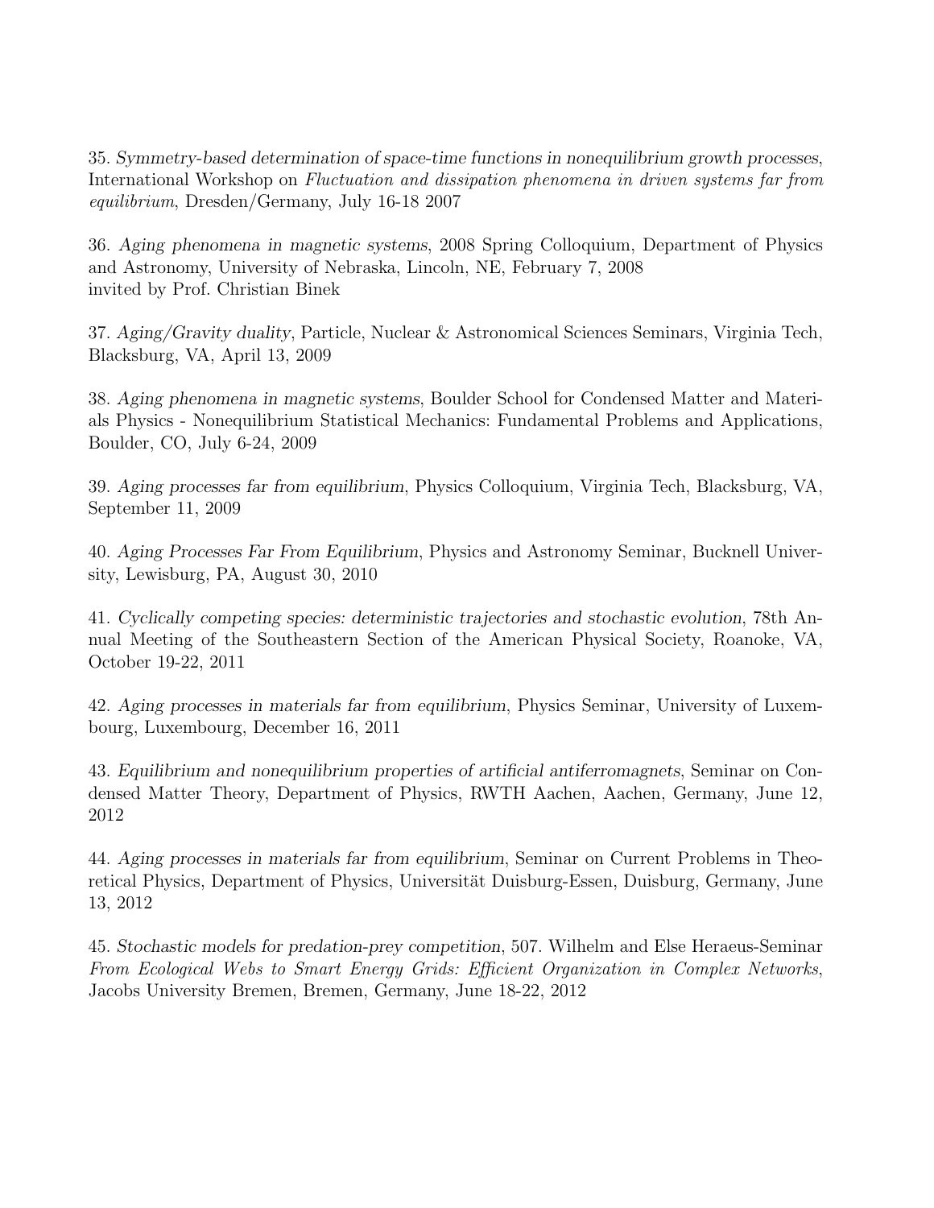35. *Symmetry-based determination of space-time functions in nonequilibrium growth processes*, International Workshop on *Fluctuation and dissipation phenomena in driven systems far from equilibrium*, Dresden/Germany, July 16-18 2007

36. *Aging phenomena in magnetic systems*, 2008 Spring Colloquium, Department of Physics and Astronomy, University of Nebraska, Lincoln, NE, February 7, 2008
invited by Prof. Christian Binek

37. *Aging/Gravity duality*, Particle, Nuclear & Astronomical Sciences Seminars, Virginia Tech, Blacksburg, VA, April 13, 2009

38. *Aging phenomena in magnetic systems*, Boulder School for Condensed Matter and Materials Physics - Nonequilibrium Statistical Mechanics: Fundamental Problems and Applications, Boulder, CO, July 6-24, 2009

39. *Aging processes far from equilibrium*, Physics Colloquium, Virginia Tech, Blacksburg, VA, September 11, 2009

40. *Aging Processes Far From Equilibrium*, Physics and Astronomy Seminar, Bucknell University, Lewisburg, PA, August 30, 2010

41. *Cyclically competing species: deterministic trajectories and stochastic evolution*, 78th Annual Meeting of the Southeastern Section of the American Physical Society, Roanoke, VA, October 19-22, 2011

42. *Aging processes in materials far from equilibrium*, Physics Seminar, University of Luxembourg, Luxembourg, December 16, 2011

43. *Equilibrium and nonequilibrium properties of artificial antiferromagnets*, Seminar on Condensed Matter Theory, Department of Physics, RWTH Aachen, Aachen, Germany, June 12, 2012

44. *Aging processes in materials far from equilibrium*, Seminar on Current Problems in Theoretical Physics, Department of Physics, Universität Duisburg-Essen, Duisburg, Germany, June 13, 2012

45. *Stochastic models for predation-prey competition*, 507. Wilhelm and Else Heraeus-Seminar *From Ecological Webs to Smart Energy Grids: Efficient Organization in Complex Networks*, Jacobs University Bremen, Bremen, Germany, June 18-22, 2012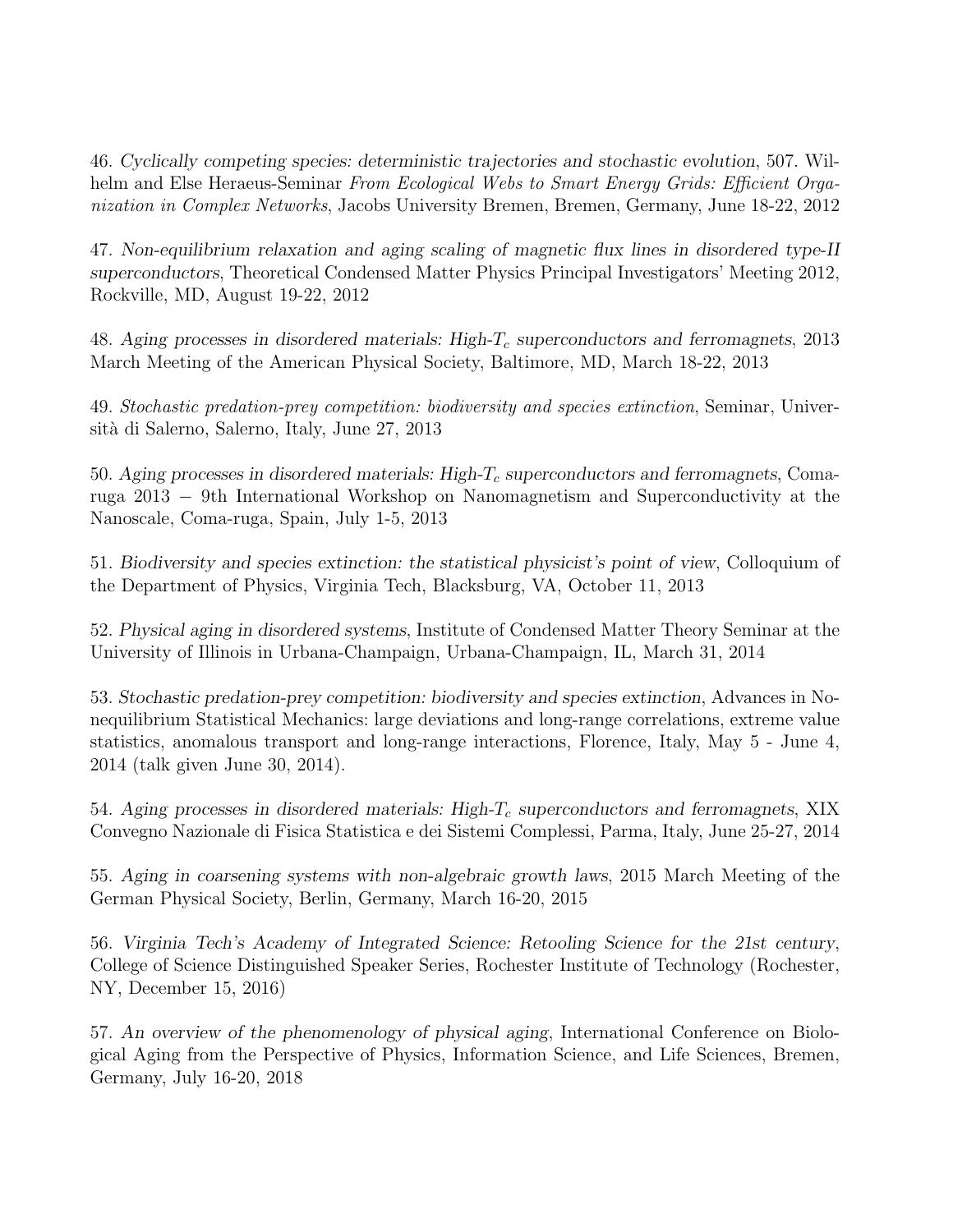46. *Cyclically competing species: deterministic trajectories and stochastic evolution*, 507. Wilhelm and Else Heraeus-Seminar *From Ecological Webs to Smart Energy Grids: Efficient Organization in Complex Networks*, Jacobs University Bremen, Bremen, Germany, June 18-22, 2012

47. *Non-equilibrium relaxation and aging scaling of magnetic flux lines in disordered type-II superconductors*, Theoretical Condensed Matter Physics Principal Investigators' Meeting 2012, Rockville, MD, August 19-22, 2012

48. *Aging processes in disordered materials: High-$T_c$ superconductors and ferromagnets*, 2013 March Meeting of the American Physical Society, Baltimore, MD, March 18-22, 2013

49. *Stochastic predation-prey competition: biodiversity and species extinction*, Seminar, Università di Salerno, Salerno, Italy, June 27, 2013

50. *Aging processes in disordered materials: High-$T_c$ superconductors and ferromagnets*, Comaruga 2013 − 9th International Workshop on Nanomagnetism and Superconductivity at the Nanoscale, Coma-ruga, Spain, July 1-5, 2013

51. *Biodiversity and species extinction: the statistical physicist's point of view*, Colloquium of the Department of Physics, Virginia Tech, Blacksburg, VA, October 11, 2013

52. *Physical aging in disordered systems*, Institute of Condensed Matter Theory Seminar at the University of Illinois in Urbana-Champaign, Urbana-Champaign, IL, March 31, 2014

53. *Stochastic predation-prey competition: biodiversity and species extinction*, Advances in Nonequilibrium Statistical Mechanics: large deviations and long-range correlations, extreme value statistics, anomalous transport and long-range interactions, Florence, Italy, May 5 - June 4, 2014 (talk given June 30, 2014).

54. *Aging processes in disordered materials: High-$T_c$ superconductors and ferromagnets*, XIX Convegno Nazionale di Fisica Statistica e dei Sistemi Complessi, Parma, Italy, June 25-27, 2014

55. *Aging in coarsening systems with non-algebraic growth laws*, 2015 March Meeting of the German Physical Society, Berlin, Germany, March 16-20, 2015

56. *Virginia Tech's Academy of Integrated Science: Retooling Science for the 21st century*, College of Science Distinguished Speaker Series, Rochester Institute of Technology (Rochester, NY, December 15, 2016)

57. *An overview of the phenomenology of physical aging*, International Conference on Biological Aging from the Perspective of Physics, Information Science, and Life Sciences, Bremen, Germany, July 16-20, 2018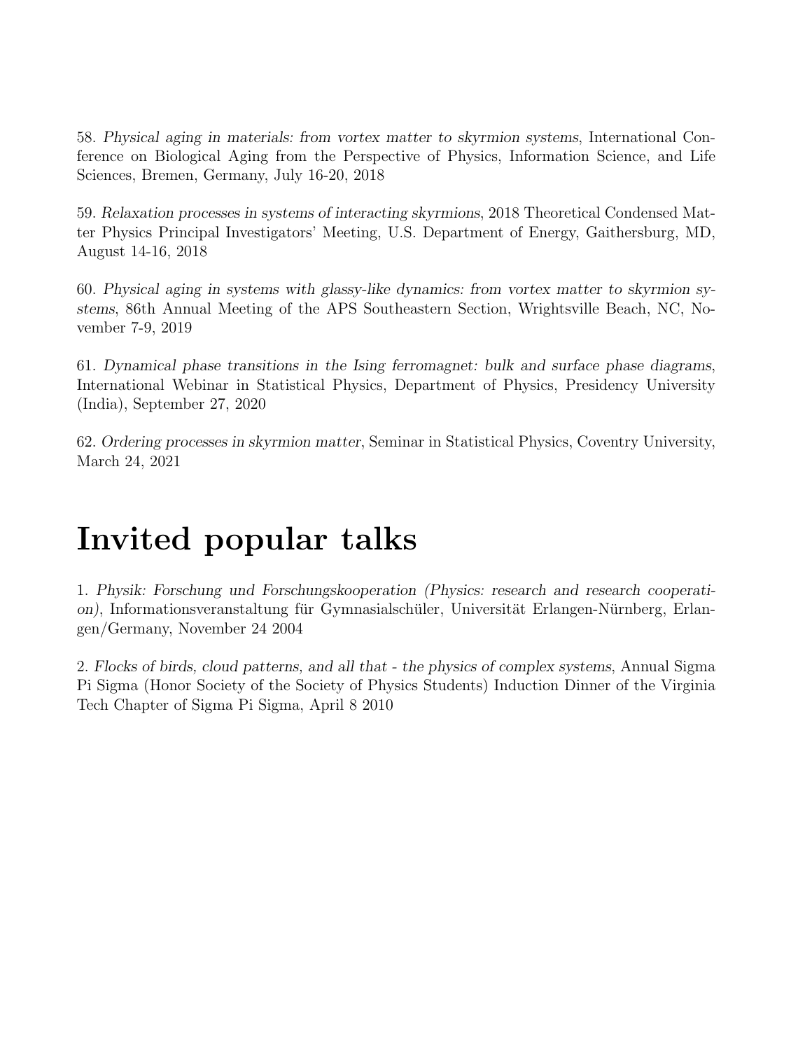58. *Physical aging in materials: from vortex matter to skyrmion systems*, International Conference on Biological Aging from the Perspective of Physics, Information Science, and Life Sciences, Bremen, Germany, July 16-20, 2018

59. *Relaxation processes in systems of interacting skyrmions*, 2018 Theoretical Condensed Matter Physics Principal Investigators' Meeting, U.S. Department of Energy, Gaithersburg, MD, August 14-16, 2018

60. *Physical aging in systems with glassy-like dynamics: from vortex matter to skyrmion systems*, 86th Annual Meeting of the APS Southeastern Section, Wrightsville Beach, NC, November 7-9, 2019

61. *Dynamical phase transitions in the Ising ferromagnet: bulk and surface phase diagrams*, International Webinar in Statistical Physics, Department of Physics, Presidency University (India), September 27, 2020

62. *Ordering processes in skyrmion matter*, Seminar in Statistical Physics, Coventry University, March 24, 2021

# Invited popular talks

1. *Physik: Forschung und Forschungskooperation (Physics: research and research cooperation)*, Informationsveranstaltung für Gymnasialschüler, Universität Erlangen-Nürnberg, Erlangen/Germany, November 24 2004

2. *Flocks of birds, cloud patterns, and all that - the physics of complex systems*, Annual Sigma Pi Sigma (Honor Society of the Society of Physics Students) Induction Dinner of the Virginia Tech Chapter of Sigma Pi Sigma, April 8 2010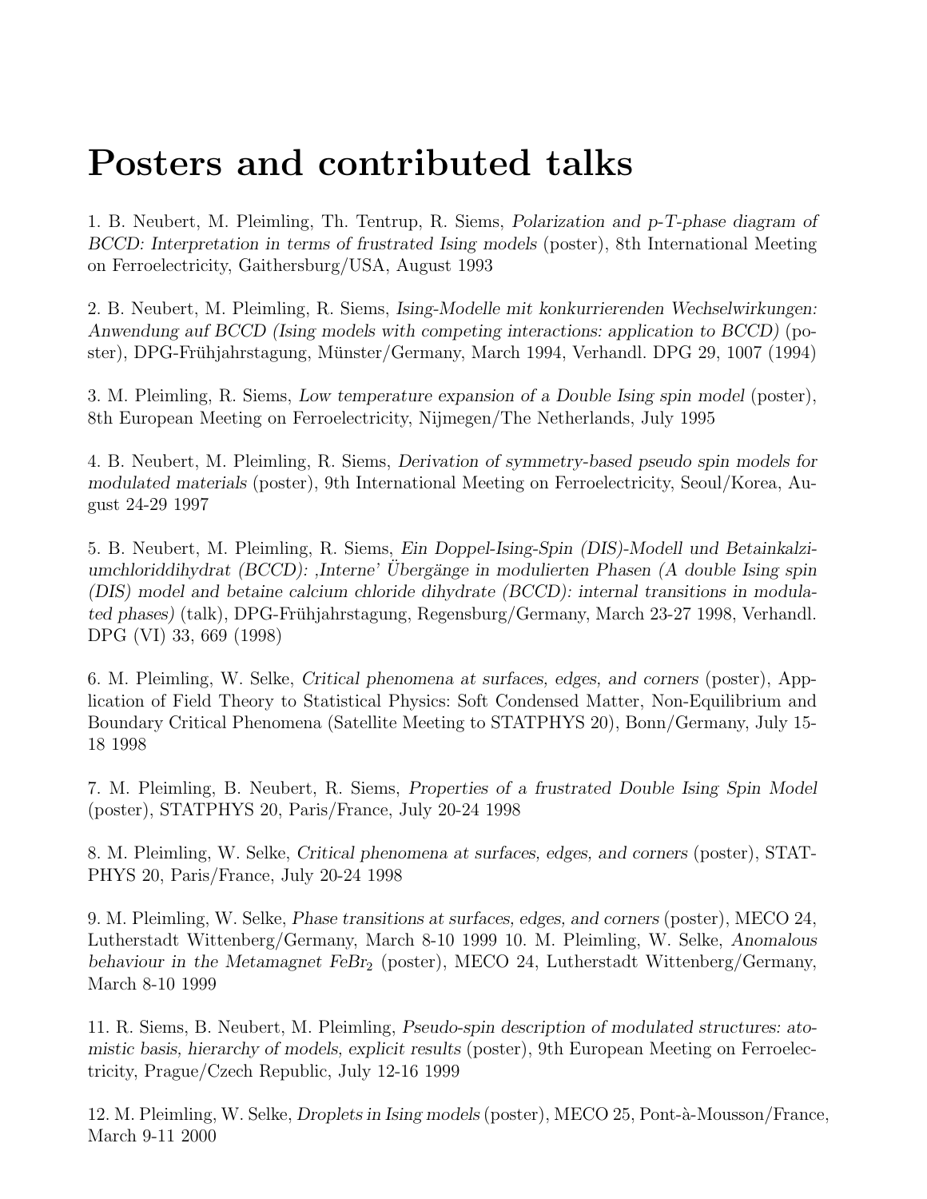# Posters and contributed talks

1. B. Neubert, M. Pleimling, Th. Tentrup, R. Siems, *Polarization and p-T-phase diagram of BCCD: Interpretation in terms of frustrated Ising models* (poster), 8th International Meeting on Ferroelectricity, Gaithersburg/USA, August 1993

2. B. Neubert, M. Pleimling, R. Siems, *Ising-Modelle mit konkurrierenden Wechselwirkungen: Anwendung auf BCCD (Ising models with competing interactions: application to BCCD)* (poster), DPG-Frühjahrstagung, Münster/Germany, March 1994, Verhandl. DPG 29, 1007 (1994)

3. M. Pleimling, R. Siems, *Low temperature expansion of a Double Ising spin model* (poster), 8th European Meeting on Ferroelectricity, Nijmegen/The Netherlands, July 1995

4. B. Neubert, M. Pleimling, R. Siems, *Derivation of symmetry-based pseudo spin models for modulated materials* (poster), 9th International Meeting on Ferroelectricity, Seoul/Korea, August 24-29 1997

5. B. Neubert, M. Pleimling, R. Siems, *Ein Doppel-Ising-Spin (DIS)-Modell und Betainkalziumchloriddihydrat (BCCD): ‚Interne' Übergänge in modulierten Phasen (A double Ising spin (DIS) model and betaine calcium chloride dihydrate (BCCD): internal transitions in modulated phases)* (talk), DPG-Frühjahrstagung, Regensburg/Germany, March 23-27 1998, Verhandl. DPG (VI) 33, 669 (1998)

6. M. Pleimling, W. Selke, *Critical phenomena at surfaces, edges, and corners* (poster), Application of Field Theory to Statistical Physics: Soft Condensed Matter, Non-Equilibrium and Boundary Critical Phenomena (Satellite Meeting to STATPHYS 20), Bonn/Germany, July 15-18 1998

7. M. Pleimling, B. Neubert, R. Siems, *Properties of a frustrated Double Ising Spin Model* (poster), STATPHYS 20, Paris/France, July 20-24 1998

8. M. Pleimling, W. Selke, *Critical phenomena at surfaces, edges, and corners* (poster), STATPHYS 20, Paris/France, July 20-24 1998

9. M. Pleimling, W. Selke, *Phase transitions at surfaces, edges, and corners* (poster), MECO 24, Lutherstadt Wittenberg/Germany, March 8-10 1999 10. M. Pleimling, W. Selke, *Anomalous behaviour in the Metamagnet $FeBr_2$* (poster), MECO 24, Lutherstadt Wittenberg/Germany, March 8-10 1999

11. R. Siems, B. Neubert, M. Pleimling, *Pseudo-spin description of modulated structures: atomistic basis, hierarchy of models, explicit results* (poster), 9th European Meeting on Ferroelectricity, Prague/Czech Republic, July 12-16 1999

12. M. Pleimling, W. Selke, *Droplets in Ising models* (poster), MECO 25, Pont-à-Mousson/France, March 9-11 2000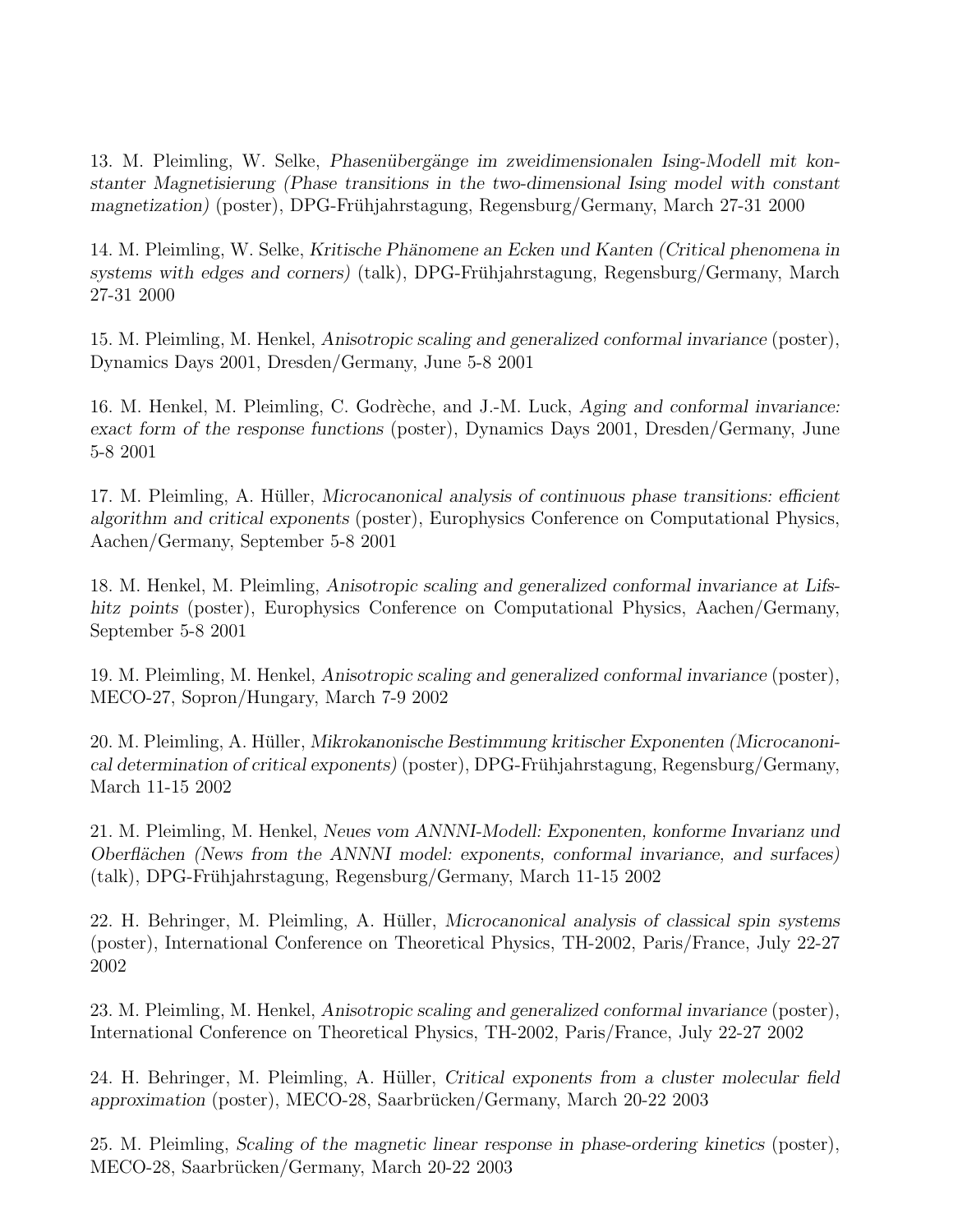13. M. Pleimling, W. Selke, *Phasenübergänge im zweidimensionalen Ising-Modell mit konstanter Magnetisierung (Phase transitions in the two-dimensional Ising model with constant magnetization)* (poster), DPG-Frühjahrstagung, Regensburg/Germany, March 27-31 2000

14. M. Pleimling, W. Selke, *Kritische Phänomene an Ecken und Kanten (Critical phenomena in systems with edges and corners)* (talk), DPG-Frühjahrstagung, Regensburg/Germany, March 27-31 2000

15. M. Pleimling, M. Henkel, *Anisotropic scaling and generalized conformal invariance* (poster), Dynamics Days 2001, Dresden/Germany, June 5-8 2001

16. M. Henkel, M. Pleimling, C. Godrèche, and J.-M. Luck, *Aging and conformal invariance: exact form of the response functions* (poster), Dynamics Days 2001, Dresden/Germany, June 5-8 2001

17. M. Pleimling, A. Hüller, *Microcanonical analysis of continuous phase transitions: efficient algorithm and critical exponents* (poster), Europhysics Conference on Computational Physics, Aachen/Germany, September 5-8 2001

18. M. Henkel, M. Pleimling, *Anisotropic scaling and generalized conformal invariance at Lifshitz points* (poster), Europhysics Conference on Computational Physics, Aachen/Germany, September 5-8 2001

19. M. Pleimling, M. Henkel, *Anisotropic scaling and generalized conformal invariance* (poster), MECO-27, Sopron/Hungary, March 7-9 2002

20. M. Pleimling, A. Hüller, *Mikrokanonische Bestimmung kritischer Exponenten (Microcanonical determination of critical exponents)* (poster), DPG-Frühjahrstagung, Regensburg/Germany, March 11-15 2002

21. M. Pleimling, M. Henkel, *Neues vom ANNNI-Modell: Exponenten, konforme Invarianz und Oberflächen (News from the ANNNI model: exponents, conformal invariance, and surfaces)* (talk), DPG-Frühjahrstagung, Regensburg/Germany, March 11-15 2002

22. H. Behringer, M. Pleimling, A. Hüller, *Microcanonical analysis of classical spin systems* (poster), International Conference on Theoretical Physics, TH-2002, Paris/France, July 22-27 2002

23. M. Pleimling, M. Henkel, *Anisotropic scaling and generalized conformal invariance* (poster), International Conference on Theoretical Physics, TH-2002, Paris/France, July 22-27 2002

24. H. Behringer, M. Pleimling, A. Hüller, *Critical exponents from a cluster molecular field approximation* (poster), MECO-28, Saarbrücken/Germany, March 20-22 2003

25. M. Pleimling, *Scaling of the magnetic linear response in phase-ordering kinetics* (poster), MECO-28, Saarbrücken/Germany, March 20-22 2003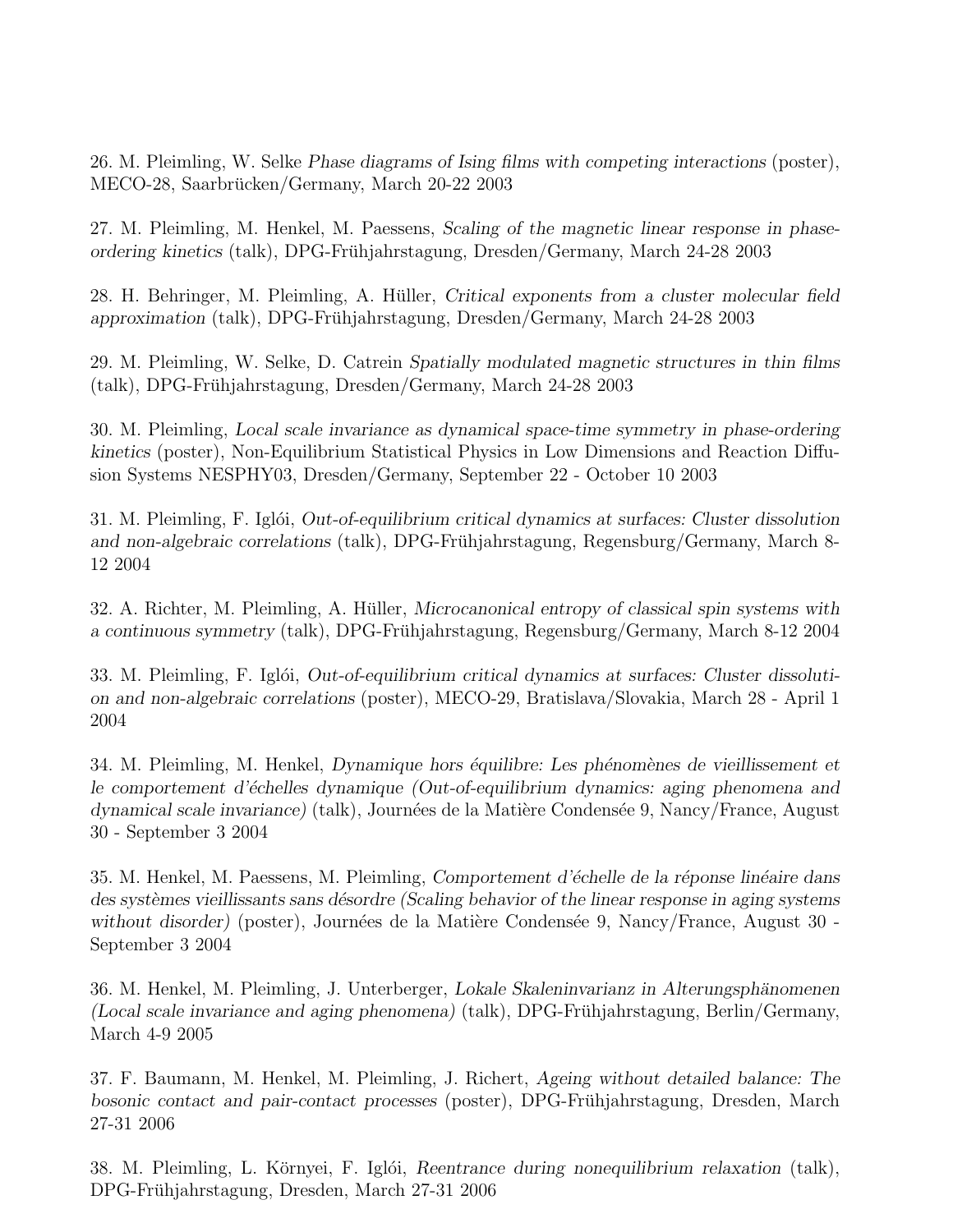26. M. Pleimling, W. Selke *Phase diagrams of Ising films with competing interactions* (poster), MECO-28, Saarbrücken/Germany, March 20-22 2003

27. M. Pleimling, M. Henkel, M. Paessens, *Scaling of the magnetic linear response in phase-ordering kinetics* (talk), DPG-Frühjahrstagung, Dresden/Germany, March 24-28 2003

28. H. Behringer, M. Pleimling, A. Hüller, *Critical exponents from a cluster molecular field approximation* (talk), DPG-Frühjahrstagung, Dresden/Germany, March 24-28 2003

29. M. Pleimling, W. Selke, D. Catrein *Spatially modulated magnetic structures in thin films* (talk), DPG-Frühjahrstagung, Dresden/Germany, March 24-28 2003

30. M. Pleimling, *Local scale invariance as dynamical space-time symmetry in phase-ordering kinetics* (poster), Non-Equilibrium Statistical Physics in Low Dimensions and Reaction Diffusion Systems NESPHY03, Dresden/Germany, September 22 - October 10 2003

31. M. Pleimling, F. Iglói, *Out-of-equilibrium critical dynamics at surfaces: Cluster dissolution and non-algebraic correlations* (talk), DPG-Frühjahrstagung, Regensburg/Germany, March 8-12 2004

32. A. Richter, M. Pleimling, A. Hüller, *Microcanonical entropy of classical spin systems with a continuous symmetry* (talk), DPG-Frühjahrstagung, Regensburg/Germany, March 8-12 2004

33. M. Pleimling, F. Iglói, *Out-of-equilibrium critical dynamics at surfaces: Cluster dissolution and non-algebraic correlations* (poster), MECO-29, Bratislava/Slovakia, March 28 - April 1 2004

34. M. Pleimling, M. Henkel, *Dynamique hors équilibre: Les phénomènes de vieillissement et le comportement d'échelles dynamique (Out-of-equilibrium dynamics: aging phenomena and dynamical scale invariance)* (talk), Journées de la Matière Condensée 9, Nancy/France, August 30 - September 3 2004

35. M. Henkel, M. Paessens, M. Pleimling, *Comportement d'échelle de la réponse linéaire dans des systèmes vieillissants sans désordre (Scaling behavior of the linear response in aging systems without disorder)* (poster), Journées de la Matière Condensée 9, Nancy/France, August 30 - September 3 2004

36. M. Henkel, M. Pleimling, J. Unterberger, *Lokale Skaleninvarianz in Alterungsphänomenen (Local scale invariance and aging phenomena)* (talk), DPG-Frühjahrstagung, Berlin/Germany, March 4-9 2005

37. F. Baumann, M. Henkel, M. Pleimling, J. Richert, *Ageing without detailed balance: The bosonic contact and pair-contact processes* (poster), DPG-Frühjahrstagung, Dresden, March 27-31 2006

38. M. Pleimling, L. Környei, F. Iglói, *Reentrance during nonequilibrium relaxation* (talk), DPG-Frühjahrstagung, Dresden, March 27-31 2006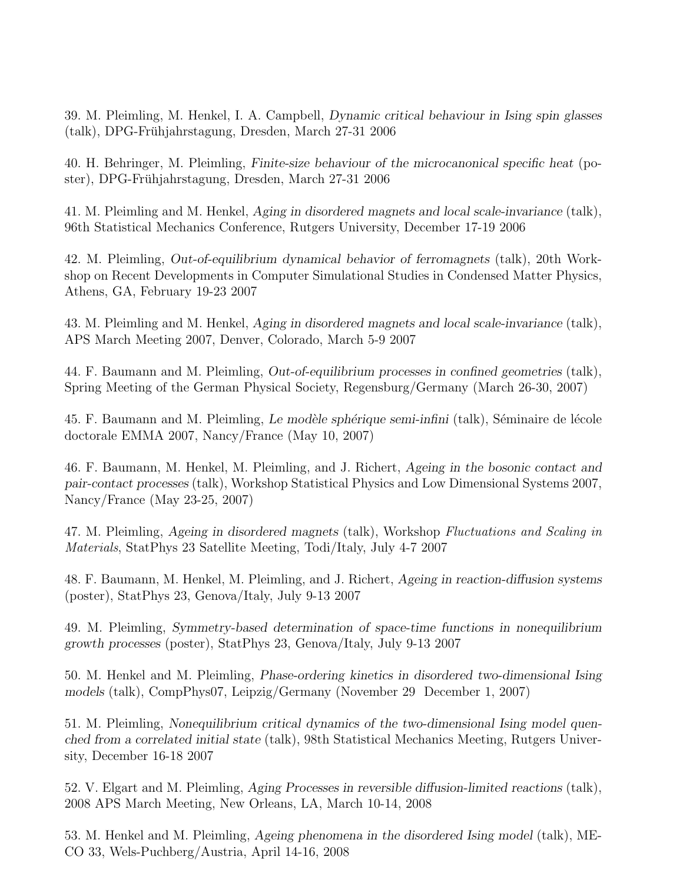39. M. Pleimling, M. Henkel, I. A. Campbell, *Dynamic critical behaviour in Ising spin glasses* (talk), DPG-Frühjahrstagung, Dresden, March 27-31 2006

40. H. Behringer, M. Pleimling, *Finite-size behaviour of the microcanonical specific heat* (poster), DPG-Frühjahrstagung, Dresden, March 27-31 2006

41. M. Pleimling and M. Henkel, *Aging in disordered magnets and local scale-invariance* (talk), 96th Statistical Mechanics Conference, Rutgers University, December 17-19 2006

42. M. Pleimling, *Out-of-equilibrium dynamical behavior of ferromagnets* (talk), 20th Workshop on Recent Developments in Computer Simulational Studies in Condensed Matter Physics, Athens, GA, February 19-23 2007

43. M. Pleimling and M. Henkel, *Aging in disordered magnets and local scale-invariance* (talk), APS March Meeting 2007, Denver, Colorado, March 5-9 2007

44. F. Baumann and M. Pleimling, *Out-of-equilibrium processes in confined geometries* (talk), Spring Meeting of the German Physical Society, Regensburg/Germany (March 26-30, 2007)

45. F. Baumann and M. Pleimling, *Le modèle sphérique semi-infini* (talk), Séminaire de lécole doctorale EMMA 2007, Nancy/France (May 10, 2007)

46. F. Baumann, M. Henkel, M. Pleimling, and J. Richert, *Ageing in the bosonic contact and pair-contact processes* (talk), Workshop Statistical Physics and Low Dimensional Systems 2007, Nancy/France (May 23-25, 2007)

47. M. Pleimling, *Ageing in disordered magnets* (talk), Workshop *Fluctuations and Scaling in Materials*, StatPhys 23 Satellite Meeting, Todi/Italy, July 4-7 2007

48. F. Baumann, M. Henkel, M. Pleimling, and J. Richert, *Ageing in reaction-diffusion systems* (poster), StatPhys 23, Genova/Italy, July 9-13 2007

49. M. Pleimling, *Symmetry-based determination of space-time functions in nonequilibrium growth processes* (poster), StatPhys 23, Genova/Italy, July 9-13 2007

50. M. Henkel and M. Pleimling, *Phase-ordering kinetics in disordered two-dimensional Ising models* (talk), CompPhys07, Leipzig/Germany (November 29 December 1, 2007)

51. M. Pleimling, *Nonequilibrium critical dynamics of the two-dimensional Ising model quenched from a correlated initial state* (talk), 98th Statistical Mechanics Meeting, Rutgers University, December 16-18 2007

52. V. Elgart and M. Pleimling, *Aging Processes in reversible diffusion-limited reactions* (talk), 2008 APS March Meeting, New Orleans, LA, March 10-14, 2008

53. M. Henkel and M. Pleimling, *Ageing phenomena in the disordered Ising model* (talk), MECO 33, Wels-Puchberg/Austria, April 14-16, 2008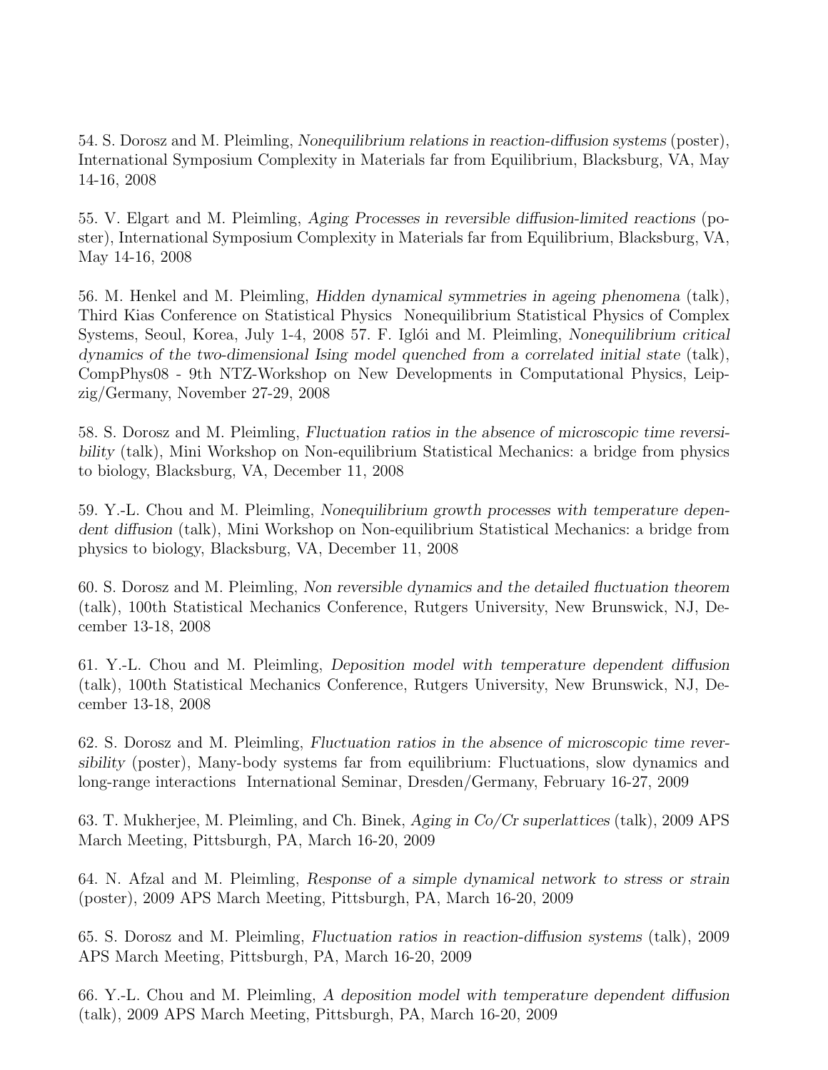54. S. Dorosz and M. Pleimling, *Nonequilibrium relations in reaction-diffusion systems* (poster), International Symposium Complexity in Materials far from Equilibrium, Blacksburg, VA, May 14-16, 2008

55. V. Elgart and M. Pleimling, *Aging Processes in reversible diffusion-limited reactions* (poster), International Symposium Complexity in Materials far from Equilibrium, Blacksburg, VA, May 14-16, 2008

56. M. Henkel and M. Pleimling, *Hidden dynamical symmetries in ageing phenomena* (talk), Third Kias Conference on Statistical Physics  Nonequilibrium Statistical Physics of Complex Systems, Seoul, Korea, July 1-4, 2008 57. F. Iglói and M. Pleimling, *Nonequilibrium critical dynamics of the two-dimensional Ising model quenched from a correlated initial state* (talk), CompPhys08 - 9th NTZ-Workshop on New Developments in Computational Physics, Leipzig/Germany, November 27-29, 2008

58. S. Dorosz and M. Pleimling, *Fluctuation ratios in the absence of microscopic time reversibility* (talk), Mini Workshop on Non-equilibrium Statistical Mechanics: a bridge from physics to biology, Blacksburg, VA, December 11, 2008

59. Y.-L. Chou and M. Pleimling, *Nonequilibrium growth processes with temperature dependent diffusion* (talk), Mini Workshop on Non-equilibrium Statistical Mechanics: a bridge from physics to biology, Blacksburg, VA, December 11, 2008

60. S. Dorosz and M. Pleimling, *Non reversible dynamics and the detailed fluctuation theorem* (talk), 100th Statistical Mechanics Conference, Rutgers University, New Brunswick, NJ, December 13-18, 2008

61. Y.-L. Chou and M. Pleimling, *Deposition model with temperature dependent diffusion* (talk), 100th Statistical Mechanics Conference, Rutgers University, New Brunswick, NJ, December 13-18, 2008

62. S. Dorosz and M. Pleimling, *Fluctuation ratios in the absence of microscopic time reversibility* (poster), Many-body systems far from equilibrium: Fluctuations, slow dynamics and long-range interactions  International Seminar, Dresden/Germany, February 16-27, 2009

63. T. Mukherjee, M. Pleimling, and Ch. Binek, *Aging in Co/Cr superlattices* (talk), 2009 APS March Meeting, Pittsburgh, PA, March 16-20, 2009

64. N. Afzal and M. Pleimling, *Response of a simple dynamical network to stress or strain* (poster), 2009 APS March Meeting, Pittsburgh, PA, March 16-20, 2009

65. S. Dorosz and M. Pleimling, *Fluctuation ratios in reaction-diffusion systems* (talk), 2009 APS March Meeting, Pittsburgh, PA, March 16-20, 2009

66. Y.-L. Chou and M. Pleimling, *A deposition model with temperature dependent diffusion* (talk), 2009 APS March Meeting, Pittsburgh, PA, March 16-20, 2009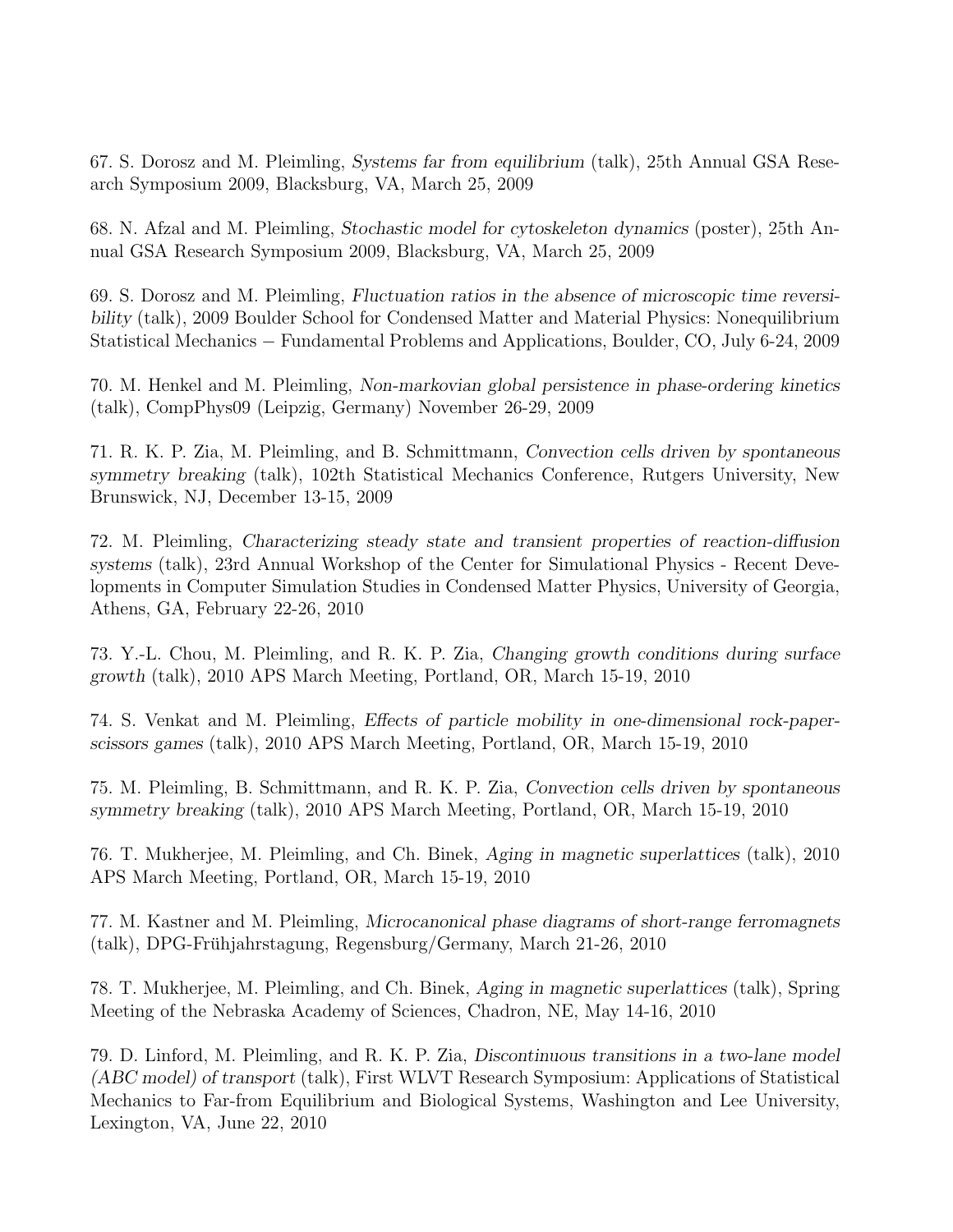67. S. Dorosz and M. Pleimling, *Systems far from equilibrium* (talk), 25th Annual GSA Research Symposium 2009, Blacksburg, VA, March 25, 2009

68. N. Afzal and M. Pleimling, *Stochastic model for cytoskeleton dynamics* (poster), 25th Annual GSA Research Symposium 2009, Blacksburg, VA, March 25, 2009

69. S. Dorosz and M. Pleimling, *Fluctuation ratios in the absence of microscopic time reversibility* (talk), 2009 Boulder School for Condensed Matter and Material Physics: Nonequilibrium Statistical Mechanics − Fundamental Problems and Applications, Boulder, CO, July 6-24, 2009

70. M. Henkel and M. Pleimling, *Non-markovian global persistence in phase-ordering kinetics* (talk), CompPhys09 (Leipzig, Germany) November 26-29, 2009

71. R. K. P. Zia, M. Pleimling, and B. Schmittmann, *Convection cells driven by spontaneous symmetry breaking* (talk), 102th Statistical Mechanics Conference, Rutgers University, New Brunswick, NJ, December 13-15, 2009

72. M. Pleimling, *Characterizing steady state and transient properties of reaction-diffusion systems* (talk), 23rd Annual Workshop of the Center for Simulational Physics - Recent Developments in Computer Simulation Studies in Condensed Matter Physics, University of Georgia, Athens, GA, February 22-26, 2010

73. Y.-L. Chou, M. Pleimling, and R. K. P. Zia, *Changing growth conditions during surface growth* (talk), 2010 APS March Meeting, Portland, OR, March 15-19, 2010

74. S. Venkat and M. Pleimling, *Effects of particle mobility in one-dimensional rock-paper-scissors games* (talk), 2010 APS March Meeting, Portland, OR, March 15-19, 2010

75. M. Pleimling, B. Schmittmann, and R. K. P. Zia, *Convection cells driven by spontaneous symmetry breaking* (talk), 2010 APS March Meeting, Portland, OR, March 15-19, 2010

76. T. Mukherjee, M. Pleimling, and Ch. Binek, *Aging in magnetic superlattices* (talk), 2010 APS March Meeting, Portland, OR, March 15-19, 2010

77. M. Kastner and M. Pleimling, *Microcanonical phase diagrams of short-range ferromagnets* (talk), DPG-Frühjahrstagung, Regensburg/Germany, March 21-26, 2010

78. T. Mukherjee, M. Pleimling, and Ch. Binek, *Aging in magnetic superlattices* (talk), Spring Meeting of the Nebraska Academy of Sciences, Chadron, NE, May 14-16, 2010

79. D. Linford, M. Pleimling, and R. K. P. Zia, *Discontinuous transitions in a two-lane model (ABC model) of transport* (talk), First WLVT Research Symposium: Applications of Statistical Mechanics to Far-from Equilibrium and Biological Systems, Washington and Lee University, Lexington, VA, June 22, 2010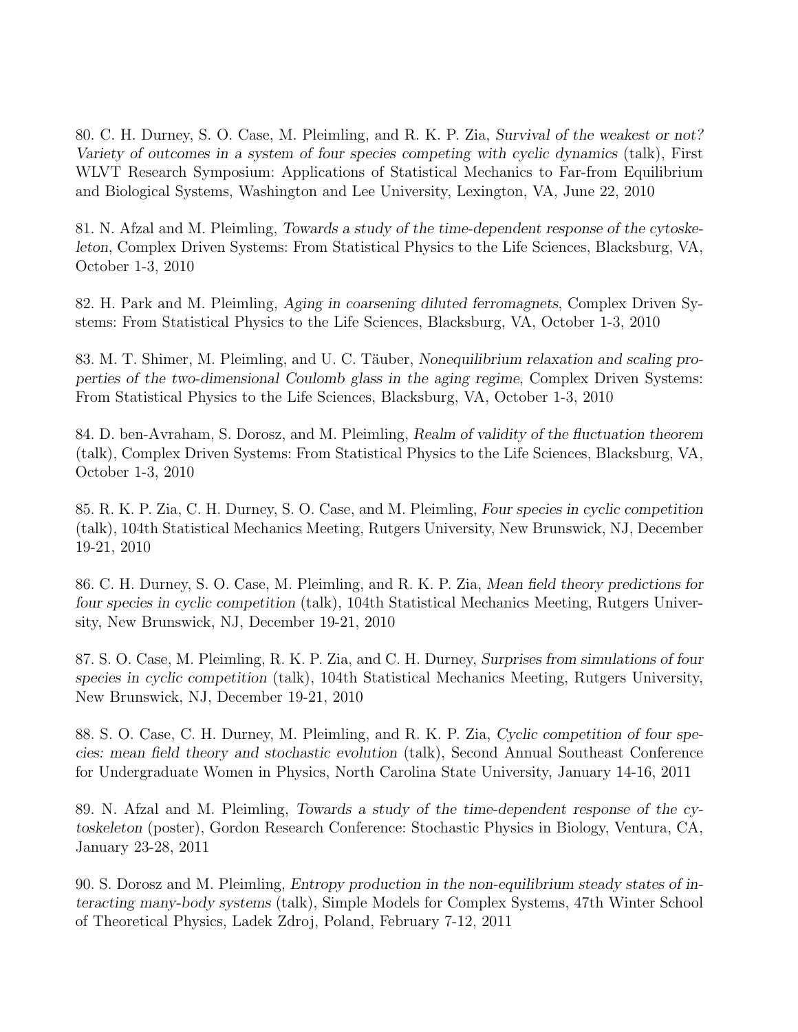80. C. H. Durney, S. O. Case, M. Pleimling, and R. K. P. Zia, *Survival of the weakest or not? Variety of outcomes in a system of four species competing with cyclic dynamics* (talk), First WLVT Research Symposium: Applications of Statistical Mechanics to Far-from Equilibrium and Biological Systems, Washington and Lee University, Lexington, VA, June 22, 2010

81. N. Afzal and M. Pleimling, *Towards a study of the time-dependent response of the cytoskeleton*, Complex Driven Systems: From Statistical Physics to the Life Sciences, Blacksburg, VA, October 1-3, 2010

82. H. Park and M. Pleimling, *Aging in coarsening diluted ferromagnets*, Complex Driven Systems: From Statistical Physics to the Life Sciences, Blacksburg, VA, October 1-3, 2010

83. M. T. Shimer, M. Pleimling, and U. C. Täuber, *Nonequilibrium relaxation and scaling properties of the two-dimensional Coulomb glass in the aging regime*, Complex Driven Systems: From Statistical Physics to the Life Sciences, Blacksburg, VA, October 1-3, 2010

84. D. ben-Avraham, S. Dorosz, and M. Pleimling, *Realm of validity of the fluctuation theorem* (talk), Complex Driven Systems: From Statistical Physics to the Life Sciences, Blacksburg, VA, October 1-3, 2010

85. R. K. P. Zia, C. H. Durney, S. O. Case, and M. Pleimling, *Four species in cyclic competition* (talk), 104th Statistical Mechanics Meeting, Rutgers University, New Brunswick, NJ, December 19-21, 2010

86. C. H. Durney, S. O. Case, M. Pleimling, and R. K. P. Zia, *Mean field theory predictions for four species in cyclic competition* (talk), 104th Statistical Mechanics Meeting, Rutgers University, New Brunswick, NJ, December 19-21, 2010

87. S. O. Case, M. Pleimling, R. K. P. Zia, and C. H. Durney, *Surprises from simulations of four species in cyclic competition* (talk), 104th Statistical Mechanics Meeting, Rutgers University, New Brunswick, NJ, December 19-21, 2010

88. S. O. Case, C. H. Durney, M. Pleimling, and R. K. P. Zia, *Cyclic competition of four species: mean field theory and stochastic evolution* (talk), Second Annual Southeast Conference for Undergraduate Women in Physics, North Carolina State University, January 14-16, 2011

89. N. Afzal and M. Pleimling, *Towards a study of the time-dependent response of the cytoskeleton* (poster), Gordon Research Conference: Stochastic Physics in Biology, Ventura, CA, January 23-28, 2011

90. S. Dorosz and M. Pleimling, *Entropy production in the non-equilibrium steady states of interacting many-body systems* (talk), Simple Models for Complex Systems, 47th Winter School of Theoretical Physics, Ladek Zdroj, Poland, February 7-12, 2011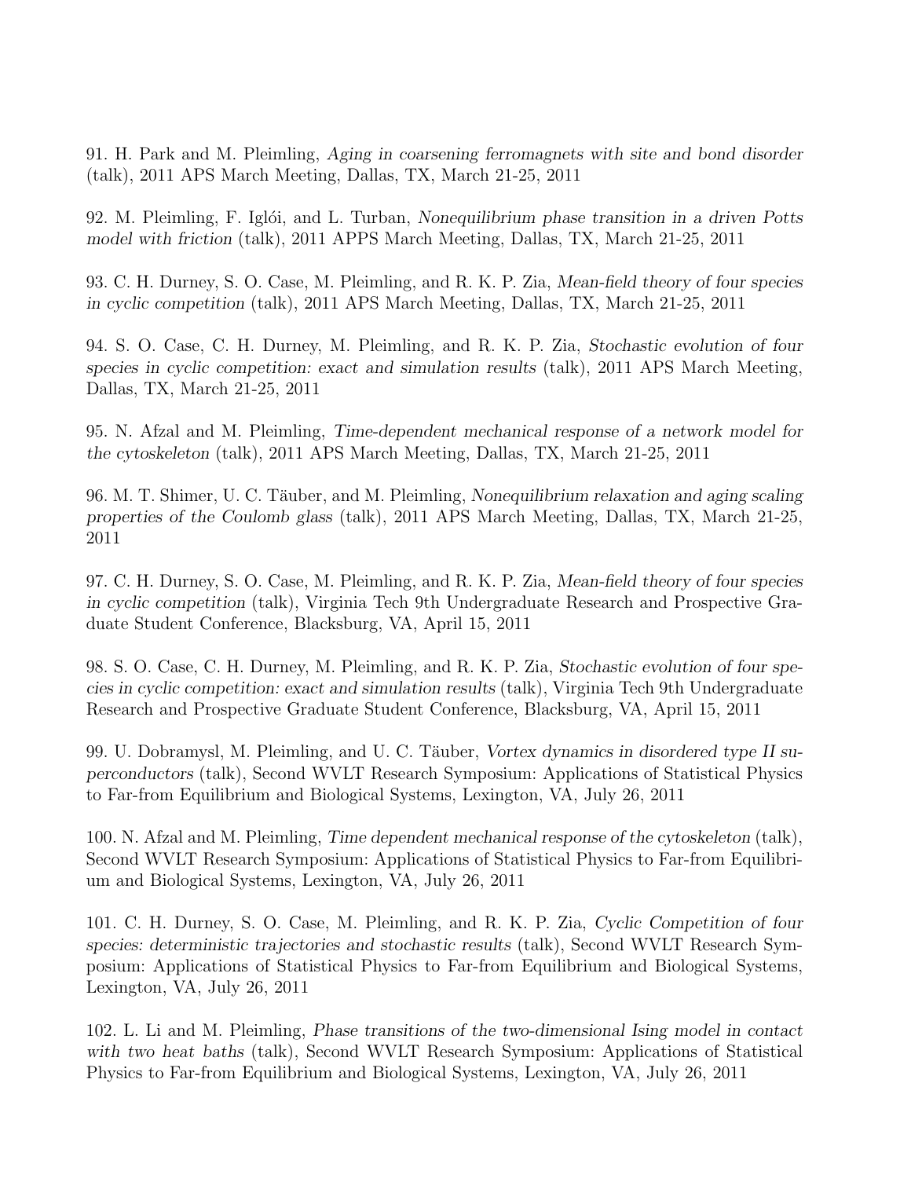91. H. Park and M. Pleimling, *Aging in coarsening ferromagnets with site and bond disorder* (talk), 2011 APS March Meeting, Dallas, TX, March 21-25, 2011

92. M. Pleimling, F. Iglói, and L. Turban, *Nonequilibrium phase transition in a driven Potts model with friction* (talk), 2011 APPS March Meeting, Dallas, TX, March 21-25, 2011

93. C. H. Durney, S. O. Case, M. Pleimling, and R. K. P. Zia, *Mean-field theory of four species in cyclic competition* (talk), 2011 APS March Meeting, Dallas, TX, March 21-25, 2011

94. S. O. Case, C. H. Durney, M. Pleimling, and R. K. P. Zia, *Stochastic evolution of four species in cyclic competition: exact and simulation results* (talk), 2011 APS March Meeting, Dallas, TX, March 21-25, 2011

95. N. Afzal and M. Pleimling, *Time-dependent mechanical response of a network model for the cytoskeleton* (talk), 2011 APS March Meeting, Dallas, TX, March 21-25, 2011

96. M. T. Shimer, U. C. Täuber, and M. Pleimling, *Nonequilibrium relaxation and aging scaling properties of the Coulomb glass* (talk), 2011 APS March Meeting, Dallas, TX, March 21-25, 2011

97. C. H. Durney, S. O. Case, M. Pleimling, and R. K. P. Zia, *Mean-field theory of four species in cyclic competition* (talk), Virginia Tech 9th Undergraduate Research and Prospective Graduate Student Conference, Blacksburg, VA, April 15, 2011

98. S. O. Case, C. H. Durney, M. Pleimling, and R. K. P. Zia, *Stochastic evolution of four species in cyclic competition: exact and simulation results* (talk), Virginia Tech 9th Undergraduate Research and Prospective Graduate Student Conference, Blacksburg, VA, April 15, 2011

99. U. Dobramysl, M. Pleimling, and U. C. Täuber, *Vortex dynamics in disordered type II superconductors* (talk), Second WVLT Research Symposium: Applications of Statistical Physics to Far-from Equilibrium and Biological Systems, Lexington, VA, July 26, 2011

100. N. Afzal and M. Pleimling, *Time dependent mechanical response of the cytoskeleton* (talk), Second WVLT Research Symposium: Applications of Statistical Physics to Far-from Equilibrium and Biological Systems, Lexington, VA, July 26, 2011

101. C. H. Durney, S. O. Case, M. Pleimling, and R. K. P. Zia, *Cyclic Competition of four species: deterministic trajectories and stochastic results* (talk), Second WVLT Research Symposium: Applications of Statistical Physics to Far-from Equilibrium and Biological Systems, Lexington, VA, July 26, 2011

102. L. Li and M. Pleimling, *Phase transitions of the two-dimensional Ising model in contact with two heat baths* (talk), Second WVLT Research Symposium: Applications of Statistical Physics to Far-from Equilibrium and Biological Systems, Lexington, VA, July 26, 2011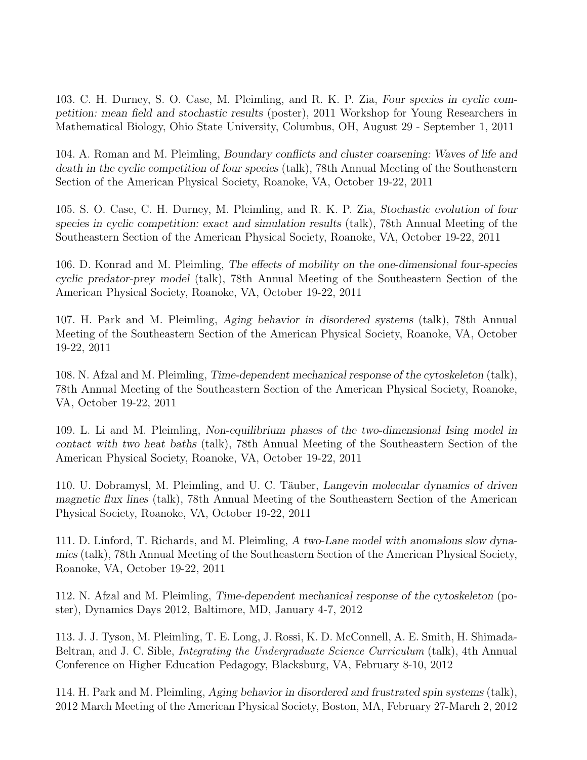103. C. H. Durney, S. O. Case, M. Pleimling, and R. K. P. Zia, *Four species in cyclic competition: mean field and stochastic results* (poster), 2011 Workshop for Young Researchers in Mathematical Biology, Ohio State University, Columbus, OH, August 29 - September 1, 2011

104. A. Roman and M. Pleimling, *Boundary conflicts and cluster coarsening: Waves of life and death in the cyclic competition of four species* (talk), 78th Annual Meeting of the Southeastern Section of the American Physical Society, Roanoke, VA, October 19-22, 2011

105. S. O. Case, C. H. Durney, M. Pleimling, and R. K. P. Zia, *Stochastic evolution of four species in cyclic competition: exact and simulation results* (talk), 78th Annual Meeting of the Southeastern Section of the American Physical Society, Roanoke, VA, October 19-22, 2011

106. D. Konrad and M. Pleimling, *The effects of mobility on the one-dimensional four-species cyclic predator-prey model* (talk), 78th Annual Meeting of the Southeastern Section of the American Physical Society, Roanoke, VA, October 19-22, 2011

107. H. Park and M. Pleimling, *Aging behavior in disordered systems* (talk), 78th Annual Meeting of the Southeastern Section of the American Physical Society, Roanoke, VA, October 19-22, 2011

108. N. Afzal and M. Pleimling, *Time-dependent mechanical response of the cytoskeleton* (talk), 78th Annual Meeting of the Southeastern Section of the American Physical Society, Roanoke, VA, October 19-22, 2011

109. L. Li and M. Pleimling, *Non-equilibrium phases of the two-dimensional Ising model in contact with two heat baths* (talk), 78th Annual Meeting of the Southeastern Section of the American Physical Society, Roanoke, VA, October 19-22, 2011

110. U. Dobramysl, M. Pleimling, and U. C. Täuber, *Langevin molecular dynamics of driven magnetic flux lines* (talk), 78th Annual Meeting of the Southeastern Section of the American Physical Society, Roanoke, VA, October 19-22, 2011

111. D. Linford, T. Richards, and M. Pleimling, *A two-Lane model with anomalous slow dynamics* (talk), 78th Annual Meeting of the Southeastern Section of the American Physical Society, Roanoke, VA, October 19-22, 2011

112. N. Afzal and M. Pleimling, *Time-dependent mechanical response of the cytoskeleton* (poster), Dynamics Days 2012, Baltimore, MD, January 4-7, 2012

113. J. J. Tyson, M. Pleimling, T. E. Long, J. Rossi, K. D. McConnell, A. E. Smith, H. Shimada-Beltran, and J. C. Sible, *Integrating the Undergraduate Science Curriculum* (talk), 4th Annual Conference on Higher Education Pedagogy, Blacksburg, VA, February 8-10, 2012

114. H. Park and M. Pleimling, *Aging behavior in disordered and frustrated spin systems* (talk), 2012 March Meeting of the American Physical Society, Boston, MA, February 27-March 2, 2012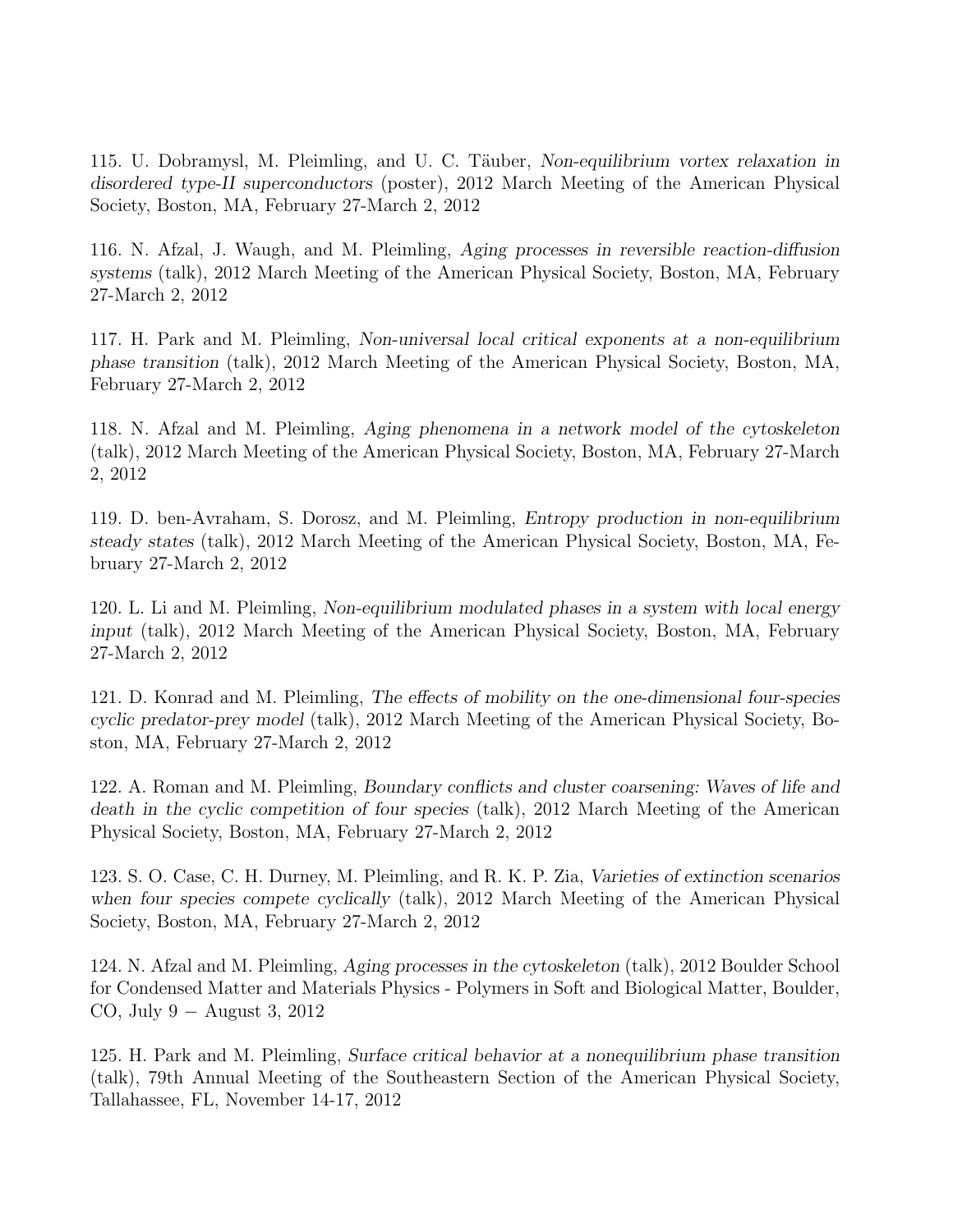115. U. Dobramysl, M. Pleimling, and U. C. Täuber, *Non-equilibrium vortex relaxation in disordered type-II superconductors* (poster), 2012 March Meeting of the American Physical Society, Boston, MA, February 27-March 2, 2012

116. N. Afzal, J. Waugh, and M. Pleimling, *Aging processes in reversible reaction-diffusion systems* (talk), 2012 March Meeting of the American Physical Society, Boston, MA, February 27-March 2, 2012

117. H. Park and M. Pleimling, *Non-universal local critical exponents at a non-equilibrium phase transition* (talk), 2012 March Meeting of the American Physical Society, Boston, MA, February 27-March 2, 2012

118. N. Afzal and M. Pleimling, *Aging phenomena in a network model of the cytoskeleton* (talk), 2012 March Meeting of the American Physical Society, Boston, MA, February 27-March 2, 2012

119. D. ben-Avraham, S. Dorosz, and M. Pleimling, *Entropy production in non-equilibrium steady states* (talk), 2012 March Meeting of the American Physical Society, Boston, MA, February 27-March 2, 2012

120. L. Li and M. Pleimling, *Non-equilibrium modulated phases in a system with local energy input* (talk), 2012 March Meeting of the American Physical Society, Boston, MA, February 27-March 2, 2012

121. D. Konrad and M. Pleimling, *The effects of mobility on the one-dimensional four-species cyclic predator-prey model* (talk), 2012 March Meeting of the American Physical Society, Boston, MA, February 27-March 2, 2012

122. A. Roman and M. Pleimling, *Boundary conflicts and cluster coarsening: Waves of life and death in the cyclic competition of four species* (talk), 2012 March Meeting of the American Physical Society, Boston, MA, February 27-March 2, 2012

123. S. O. Case, C. H. Durney, M. Pleimling, and R. K. P. Zia, *Varieties of extinction scenarios when four species compete cyclically* (talk), 2012 March Meeting of the American Physical Society, Boston, MA, February 27-March 2, 2012

124. N. Afzal and M. Pleimling, *Aging processes in the cytoskeleton* (talk), 2012 Boulder School for Condensed Matter and Materials Physics - Polymers in Soft and Biological Matter, Boulder, CO, July 9 − August 3, 2012

125. H. Park and M. Pleimling, *Surface critical behavior at a nonequilibrium phase transition* (talk), 79th Annual Meeting of the Southeastern Section of the American Physical Society, Tallahassee, FL, November 14-17, 2012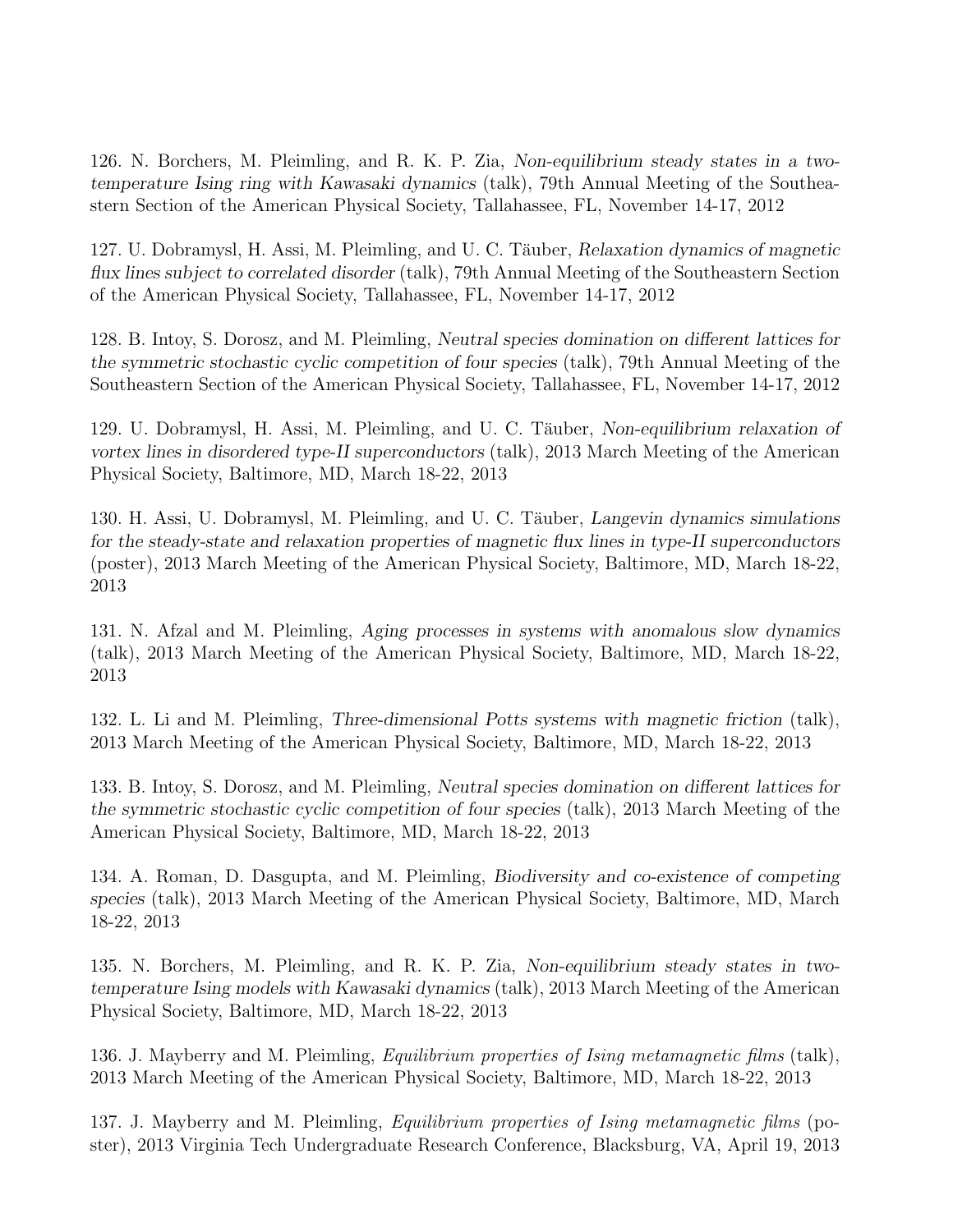126. N. Borchers, M. Pleimling, and R. K. P. Zia, *Non-equilibrium steady states in a two-temperature Ising ring with Kawasaki dynamics* (talk), 79th Annual Meeting of the Southeastern Section of the American Physical Society, Tallahassee, FL, November 14-17, 2012

127. U. Dobramysl, H. Assi, M. Pleimling, and U. C. Täuber, *Relaxation dynamics of magnetic flux lines subject to correlated disorder* (talk), 79th Annual Meeting of the Southeastern Section of the American Physical Society, Tallahassee, FL, November 14-17, 2012

128. B. Intoy, S. Dorosz, and M. Pleimling, *Neutral species domination on different lattices for the symmetric stochastic cyclic competition of four species* (talk), 79th Annual Meeting of the Southeastern Section of the American Physical Society, Tallahassee, FL, November 14-17, 2012

129. U. Dobramysl, H. Assi, M. Pleimling, and U. C. Täuber, *Non-equilibrium relaxation of vortex lines in disordered type-II superconductors* (talk), 2013 March Meeting of the American Physical Society, Baltimore, MD, March 18-22, 2013

130. H. Assi, U. Dobramysl, M. Pleimling, and U. C. Täuber, *Langevin dynamics simulations for the steady-state and relaxation properties of magnetic flux lines in type-II superconductors* (poster), 2013 March Meeting of the American Physical Society, Baltimore, MD, March 18-22, 2013

131. N. Afzal and M. Pleimling, *Aging processes in systems with anomalous slow dynamics* (talk), 2013 March Meeting of the American Physical Society, Baltimore, MD, March 18-22, 2013

132. L. Li and M. Pleimling, *Three-dimensional Potts systems with magnetic friction* (talk), 2013 March Meeting of the American Physical Society, Baltimore, MD, March 18-22, 2013

133. B. Intoy, S. Dorosz, and M. Pleimling, *Neutral species domination on different lattices for the symmetric stochastic cyclic competition of four species* (talk), 2013 March Meeting of the American Physical Society, Baltimore, MD, March 18-22, 2013

134. A. Roman, D. Dasgupta, and M. Pleimling, *Biodiversity and co-existence of competing species* (talk), 2013 March Meeting of the American Physical Society, Baltimore, MD, March 18-22, 2013

135. N. Borchers, M. Pleimling, and R. K. P. Zia, *Non-equilibrium steady states in two-temperature Ising models with Kawasaki dynamics* (talk), 2013 March Meeting of the American Physical Society, Baltimore, MD, March 18-22, 2013

136. J. Mayberry and M. Pleimling, *Equilibrium properties of Ising metamagnetic films* (talk), 2013 March Meeting of the American Physical Society, Baltimore, MD, March 18-22, 2013

137. J. Mayberry and M. Pleimling, *Equilibrium properties of Ising metamagnetic films* (poster), 2013 Virginia Tech Undergraduate Research Conference, Blacksburg, VA, April 19, 2013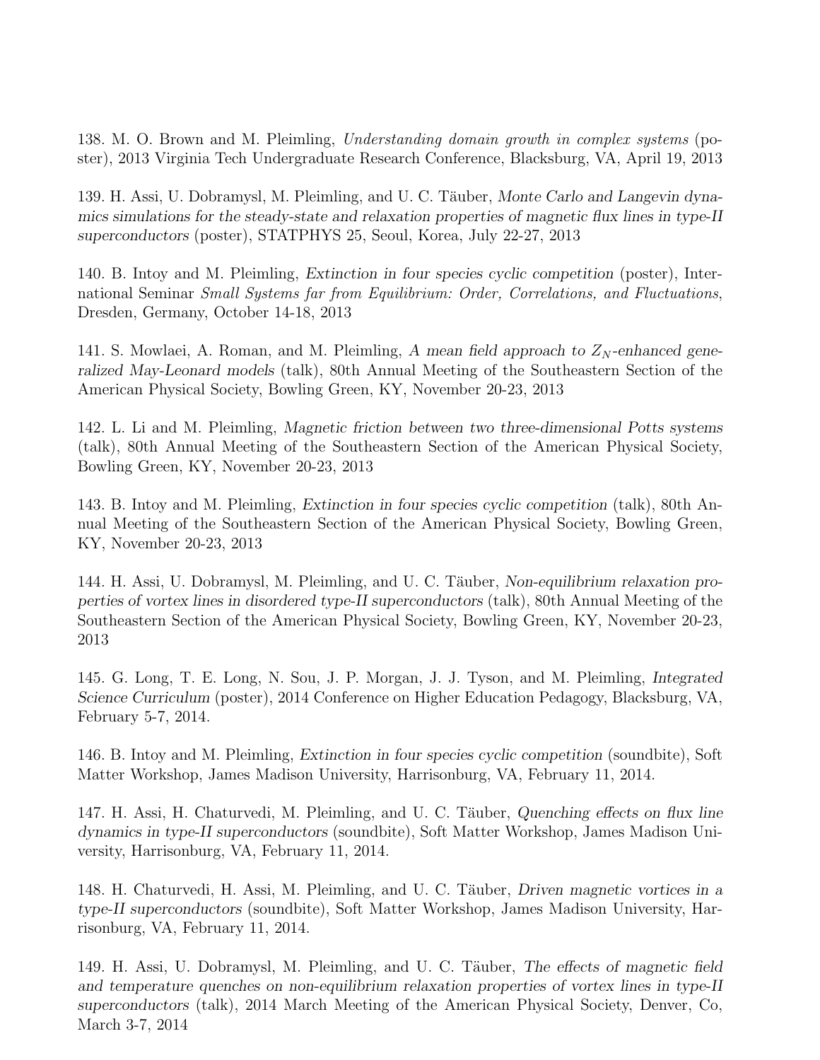138. M. O. Brown and M. Pleimling, *Understanding domain growth in complex systems* (poster), 2013 Virginia Tech Undergraduate Research Conference, Blacksburg, VA, April 19, 2013

139. H. Assi, U. Dobramysl, M. Pleimling, and U. C. Täuber, *Monte Carlo and Langevin dynamics simulations for the steady-state and relaxation properties of magnetic flux lines in type-II superconductors* (poster), STATPHYS 25, Seoul, Korea, July 22-27, 2013

140. B. Intoy and M. Pleimling, *Extinction in four species cyclic competition* (poster), International Seminar *Small Systems far from Equilibrium: Order, Correlations, and Fluctuations*, Dresden, Germany, October 14-18, 2013

141. S. Mowlaei, A. Roman, and M. Pleimling, *A mean field approach to $Z_N$-enhanced generalized May-Leonard models* (talk), 80th Annual Meeting of the Southeastern Section of the American Physical Society, Bowling Green, KY, November 20-23, 2013

142. L. Li and M. Pleimling, *Magnetic friction between two three-dimensional Potts systems* (talk), 80th Annual Meeting of the Southeastern Section of the American Physical Society, Bowling Green, KY, November 20-23, 2013

143. B. Intoy and M. Pleimling, *Extinction in four species cyclic competition* (talk), 80th Annual Meeting of the Southeastern Section of the American Physical Society, Bowling Green, KY, November 20-23, 2013

144. H. Assi, U. Dobramysl, M. Pleimling, and U. C. Täuber, *Non-equilibrium relaxation properties of vortex lines in disordered type-II superconductors* (talk), 80th Annual Meeting of the Southeastern Section of the American Physical Society, Bowling Green, KY, November 20-23, 2013

145. G. Long, T. E. Long, N. Sou, J. P. Morgan, J. J. Tyson, and M. Pleimling, *Integrated Science Curriculum* (poster), 2014 Conference on Higher Education Pedagogy, Blacksburg, VA, February 5-7, 2014.

146. B. Intoy and M. Pleimling, *Extinction in four species cyclic competition* (soundbite), Soft Matter Workshop, James Madison University, Harrisonburg, VA, February 11, 2014.

147. H. Assi, H. Chaturvedi, M. Pleimling, and U. C. Täuber, *Quenching effects on flux line dynamics in type-II superconductors* (soundbite), Soft Matter Workshop, James Madison University, Harrisonburg, VA, February 11, 2014.

148. H. Chaturvedi, H. Assi, M. Pleimling, and U. C. Täuber, *Driven magnetic vortices in a type-II superconductors* (soundbite), Soft Matter Workshop, James Madison University, Harrisonburg, VA, February 11, 2014.

149. H. Assi, U. Dobramysl, M. Pleimling, and U. C. Täuber, *The effects of magnetic field and temperature quenches on non-equilibrium relaxation properties of vortex lines in type-II superconductors* (talk), 2014 March Meeting of the American Physical Society, Denver, Co, March 3-7, 2014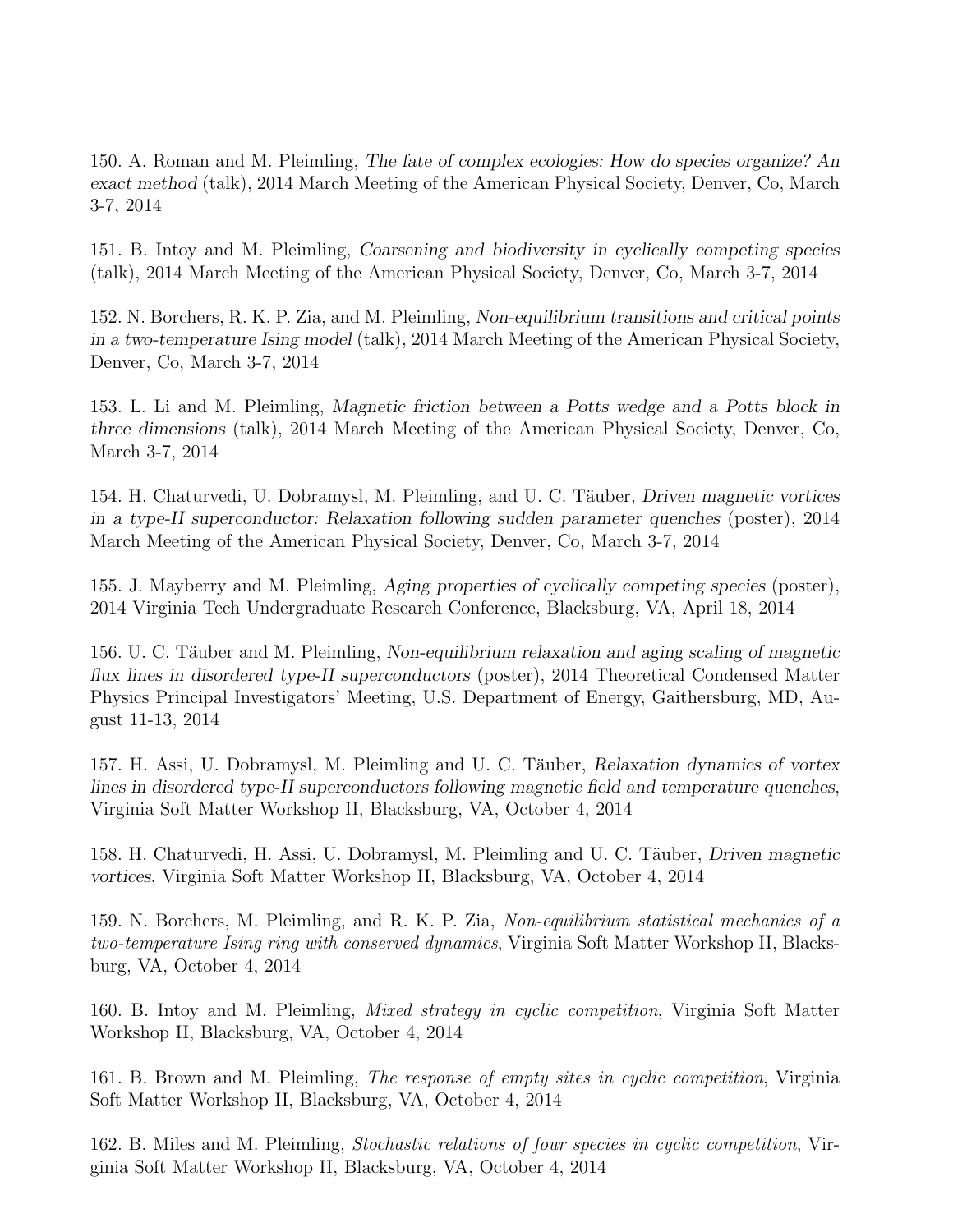150. A. Roman and M. Pleimling, *The fate of complex ecologies: How do species organize? An exact method* (talk), 2014 March Meeting of the American Physical Society, Denver, Co, March 3-7, 2014

151. B. Intoy and M. Pleimling, *Coarsening and biodiversity in cyclically competing species* (talk), 2014 March Meeting of the American Physical Society, Denver, Co, March 3-7, 2014

152. N. Borchers, R. K. P. Zia, and M. Pleimling, *Non-equilibrium transitions and critical points in a two-temperature Ising model* (talk), 2014 March Meeting of the American Physical Society, Denver, Co, March 3-7, 2014

153. L. Li and M. Pleimling, *Magnetic friction between a Potts wedge and a Potts block in three dimensions* (talk), 2014 March Meeting of the American Physical Society, Denver, Co, March 3-7, 2014

154. H. Chaturvedi, U. Dobramysl, M. Pleimling, and U. C. Täuber, *Driven magnetic vortices in a type-II superconductor: Relaxation following sudden parameter quenches* (poster), 2014 March Meeting of the American Physical Society, Denver, Co, March 3-7, 2014

155. J. Mayberry and M. Pleimling, *Aging properties of cyclically competing species* (poster), 2014 Virginia Tech Undergraduate Research Conference, Blacksburg, VA, April 18, 2014

156. U. C. Täuber and M. Pleimling, *Non-equilibrium relaxation and aging scaling of magnetic flux lines in disordered type-II superconductors* (poster), 2014 Theoretical Condensed Matter Physics Principal Investigators' Meeting, U.S. Department of Energy, Gaithersburg, MD, August 11-13, 2014

157. H. Assi, U. Dobramysl, M. Pleimling and U. C. Täuber, *Relaxation dynamics of vortex lines in disordered type-II superconductors following magnetic field and temperature quenches*, Virginia Soft Matter Workshop II, Blacksburg, VA, October 4, 2014

158. H. Chaturvedi, H. Assi, U. Dobramysl, M. Pleimling and U. C. Täuber, *Driven magnetic vortices*, Virginia Soft Matter Workshop II, Blacksburg, VA, October 4, 2014

159. N. Borchers, M. Pleimling, and R. K. P. Zia, *Non-equilibrium statistical mechanics of a two-temperature Ising ring with conserved dynamics*, Virginia Soft Matter Workshop II, Blacksburg, VA, October 4, 2014

160. B. Intoy and M. Pleimling, *Mixed strategy in cyclic competition*, Virginia Soft Matter Workshop II, Blacksburg, VA, October 4, 2014

161. B. Brown and M. Pleimling, *The response of empty sites in cyclic competition*, Virginia Soft Matter Workshop II, Blacksburg, VA, October 4, 2014

162. B. Miles and M. Pleimling, *Stochastic relations of four species in cyclic competition*, Virginia Soft Matter Workshop II, Blacksburg, VA, October 4, 2014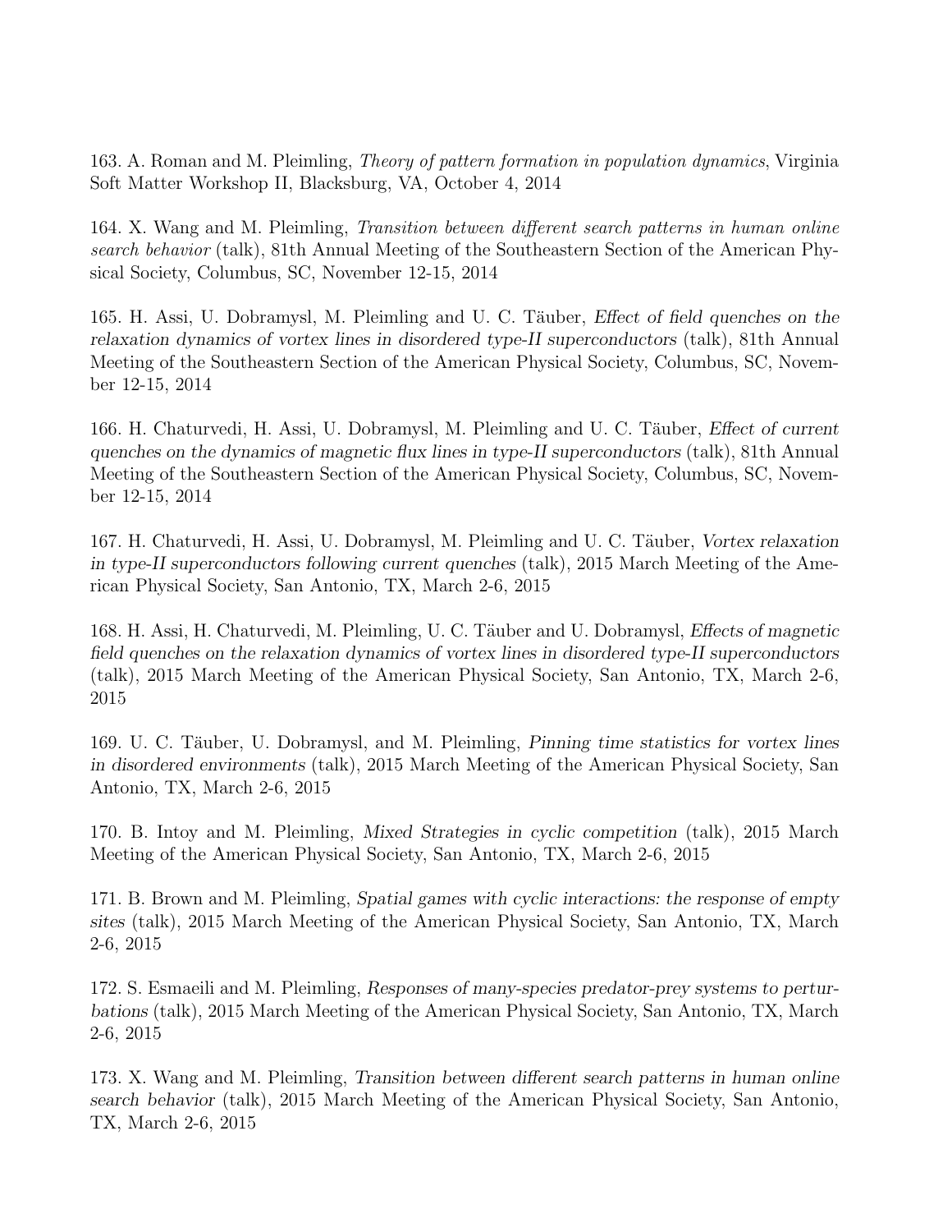163. A. Roman and M. Pleimling, *Theory of pattern formation in population dynamics*, Virginia Soft Matter Workshop II, Blacksburg, VA, October 4, 2014

164. X. Wang and M. Pleimling, *Transition between different search patterns in human online search behavior* (talk), 81th Annual Meeting of the Southeastern Section of the American Physical Society, Columbus, SC, November 12-15, 2014

165. H. Assi, U. Dobramysl, M. Pleimling and U. C. Täuber, *Effect of field quenches on the relaxation dynamics of vortex lines in disordered type-II superconductors* (talk), 81th Annual Meeting of the Southeastern Section of the American Physical Society, Columbus, SC, November 12-15, 2014

166. H. Chaturvedi, H. Assi, U. Dobramysl, M. Pleimling and U. C. Täuber, *Effect of current quenches on the dynamics of magnetic flux lines in type-II superconductors* (talk), 81th Annual Meeting of the Southeastern Section of the American Physical Society, Columbus, SC, November 12-15, 2014

167. H. Chaturvedi, H. Assi, U. Dobramysl, M. Pleimling and U. C. Täuber, *Vortex relaxation in type-II superconductors following current quenches* (talk), 2015 March Meeting of the American Physical Society, San Antonio, TX, March 2-6, 2015

168. H. Assi, H. Chaturvedi, M. Pleimling, U. C. Täuber and U. Dobramysl, *Effects of magnetic field quenches on the relaxation dynamics of vortex lines in disordered type-II superconductors* (talk), 2015 March Meeting of the American Physical Society, San Antonio, TX, March 2-6, 2015

169. U. C. Täuber, U. Dobramysl, and M. Pleimling, *Pinning time statistics for vortex lines in disordered environments* (talk), 2015 March Meeting of the American Physical Society, San Antonio, TX, March 2-6, 2015

170. B. Intoy and M. Pleimling, *Mixed Strategies in cyclic competition* (talk), 2015 March Meeting of the American Physical Society, San Antonio, TX, March 2-6, 2015

171. B. Brown and M. Pleimling, *Spatial games with cyclic interactions: the response of empty sites* (talk), 2015 March Meeting of the American Physical Society, San Antonio, TX, March 2-6, 2015

172. S. Esmaeili and M. Pleimling, *Responses of many-species predator-prey systems to perturbations* (talk), 2015 March Meeting of the American Physical Society, San Antonio, TX, March 2-6, 2015

173. X. Wang and M. Pleimling, *Transition between different search patterns in human online search behavior* (talk), 2015 March Meeting of the American Physical Society, San Antonio, TX, March 2-6, 2015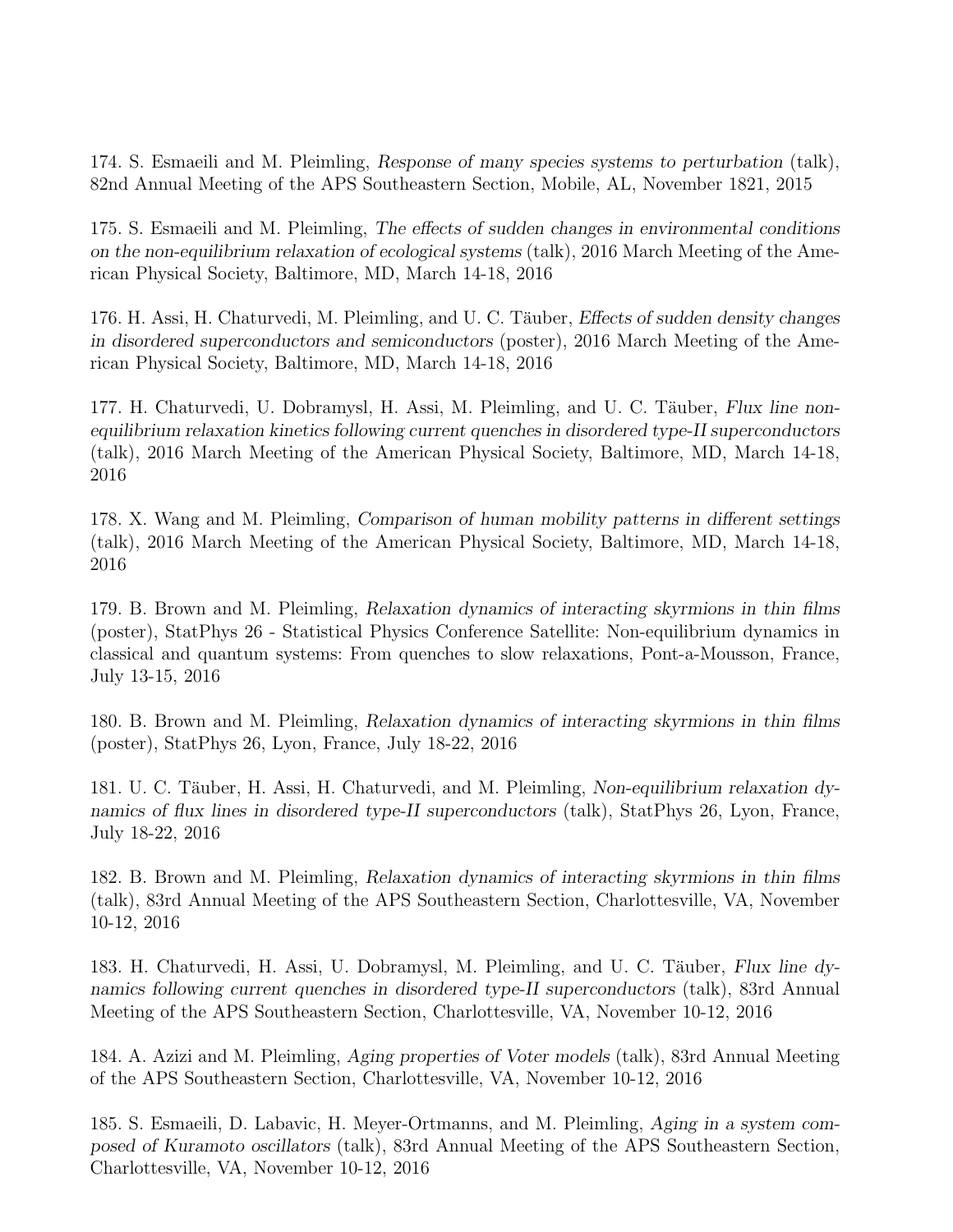174. S. Esmaeili and M. Pleimling, *Response of many species systems to perturbation* (talk), 82nd Annual Meeting of the APS Southeastern Section, Mobile, AL, November 1821, 2015

175. S. Esmaeili and M. Pleimling, *The effects of sudden changes in environmental conditions on the non-equilibrium relaxation of ecological systems* (talk), 2016 March Meeting of the American Physical Society, Baltimore, MD, March 14-18, 2016

176. H. Assi, H. Chaturvedi, M. Pleimling, and U. C. Täuber, *Effects of sudden density changes in disordered superconductors and semiconductors* (poster), 2016 March Meeting of the American Physical Society, Baltimore, MD, March 14-18, 2016

177. H. Chaturvedi, U. Dobramysl, H. Assi, M. Pleimling, and U. C. Täuber, *Flux line non-equilibrium relaxation kinetics following current quenches in disordered type-II superconductors* (talk), 2016 March Meeting of the American Physical Society, Baltimore, MD, March 14-18, 2016

178. X. Wang and M. Pleimling, *Comparison of human mobility patterns in different settings* (talk), 2016 March Meeting of the American Physical Society, Baltimore, MD, March 14-18, 2016

179. B. Brown and M. Pleimling, *Relaxation dynamics of interacting skyrmions in thin films* (poster), StatPhys 26 - Statistical Physics Conference Satellite: Non-equilibrium dynamics in classical and quantum systems: From quenches to slow relaxations, Pont-a-Mousson, France, July 13-15, 2016

180. B. Brown and M. Pleimling, *Relaxation dynamics of interacting skyrmions in thin films* (poster), StatPhys 26, Lyon, France, July 18-22, 2016

181. U. C. Täuber, H. Assi, H. Chaturvedi, and M. Pleimling, *Non-equilibrium relaxation dynamics of flux lines in disordered type-II superconductors* (talk), StatPhys 26, Lyon, France, July 18-22, 2016

182. B. Brown and M. Pleimling, *Relaxation dynamics of interacting skyrmions in thin films* (talk), 83rd Annual Meeting of the APS Southeastern Section, Charlottesville, VA, November 10-12, 2016

183. H. Chaturvedi, H. Assi, U. Dobramysl, M. Pleimling, and U. C. Täuber, *Flux line dynamics following current quenches in disordered type-II superconductors* (talk), 83rd Annual Meeting of the APS Southeastern Section, Charlottesville, VA, November 10-12, 2016

184. A. Azizi and M. Pleimling, *Aging properties of Voter models* (talk), 83rd Annual Meeting of the APS Southeastern Section, Charlottesville, VA, November 10-12, 2016

185. S. Esmaeili, D. Labavic, H. Meyer-Ortmanns, and M. Pleimling, *Aging in a system composed of Kuramoto oscillators* (talk), 83rd Annual Meeting of the APS Southeastern Section, Charlottesville, VA, November 10-12, 2016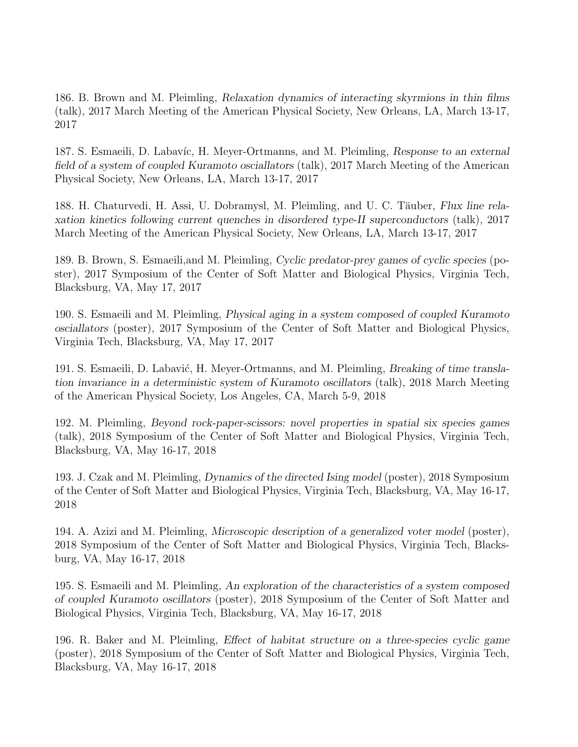186. B. Brown and M. Pleimling, *Relaxation dynamics of interacting skyrmions in thin films* (talk), 2017 March Meeting of the American Physical Society, New Orleans, LA, March 13-17, 2017

187. S. Esmaeili, D. Labavíc, H. Meyer-Ortmanns, and M. Pleimling, *Response to an external field of a system of coupled Kuramoto osciallators* (talk), 2017 March Meeting of the American Physical Society, New Orleans, LA, March 13-17, 2017

188. H. Chaturvedi, H. Assi, U. Dobramysl, M. Pleimling, and U. C. Täuber, *Flux line relaxation kinetics following current quenches in disordered type-II superconductors* (talk), 2017 March Meeting of the American Physical Society, New Orleans, LA, March 13-17, 2017

189. B. Brown, S. Esmaeili,and M. Pleimling, *Cyclic predator-prey games of cyclic species* (poster), 2017 Symposium of the Center of Soft Matter and Biological Physics, Virginia Tech, Blacksburg, VA, May 17, 2017

190. S. Esmaeili and M. Pleimling, *Physical aging in a system composed of coupled Kuramoto osciallators* (poster), 2017 Symposium of the Center of Soft Matter and Biological Physics, Virginia Tech, Blacksburg, VA, May 17, 2017

191. S. Esmaeili, D. Labavić, H. Meyer-Ortmanns, and M. Pleimling, *Breaking of time translation invariance in a deterministic system of Kuramoto oscillators* (talk), 2018 March Meeting of the American Physical Society, Los Angeles, CA, March 5-9, 2018

192. M. Pleimling, *Beyond rock-paper-scissors: novel properties in spatial six species games* (talk), 2018 Symposium of the Center of Soft Matter and Biological Physics, Virginia Tech, Blacksburg, VA, May 16-17, 2018

193. J. Czak and M. Pleimling, *Dynamics of the directed Ising model* (poster), 2018 Symposium of the Center of Soft Matter and Biological Physics, Virginia Tech, Blacksburg, VA, May 16-17, 2018

194. A. Azizi and M. Pleimling, *Microscopic description of a generalized voter model* (poster), 2018 Symposium of the Center of Soft Matter and Biological Physics, Virginia Tech, Blacksburg, VA, May 16-17, 2018

195. S. Esmaeili and M. Pleimling, *An exploration of the characteristics of a system composed of coupled Kuramoto oscillators* (poster), 2018 Symposium of the Center of Soft Matter and Biological Physics, Virginia Tech, Blacksburg, VA, May 16-17, 2018

196. R. Baker and M. Pleimling, *Effect of habitat structure on a three-species cyclic game* (poster), 2018 Symposium of the Center of Soft Matter and Biological Physics, Virginia Tech, Blacksburg, VA, May 16-17, 2018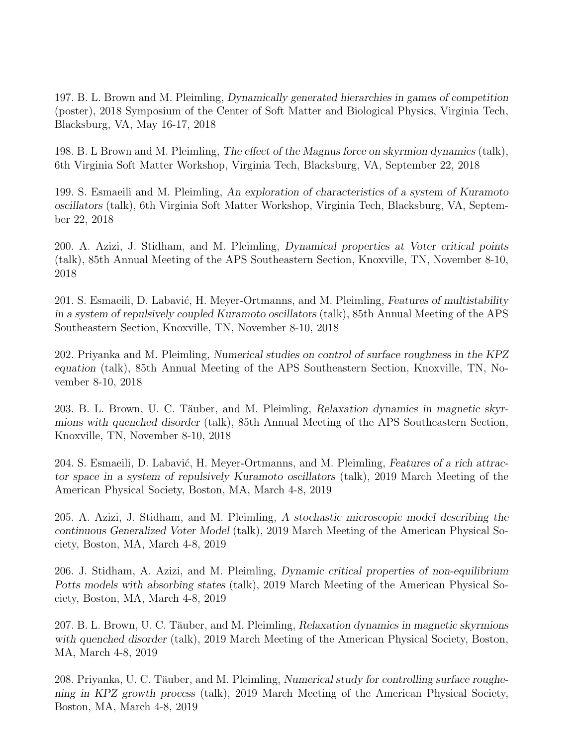197. B. L. Brown and M. Pleimling, *Dynamically generated hierarchies in games of competition* (poster), 2018 Symposium of the Center of Soft Matter and Biological Physics, Virginia Tech, Blacksburg, VA, May 16-17, 2018

198. B. L Brown and M. Pleimling, *The effect of the Magnus force on skyrmion dynamics* (talk), 6th Virginia Soft Matter Workshop, Virginia Tech, Blacksburg, VA, September 22, 2018

199. S. Esmaeili and M. Pleimling, *An exploration of characteristics of a system of Kuramoto oscillators* (talk), 6th Virginia Soft Matter Workshop, Virginia Tech, Blacksburg, VA, September 22, 2018

200. A. Azizi, J. Stidham, and M. Pleimling, *Dynamical properties at Voter critical points* (talk), 85th Annual Meeting of the APS Southeastern Section, Knoxville, TN, November 8-10, 2018

201. S. Esmaeili, D. Labavić, H. Meyer-Ortmanns, and M. Pleimling, *Features of multistability in a system of repulsively coupled Kuramoto oscillators* (talk), 85th Annual Meeting of the APS Southeastern Section, Knoxville, TN, November 8-10, 2018

202. Priyanka and M. Pleimling, *Numerical studies on control of surface roughness in the KPZ equation* (talk), 85th Annual Meeting of the APS Southeastern Section, Knoxville, TN, November 8-10, 2018

203. B. L. Brown, U. C. Täuber, and M. Pleimling, *Relaxation dynamics in magnetic skyrmions with quenched disorder* (talk), 85th Annual Meeting of the APS Southeastern Section, Knoxville, TN, November 8-10, 2018

204. S. Esmaeili, D. Labavić, H. Meyer-Ortmanns, and M. Pleimling, *Features of a rich attractor space in a system of repulsively Kuramoto oscillators* (talk), 2019 March Meeting of the American Physical Society, Boston, MA, March 4-8, 2019

205. A. Azizi, J. Stidham, and M. Pleimling, *A stochastic microscopic model describing the continuous Generalized Voter Model* (talk), 2019 March Meeting of the American Physical Society, Boston, MA, March 4-8, 2019

206. J. Stidham, A. Azizi, and M. Pleimling, *Dynamic critical properties of non-equilibrium Potts models with absorbing states* (talk), 2019 March Meeting of the American Physical Society, Boston, MA, March 4-8, 2019

207. B. L. Brown, U. C. Täuber, and M. Pleimling, *Relaxation dynamics in magnetic skyrmions with quenched disorder* (talk), 2019 March Meeting of the American Physical Society, Boston, MA, March 4-8, 2019

208. Priyanka, U. C. Täuber, and M. Pleimling, *Numerical study for controlling surface roughening in KPZ growth process* (talk), 2019 March Meeting of the American Physical Society, Boston, MA, March 4-8, 2019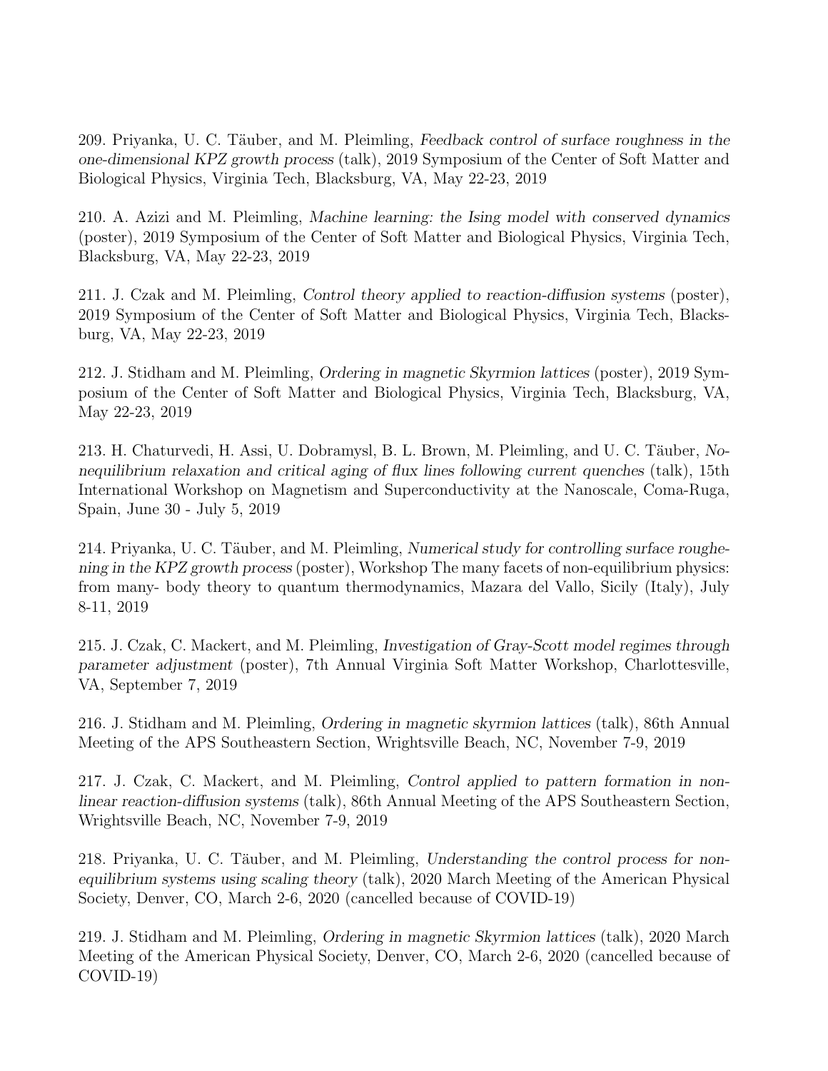209. Priyanka, U. C. Täuber, and M. Pleimling, *Feedback control of surface roughness in the one-dimensional KPZ growth process* (talk), 2019 Symposium of the Center of Soft Matter and Biological Physics, Virginia Tech, Blacksburg, VA, May 22-23, 2019

210. A. Azizi and M. Pleimling, *Machine learning: the Ising model with conserved dynamics* (poster), 2019 Symposium of the Center of Soft Matter and Biological Physics, Virginia Tech, Blacksburg, VA, May 22-23, 2019

211. J. Czak and M. Pleimling, *Control theory applied to reaction-diffusion systems* (poster), 2019 Symposium of the Center of Soft Matter and Biological Physics, Virginia Tech, Blacksburg, VA, May 22-23, 2019

212. J. Stidham and M. Pleimling, *Ordering in magnetic Skyrmion lattices* (poster), 2019 Symposium of the Center of Soft Matter and Biological Physics, Virginia Tech, Blacksburg, VA, May 22-23, 2019

213. H. Chaturvedi, H. Assi, U. Dobramysl, B. L. Brown, M. Pleimling, and U. C. Täuber, *Nonequilibrium relaxation and critical aging of flux lines following current quenches* (talk), 15th International Workshop on Magnetism and Superconductivity at the Nanoscale, Coma-Ruga, Spain, June 30 - July 5, 2019

214. Priyanka, U. C. Täuber, and M. Pleimling, *Numerical study for controlling surface roughening in the KPZ growth process* (poster), Workshop The many facets of non-equilibrium physics: from many- body theory to quantum thermodynamics, Mazara del Vallo, Sicily (Italy), July 8-11, 2019

215. J. Czak, C. Mackert, and M. Pleimling, *Investigation of Gray-Scott model regimes through parameter adjustment* (poster), 7th Annual Virginia Soft Matter Workshop, Charlottesville, VA, September 7, 2019

216. J. Stidham and M. Pleimling, *Ordering in magnetic skyrmion lattices* (talk), 86th Annual Meeting of the APS Southeastern Section, Wrightsville Beach, NC, November 7-9, 2019

217. J. Czak, C. Mackert, and M. Pleimling, *Control applied to pattern formation in nonlinear reaction-diffusion systems* (talk), 86th Annual Meeting of the APS Southeastern Section, Wrightsville Beach, NC, November 7-9, 2019

218. Priyanka, U. C. Täuber, and M. Pleimling, *Understanding the control process for nonequilibrium systems using scaling theory* (talk), 2020 March Meeting of the American Physical Society, Denver, CO, March 2-6, 2020 (cancelled because of COVID-19)

219. J. Stidham and M. Pleimling, *Ordering in magnetic Skyrmion lattices* (talk), 2020 March Meeting of the American Physical Society, Denver, CO, March 2-6, 2020 (cancelled because of COVID-19)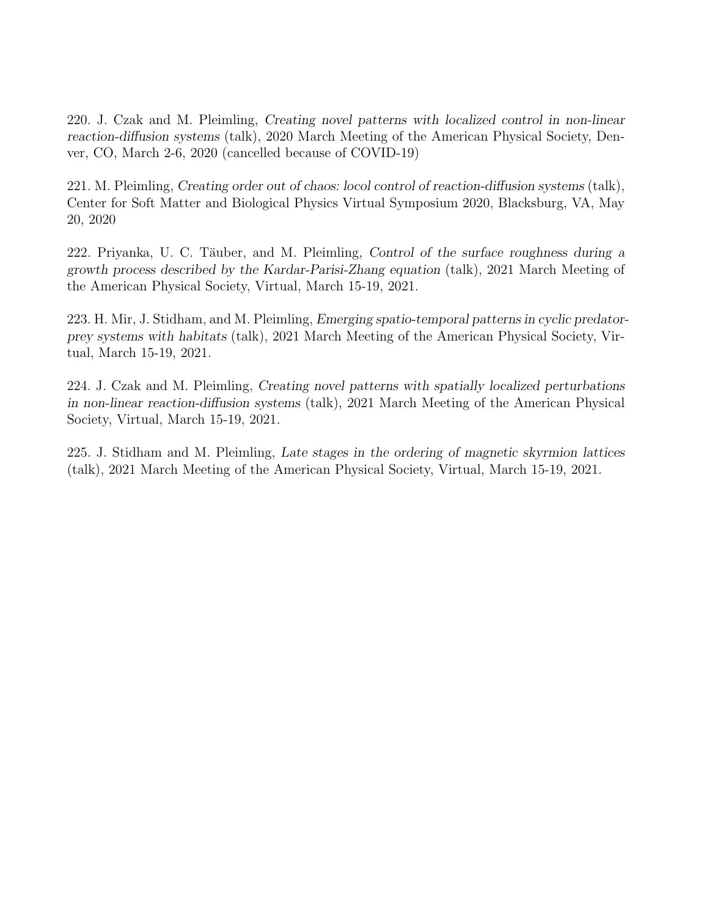220. J. Czak and M. Pleimling, *Creating novel patterns with localized control in non-linear reaction-diffusion systems* (talk), 2020 March Meeting of the American Physical Society, Denver, CO, March 2-6, 2020 (cancelled because of COVID-19)

221. M. Pleimling, *Creating order out of chaos: locol control of reaction-diffusion systems* (talk), Center for Soft Matter and Biological Physics Virtual Symposium 2020, Blacksburg, VA, May 20, 2020

222. Priyanka, U. C. Täuber, and M. Pleimling, *Control of the surface roughness during a growth process described by the Kardar-Parisi-Zhang equation* (talk), 2021 March Meeting of the American Physical Society, Virtual, March 15-19, 2021.

223. H. Mir, J. Stidham, and M. Pleimling, *Emerging spatio-temporal patterns in cyclic predator-prey systems with habitats* (talk), 2021 March Meeting of the American Physical Society, Virtual, March 15-19, 2021.

224. J. Czak and M. Pleimling, *Creating novel patterns with spatially localized perturbations in non-linear reaction-diffusion systems* (talk), 2021 March Meeting of the American Physical Society, Virtual, March 15-19, 2021.

225. J. Stidham and M. Pleimling, *Late stages in the ordering of magnetic skyrmion lattices* (talk), 2021 March Meeting of the American Physical Society, Virtual, March 15-19, 2021.